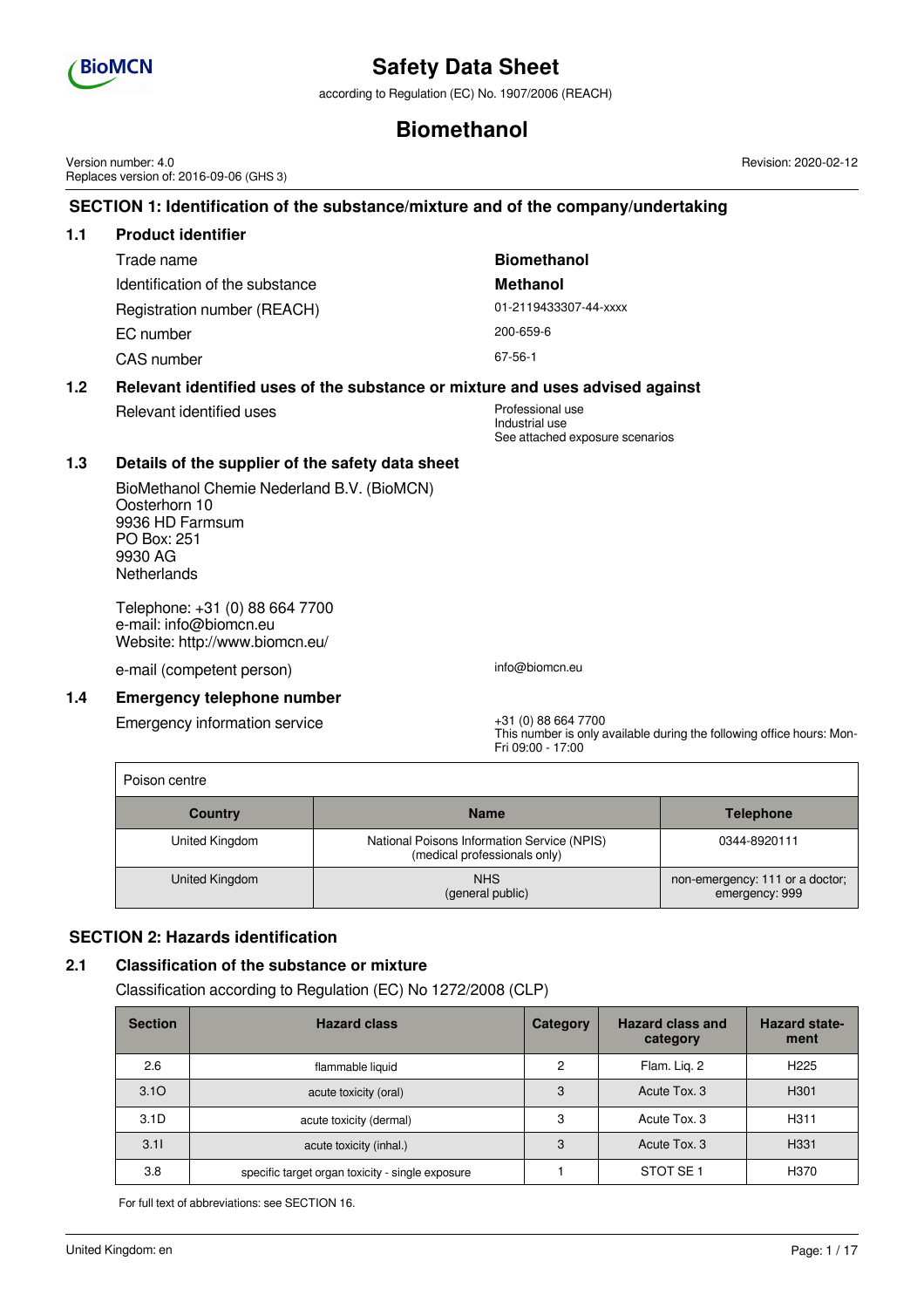# Safety Data Sheet

according to Regulation (EC) No. 1907/2006 (REACH)

# Biomethanol

Version number: 4.0
Replaces version of: 2016-09-06 (GHS 3)

Revision: 2020-02-12

## SECTION 1: Identification of the substance/mixture and of the company/undertaking

### 1.1 Product identifier

| | |
|---|---|
| Trade name | **Biomethanol** |
| Identification of the substance | **Methanol** |
| Registration number (REACH) | 01-2119433307-44-xxxx |
| EC number | 200-659-6 |
| CAS number | 67-56-1 |

### 1.2 Relevant identified uses of the substance or mixture and uses advised against

Relevant identified uses

Professional use
Industrial use
See attached exposure scenarios

### 1.3 Details of the supplier of the safety data sheet

BioMethanol Chemie Nederland B.V. (BioMCN)
Oosterhorn 10
9936 HD Farmsum
PO Box: 251
9930 AG
Netherlands

Telephone: +31 (0) 88 664 7700
e-mail: info@biomcn.eu
Website: http://www.biomcn.eu/

e-mail (competent person) info@biomcn.eu

### 1.4 Emergency telephone number

Emergency information service

+31 (0) 88 664 7700
This number is only available during the following office hours: Mon-Fri 09:00 - 17:00

Poison centre

| Country | Name | Telephone |
|---|---|---|
| United Kingdom | National Poisons Information Service (NPIS) (medical professionals only) | 0344-8920111 |
| United Kingdom | NHS (general public) | non-emergency: 111 or a doctor; emergency: 999 |

## SECTION 2: Hazards identification

### 2.1 Classification of the substance or mixture

Classification according to Regulation (EC) No 1272/2008 (CLP)

| Section | Hazard class | Category | Hazard class and category | Hazard statement |
|---|---|---|---|---|
| 2.6 | flammable liquid | 2 | Flam. Liq. 2 | H225 |
| 3.1O | acute toxicity (oral) | 3 | Acute Tox. 3 | H301 |
| 3.1D | acute toxicity (dermal) | 3 | Acute Tox. 3 | H311 |
| 3.1I | acute toxicity (inhal.) | 3 | Acute Tox. 3 | H331 |
| 3.8 | specific target organ toxicity - single exposure | 1 | STOT SE 1 | H370 |

For full text of abbreviations: see SECTION 16.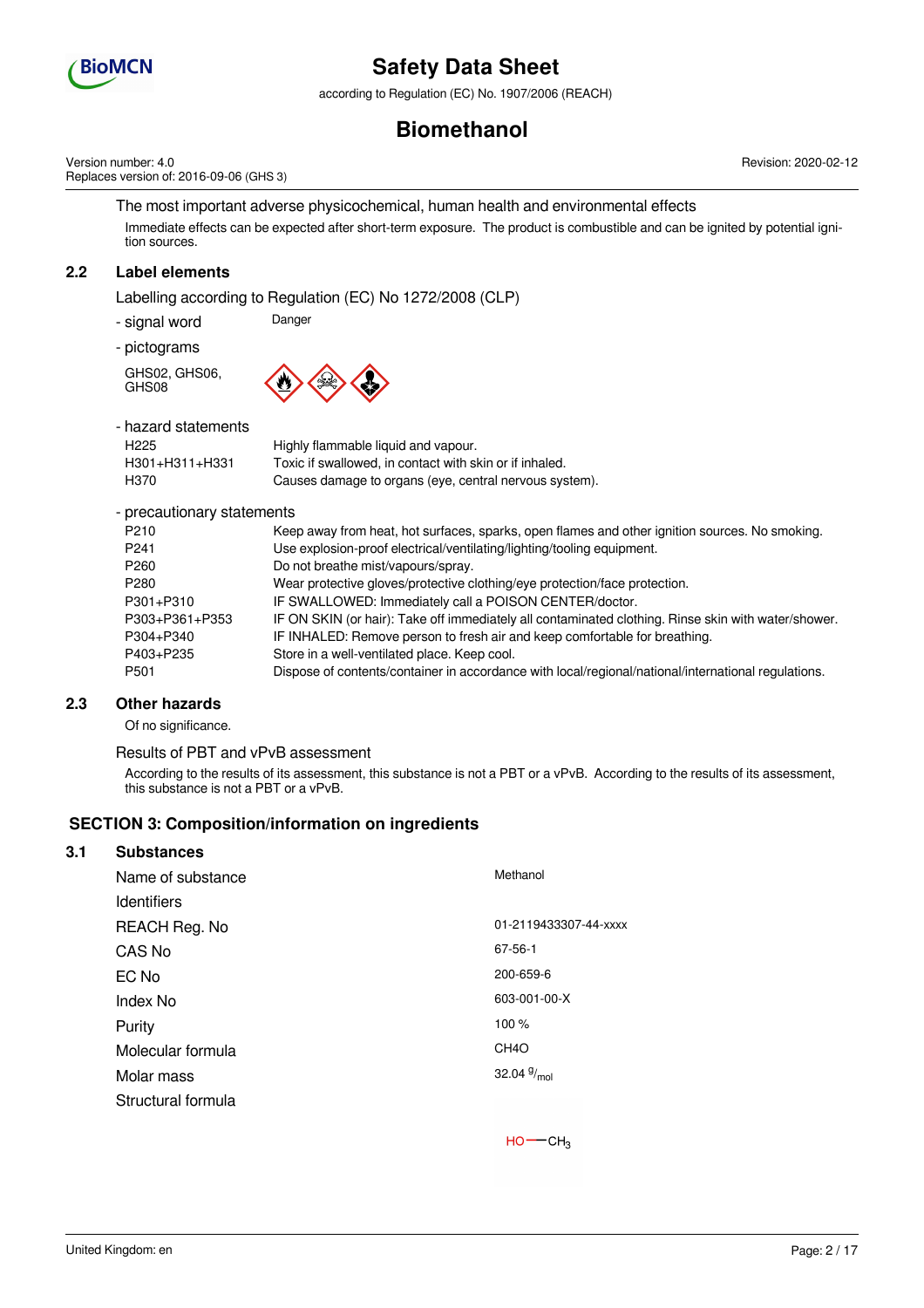The most important adverse physicochemical, human health and environmental effects

Immediate effects can be expected after short-term exposure. The product is combustible and can be ignited by potential ignition sources.

## 2.2 Label elements

Labelling according to Regulation (EC) No 1272/2008 (CLP)

- signal word: Danger

- pictograms

GHS02, GHS06, GHS08

- hazard statements

| | |
|---|---|
| H225 | Highly flammable liquid and vapour. |
| H301+H311+H331 | Toxic if swallowed, in contact with skin or if inhaled. |
| H370 | Causes damage to organs (eye, central nervous system). |

- precautionary statements

| | |
|---|---|
| P210 | Keep away from heat, hot surfaces, sparks, open flames and other ignition sources. No smoking. |
| P241 | Use explosion-proof electrical/ventilating/lighting/tooling equipment. |
| P260 | Do not breathe mist/vapours/spray. |
| P280 | Wear protective gloves/protective clothing/eye protection/face protection. |
| P301+P310 | IF SWALLOWED: Immediately call a POISON CENTER/doctor. |
| P303+P361+P353 | IF ON SKIN (or hair): Take off immediately all contaminated clothing. Rinse skin with water/shower. |
| P304+P340 | IF INHALED: Remove person to fresh air and keep comfortable for breathing. |
| P403+P235 | Store in a well-ventilated place. Keep cool. |
| P501 | Dispose of contents/container in accordance with local/regional/national/international regulations. |

## 2.3 Other hazards

Of no significance.

Results of PBT and vPvB assessment

According to the results of its assessment, this substance is not a PBT or a vPvB. According to the results of its assessment, this substance is not a PBT or a vPvB.

# SECTION 3: Composition/information on ingredients

## 3.1 Substances

| | |
|---|---|
| Name of substance | Methanol |
| Identifiers | |
| REACH Reg. No | 01-2119433307-44-xxxx |
| CAS No | 67-56-1 |
| EC No | 200-659-6 |
| Index No | 603-001-00-X |
| Purity | 100 % |
| Molecular formula | $CH_4O$ |
| Molar mass | 32.04 $^{g}/_{mol}$ |
| Structural formula | HO—$CH_3$ |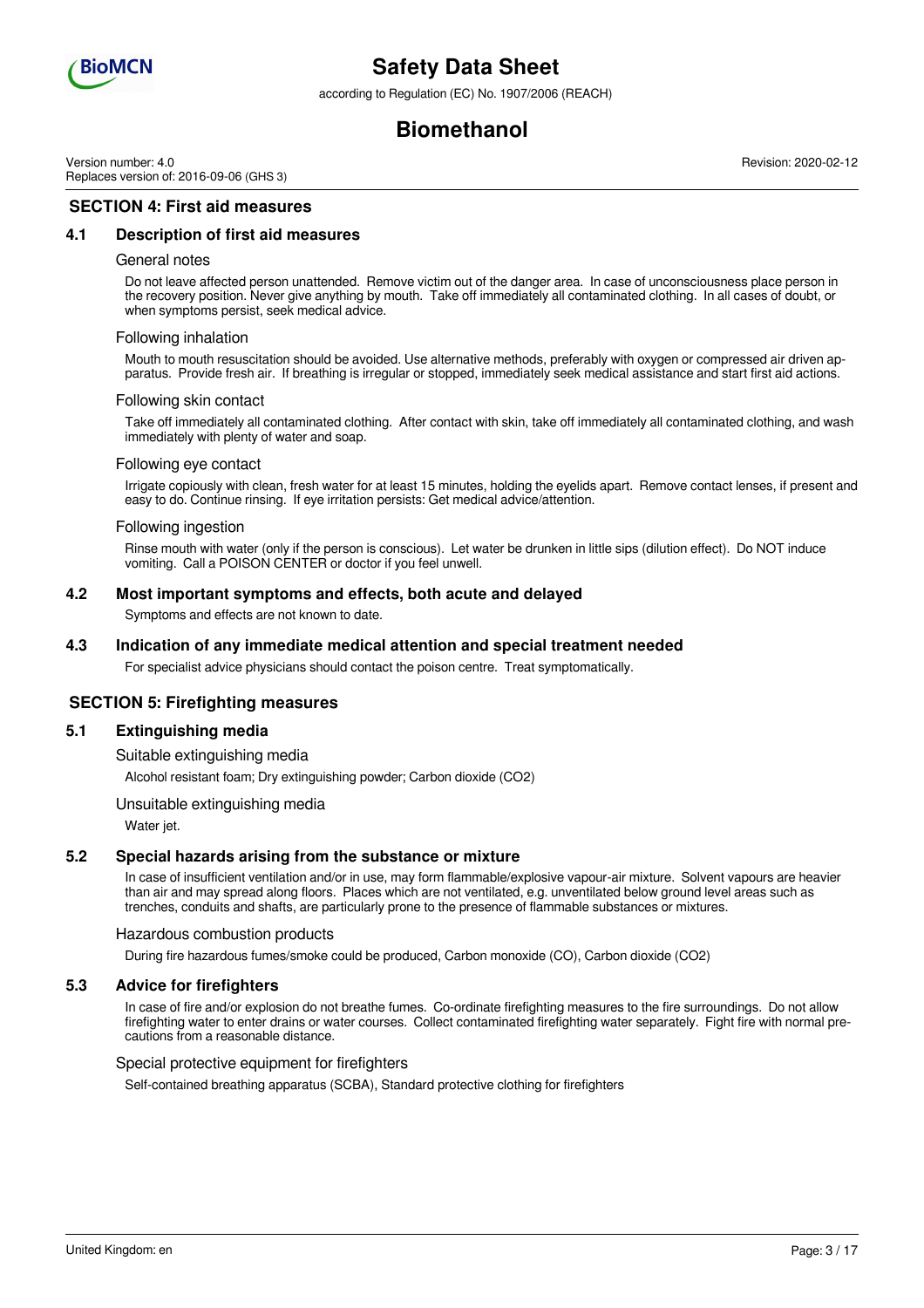## SECTION 4: First aid measures

### 4.1 Description of first aid measures

#### General notes

Do not leave affected person unattended. Remove victim out of the danger area. In case of unconsciousness place person in the recovery position. Never give anything by mouth. Take off immediately all contaminated clothing. In all cases of doubt, or when symptoms persist, seek medical advice.

#### Following inhalation

Mouth to mouth resuscitation should be avoided. Use alternative methods, preferably with oxygen or compressed air driven apparatus. Provide fresh air. If breathing is irregular or stopped, immediately seek medical assistance and start first aid actions.

#### Following skin contact

Take off immediately all contaminated clothing. After contact with skin, take off immediately all contaminated clothing, and wash immediately with plenty of water and soap.

#### Following eye contact

Irrigate copiously with clean, fresh water for at least 15 minutes, holding the eyelids apart. Remove contact lenses, if present and easy to do. Continue rinsing. If eye irritation persists: Get medical advice/attention.

#### Following ingestion

Rinse mouth with water (only if the person is conscious). Let water be drunken in little sips (dilution effect). Do NOT induce vomiting. Call a POISON CENTER or doctor if you feel unwell.

### 4.2 Most important symptoms and effects, both acute and delayed

Symptoms and effects are not known to date.

### 4.3 Indication of any immediate medical attention and special treatment needed

For specialist advice physicians should contact the poison centre. Treat symptomatically.

## SECTION 5: Firefighting measures

### 5.1 Extinguishing media

#### Suitable extinguishing media

Alcohol resistant foam; Dry extinguishing powder; Carbon dioxide ($CO_2$)

#### Unsuitable extinguishing media

Water jet.

### 5.2 Special hazards arising from the substance or mixture

In case of insufficient ventilation and/or in use, may form flammable/explosive vapour-air mixture. Solvent vapours are heavier than air and may spread along floors. Places which are not ventilated, e.g. unventilated below ground level areas such as trenches, conduits and shafts, are particularly prone to the presence of flammable substances or mixtures.

#### Hazardous combustion products

During fire hazardous fumes/smoke could be produced, Carbon monoxide (CO), Carbon dioxide ($CO_2$)

### 5.3 Advice for firefighters

In case of fire and/or explosion do not breathe fumes. Co-ordinate firefighting measures to the fire surroundings. Do not allow firefighting water to enter drains or water courses. Collect contaminated firefighting water separately. Fight fire with normal precautions from a reasonable distance.

#### Special protective equipment for firefighters

Self-contained breathing apparatus (SCBA), Standard protective clothing for firefighters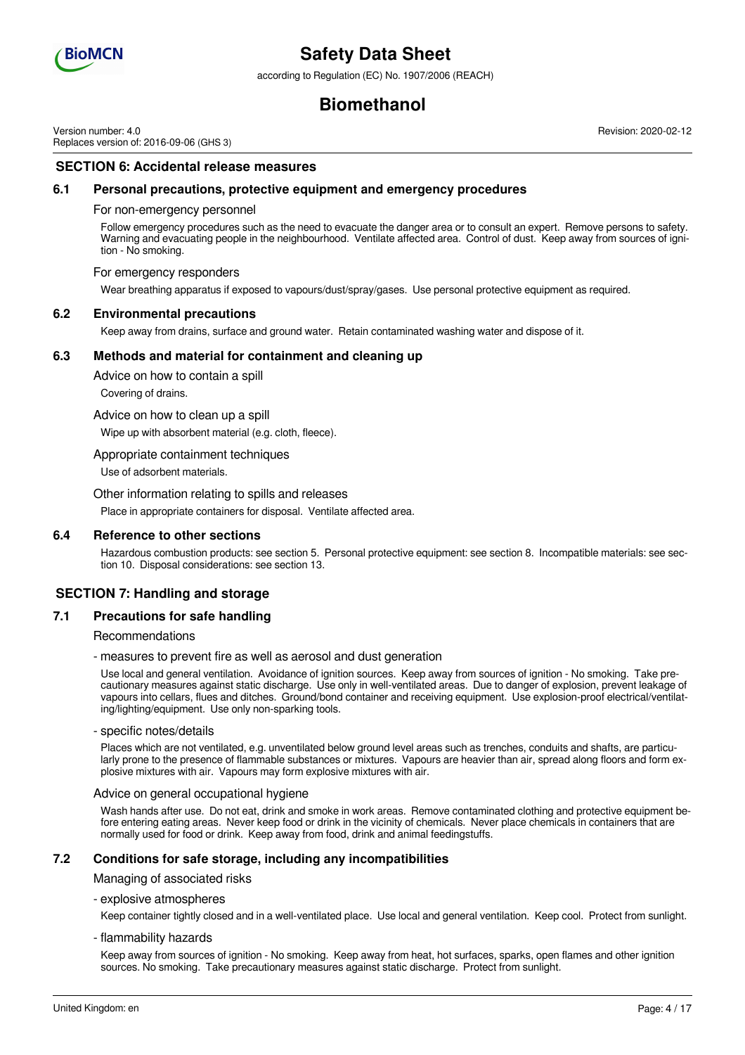## SECTION 6: Accidental release measures

### 6.1 Personal precautions, protective equipment and emergency procedures

For non-emergency personnel

Follow emergency procedures such as the need to evacuate the danger area or to consult an expert. Remove persons to safety. Warning and evacuating people in the neighbourhood. Ventilate affected area. Control of dust. Keep away from sources of ignition - No smoking.

For emergency responders

Wear breathing apparatus if exposed to vapours/dust/spray/gases. Use personal protective equipment as required.

### 6.2 Environmental precautions

Keep away from drains, surface and ground water. Retain contaminated washing water and dispose of it.

### 6.3 Methods and material for containment and cleaning up

Advice on how to contain a spill

Covering of drains.

Advice on how to clean up a spill

Wipe up with absorbent material (e.g. cloth, fleece).

Appropriate containment techniques

Use of adsorbent materials.

Other information relating to spills and releases

Place in appropriate containers for disposal. Ventilate affected area.

### 6.4 Reference to other sections

Hazardous combustion products: see section 5. Personal protective equipment: see section 8. Incompatible materials: see section 10. Disposal considerations: see section 13.

## SECTION 7: Handling and storage

### 7.1 Precautions for safe handling

Recommendations

- measures to prevent fire as well as aerosol and dust generation

Use local and general ventilation. Avoidance of ignition sources. Keep away from sources of ignition - No smoking. Take precautionary measures against static discharge. Use only in well-ventilated areas. Due to danger of explosion, prevent leakage of vapours into cellars, flues and ditches. Ground/bond container and receiving equipment. Use explosion-proof electrical/ventilating/lighting/equipment. Use only non-sparking tools.

- specific notes/details

Places which are not ventilated, e.g. unventilated below ground level areas such as trenches, conduits and shafts, are particularly prone to the presence of flammable substances or mixtures. Vapours are heavier than air, spread along floors and form explosive mixtures with air. Vapours may form explosive mixtures with air.

Advice on general occupational hygiene

Wash hands after use. Do not eat, drink and smoke in work areas. Remove contaminated clothing and protective equipment before entering eating areas. Never keep food or drink in the vicinity of chemicals. Never place chemicals in containers that are normally used for food or drink. Keep away from food, drink and animal feedingstuffs.

### 7.2 Conditions for safe storage, including any incompatibilities

Managing of associated risks

- explosive atmospheres

Keep container tightly closed and in a well-ventilated place. Use local and general ventilation. Keep cool. Protect from sunlight.

- flammability hazards

Keep away from sources of ignition - No smoking. Keep away from heat, hot surfaces, sparks, open flames and other ignition sources. No smoking. Take precautionary measures against static discharge. Protect from sunlight.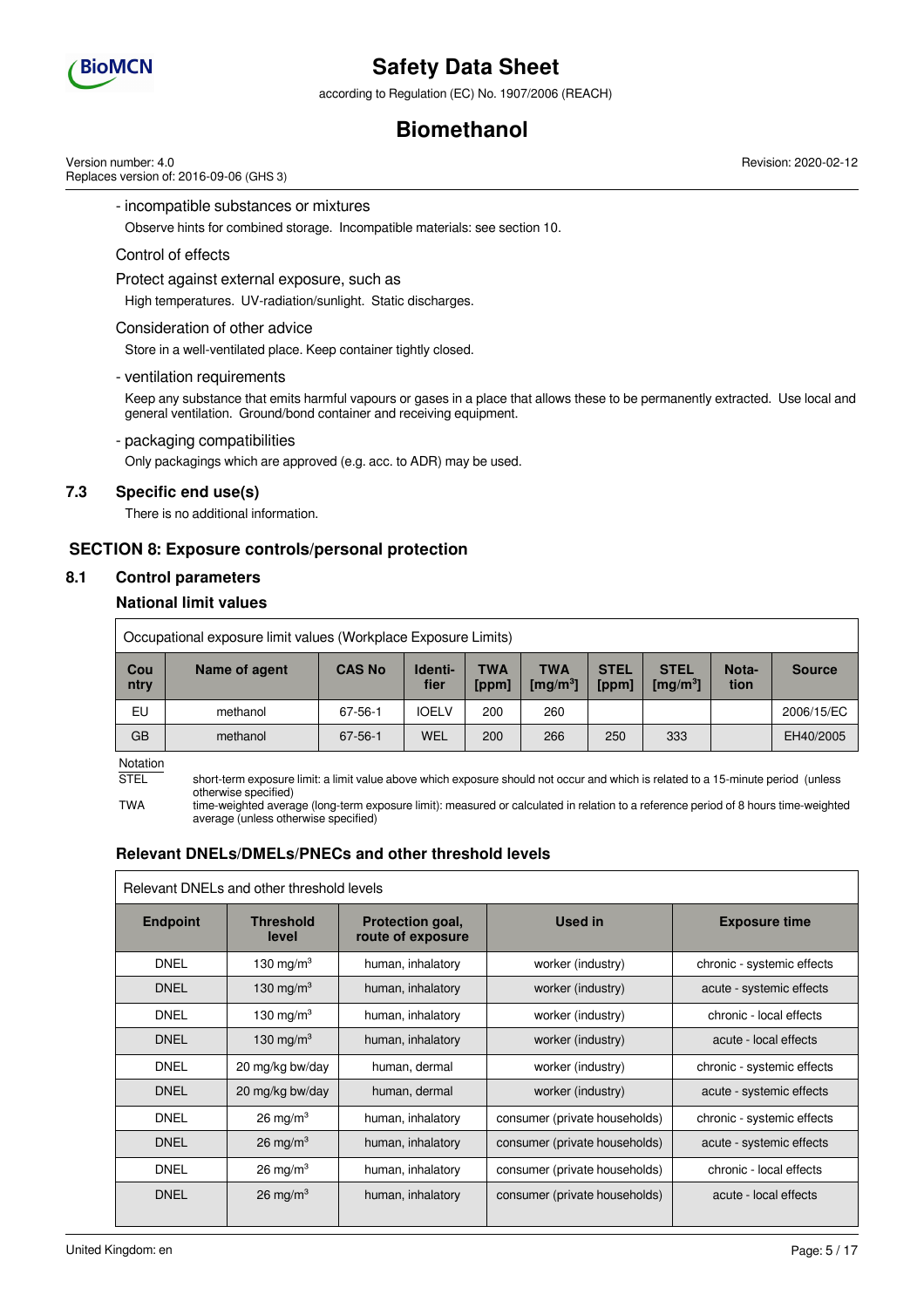- incompatible substances or mixtures

Observe hints for combined storage. Incompatible materials: see section 10.

Control of effects

Protect against external exposure, such as

High temperatures. UV-radiation/sunlight. Static discharges.

Consideration of other advice

Store in a well-ventilated place. Keep container tightly closed.

- ventilation requirements

Keep any substance that emits harmful vapours or gases in a place that allows these to be permanently extracted. Use local and general ventilation. Ground/bond container and receiving equipment.

- packaging compatibilities

Only packagings which are approved (e.g. acc. to ADR) may be used.

### 7.3 Specific end use(s)

There is no additional information.

## SECTION 8: Exposure controls/personal protection

### 8.1 Control parameters

#### National limit values

Occupational exposure limit values (Workplace Exposure Limits)

| Country | Name of agent | CAS No | Identifier | TWA [ppm] | TWA [mg/m³] | STEL [ppm] | STEL [mg/m³] | Notation | Source |
|---|---|---|---|---|---|---|---|---|---|
| EU | methanol | 67-56-1 | IOELV | 200 | 260 | | | | 2006/15/EC |
| GB | methanol | 67-56-1 | WEL | 200 | 266 | 250 | 333 | | EH40/2005 |

Notation

STEL short-term exposure limit: a limit value above which exposure should not occur and which is related to a 15-minute period (unless otherwise specified)

TWA time-weighted average (long-term exposure limit): measured or calculated in relation to a reference period of 8 hours time-weighted average (unless otherwise specified)

#### Relevant DNELs/DMELs/PNECs and other threshold levels

Relevant DNELs and other threshold levels

| Endpoint | Threshold level | Protection goal, route of exposure | Used in | Exposure time |
|---|---|---|---|---|
| DNEL | 130 mg/m³ | human, inhalatory | worker (industry) | chronic - systemic effects |
| DNEL | 130 mg/m³ | human, inhalatory | worker (industry) | acute - systemic effects |
| DNEL | 130 mg/m³ | human, inhalatory | worker (industry) | chronic - local effects |
| DNEL | 130 mg/m³ | human, inhalatory | worker (industry) | acute - local effects |
| DNEL | 20 mg/kg bw/day | human, dermal | worker (industry) | chronic - systemic effects |
| DNEL | 20 mg/kg bw/day | human, dermal | worker (industry) | acute - systemic effects |
| DNEL | 26 mg/m³ | human, inhalatory | consumer (private households) | chronic - systemic effects |
| DNEL | 26 mg/m³ | human, inhalatory | consumer (private households) | acute - systemic effects |
| DNEL | 26 mg/m³ | human, inhalatory | consumer (private households) | chronic - local effects |
| DNEL | 26 mg/m³ | human, inhalatory | consumer (private households) | acute - local effects |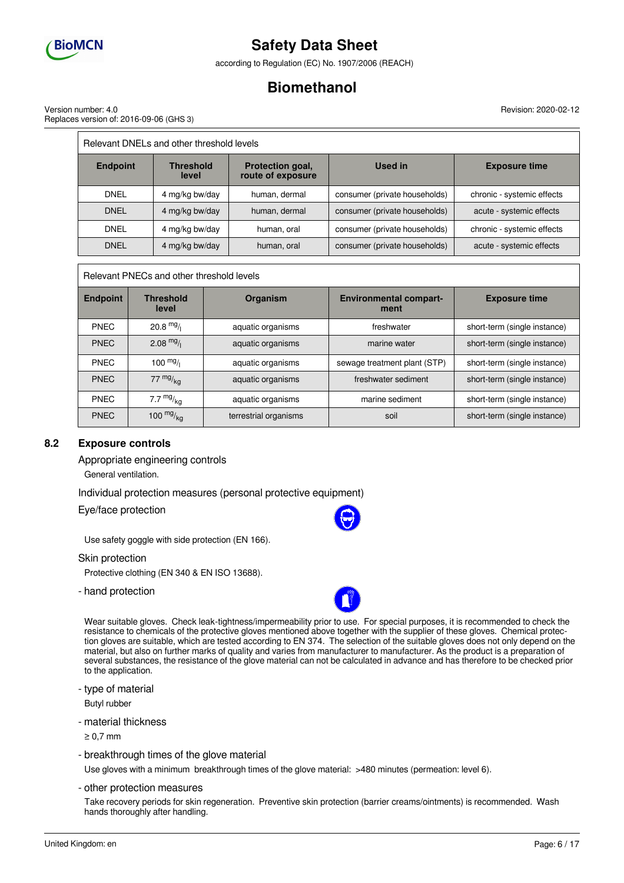| Relevant DNELs and other threshold levels | | | | |
|---|---|---|---|---|
| **Endpoint** | **Threshold level** | **Protection goal, route of exposure** | **Used in** | **Exposure time** |
| DNEL | 4 mg/kg bw/day | human, dermal | consumer (private households) | chronic - systemic effects |
| DNEL | 4 mg/kg bw/day | human, dermal | consumer (private households) | acute - systemic effects |
| DNEL | 4 mg/kg bw/day | human, oral | consumer (private households) | chronic - systemic effects |
| DNEL | 4 mg/kg bw/day | human, oral | consumer (private households) | acute - systemic effects |

| Relevant PNECs and other threshold levels | | | | |
|---|---|---|---|---|
| **Endpoint** | **Threshold level** | **Organism** | **Environmental compartment** | **Exposure time** |
| PNEC | 20.8 $^{mg}/_{l}$ | aquatic organisms | freshwater | short-term (single instance) |
| PNEC | 2.08 $^{mg}/_{l}$ | aquatic organisms | marine water | short-term (single instance) |
| PNEC | 100 $^{mg}/_{l}$ | aquatic organisms | sewage treatment plant (STP) | short-term (single instance) |
| PNEC | 77 $^{mg}/_{kg}$ | aquatic organisms | freshwater sediment | short-term (single instance) |
| PNEC | 7.7 $^{mg}/_{kg}$ | aquatic organisms | marine sediment | short-term (single instance) |
| PNEC | 100 $^{mg}/_{kg}$ | terrestrial organisms | soil | short-term (single instance) |

## 8.2 Exposure controls

### Appropriate engineering controls

General ventilation.

### Individual protection measures (personal protective equipment)

### Eye/face protection

Use safety goggle with side protection (EN 166).

### Skin protection

Protective clothing (EN 340 & EN ISO 13688).

**- hand protection**

Wear suitable gloves. Check leak-tightness/impermeability prior to use. For special purposes, it is recommended to check the resistance to chemicals of the protective gloves mentioned above together with the supplier of these gloves. Chemical protection gloves are suitable, which are tested according to EN 374. The selection of the suitable gloves does not only depend on the material, but also on further marks of quality and varies from manufacturer to manufacturer. As the product is a preparation of several substances, the resistance of the glove material can not be calculated in advance and has therefore to be checked prior to the application.

**- type of material**

Butyl rubber

**- material thickness**

≥ 0,7 mm

**- breakthrough times of the glove material**

Use gloves with a minimum breakthrough times of the glove material: >480 minutes (permeation: level 6).

**- other protection measures**

Take recovery periods for skin regeneration. Preventive skin protection (barrier creams/ointments) is recommended. Wash hands thoroughly after handling.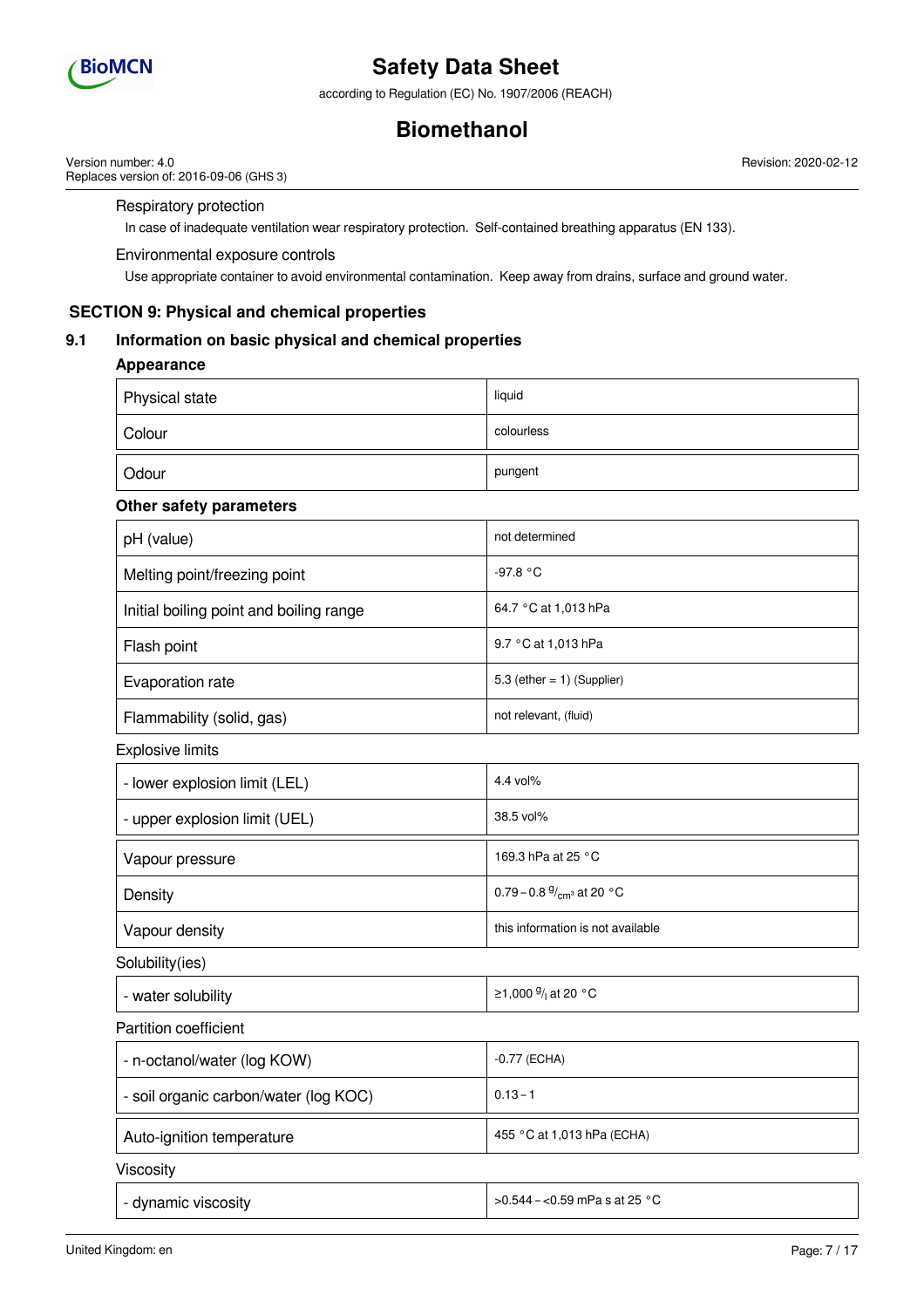Respiratory protection

In case of inadequate ventilation wear respiratory protection. Self-contained breathing apparatus (EN 133).

Environmental exposure controls

Use appropriate container to avoid environmental contamination. Keep away from drains, surface and ground water.

## SECTION 9: Physical and chemical properties

### 9.1 Information on basic physical and chemical properties

**Appearance**

| | |
|---|---|
| Physical state | liquid |
| Colour | colourless |
| Odour | pungent |

**Other safety parameters**

| | |
|---|---|
| pH (value) | not determined |
| Melting point/freezing point | -97.8 °C |
| Initial boiling point and boiling range | 64.7 °C at 1,013 hPa |
| Flash point | 9.7 °C at 1,013 hPa |
| Evaporation rate | 5.3 (ether = 1) (Supplier) |
| Flammability (solid, gas) | not relevant, (fluid) |

Explosive limits

| | |
|---|---|
| - lower explosion limit (LEL) | 4.4 vol% |
| - upper explosion limit (UEL) | 38.5 vol% |

| | |
|---|---|
| Vapour pressure | 169.3 hPa at 25 °C |
| Density | 0.79 – 0.8 $^{g}/_{cm^3}$ at 20 °C |
| Vapour density | this information is not available |

Solubility(ies)

| | |
|---|---|
| - water solubility | ≥1,000 $^{g}/_{l}$ at 20 °C |

Partition coefficient

| | |
|---|---|
| - n-octanol/water (log KOW) | -0.77 (ECHA) |
| - soil organic carbon/water (log KOC) | 0.13 – 1 |

| | |
|---|---|
| Auto-ignition temperature | 455 °C at 1,013 hPa (ECHA) |

Viscosity

| | |
|---|---|
| - dynamic viscosity | >0.544 – <0.59 mPa s at 25 °C |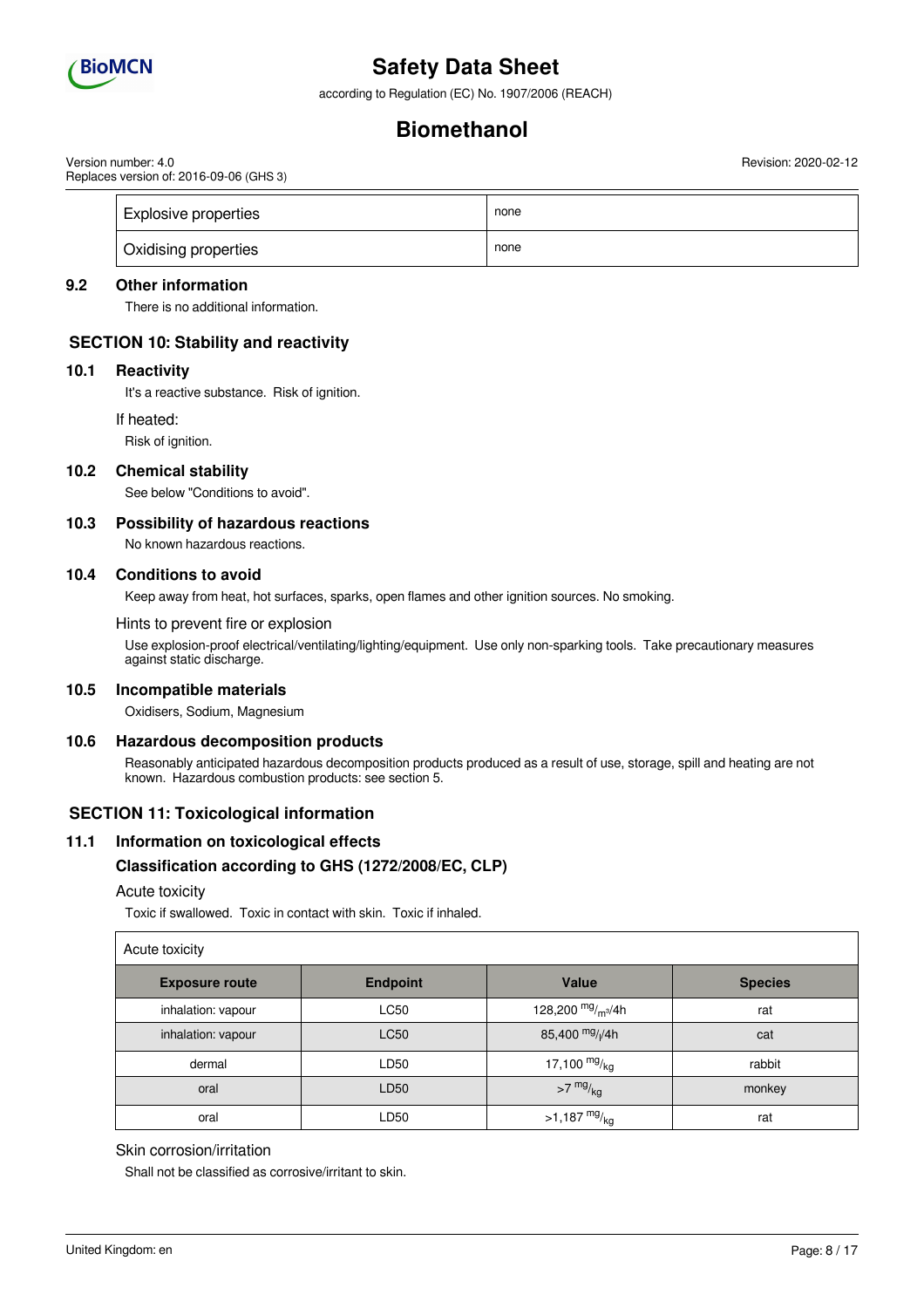| Explosive properties | none |
|---|---|
| Oxidising properties | none |

### 9.2 Other information

There is no additional information.

## SECTION 10: Stability and reactivity

### 10.1 Reactivity

It's a reactive substance. Risk of ignition.

If heated:

Risk of ignition.

### 10.2 Chemical stability

See below "Conditions to avoid".

### 10.3 Possibility of hazardous reactions

No known hazardous reactions.

### 10.4 Conditions to avoid

Keep away from heat, hot surfaces, sparks, open flames and other ignition sources. No smoking.

Hints to prevent fire or explosion

Use explosion-proof electrical/ventilating/lighting/equipment. Use only non-sparking tools. Take precautionary measures against static discharge.

### 10.5 Incompatible materials

Oxidisers, Sodium, Magnesium

### 10.6 Hazardous decomposition products

Reasonably anticipated hazardous decomposition products produced as a result of use, storage, spill and heating are not known. Hazardous combustion products: see section 5.

## SECTION 11: Toxicological information

### 11.1 Information on toxicological effects

### Classification according to GHS (1272/2008/EC, CLP)

Acute toxicity

Toxic if swallowed. Toxic in contact with skin. Toxic if inhaled.

Acute toxicity

| Exposure route | Endpoint | Value | Species |
|---|---|---|---|
| inhalation: vapour | LC50 | 128,200 $^{mg}/_{m^3}$/4h | rat |
| inhalation: vapour | LC50 | 85,400 $^{mg}/_{l}$/4h | cat |
| dermal | LD50 | 17,100 $^{mg}/_{kg}$ | rabbit |
| oral | LD50 | >7 $^{mg}/_{kg}$ | monkey |
| oral | LD50 | >1,187 $^{mg}/_{kg}$ | rat |

Skin corrosion/irritation

Shall not be classified as corrosive/irritant to skin.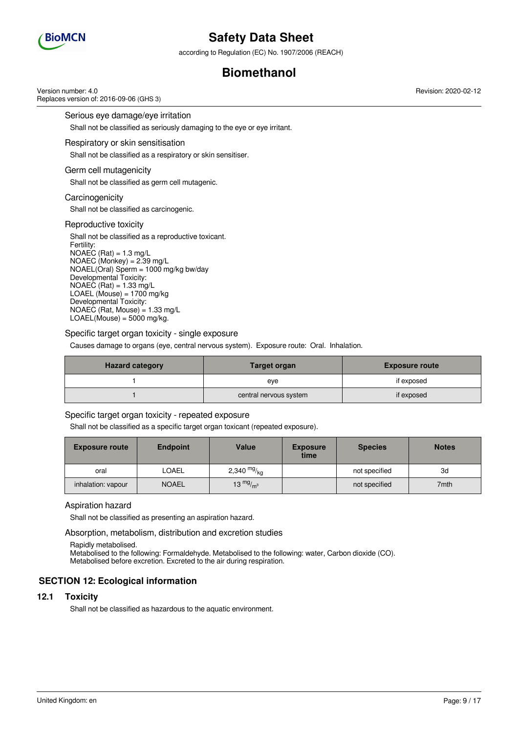### Serious eye damage/eye irritation

Shall not be classified as seriously damaging to the eye or eye irritant.

### Respiratory or skin sensitisation

Shall not be classified as a respiratory or skin sensitiser.

### Germ cell mutagenicity

Shall not be classified as germ cell mutagenic.

### Carcinogenicity

Shall not be classified as carcinogenic.

### Reproductive toxicity

Shall not be classified as a reproductive toxicant.
Fertility:
NOAEC (Rat) = 1.3 mg/L
NOAEC (Monkey) = 2.39 mg/L
NOAEL(Oral) Sperm = 1000 mg/kg bw/day
Developmental Toxicity:
NOAEC (Rat) = 1.33 mg/L
LOAEL (Mouse) = 1700 mg/kg
Developmental Toxicity:
NOAEC (Rat, Mouse) = 1.33 mg/L
LOAEL(Mouse) = 5000 mg/kg.

### Specific target organ toxicity - single exposure

Causes damage to organs (eye, central nervous system). Exposure route: Oral. Inhalation.

| Hazard category | Target organ | Exposure route |
|---|---|---|
| 1 | eye | if exposed |
| 1 | central nervous system | if exposed |

### Specific target organ toxicity - repeated exposure

Shall not be classified as a specific target organ toxicant (repeated exposure).

| Exposure route | Endpoint | Value | Exposure time | Species | Notes |
|---|---|---|---|---|---|
| oral | LOAEL | 2,340 $^{mg}/_{kg}$ | | not specified | 3d |
| inhalation: vapour | NOAEL | 13 $^{mg}/_{m^3}$ | | not specified | 7mth |

### Aspiration hazard

Shall not be classified as presenting an aspiration hazard.

### Absorption, metabolism, distribution and excretion studies

Rapidly metabolised.
Metabolised to the following: Formaldehyde. Metabolised to the following: water, Carbon dioxide (CO).
Metabolised before excretion. Excreted to the air during respiration.

## SECTION 12: Ecological information

### 12.1 Toxicity

Shall not be classified as hazardous to the aquatic environment.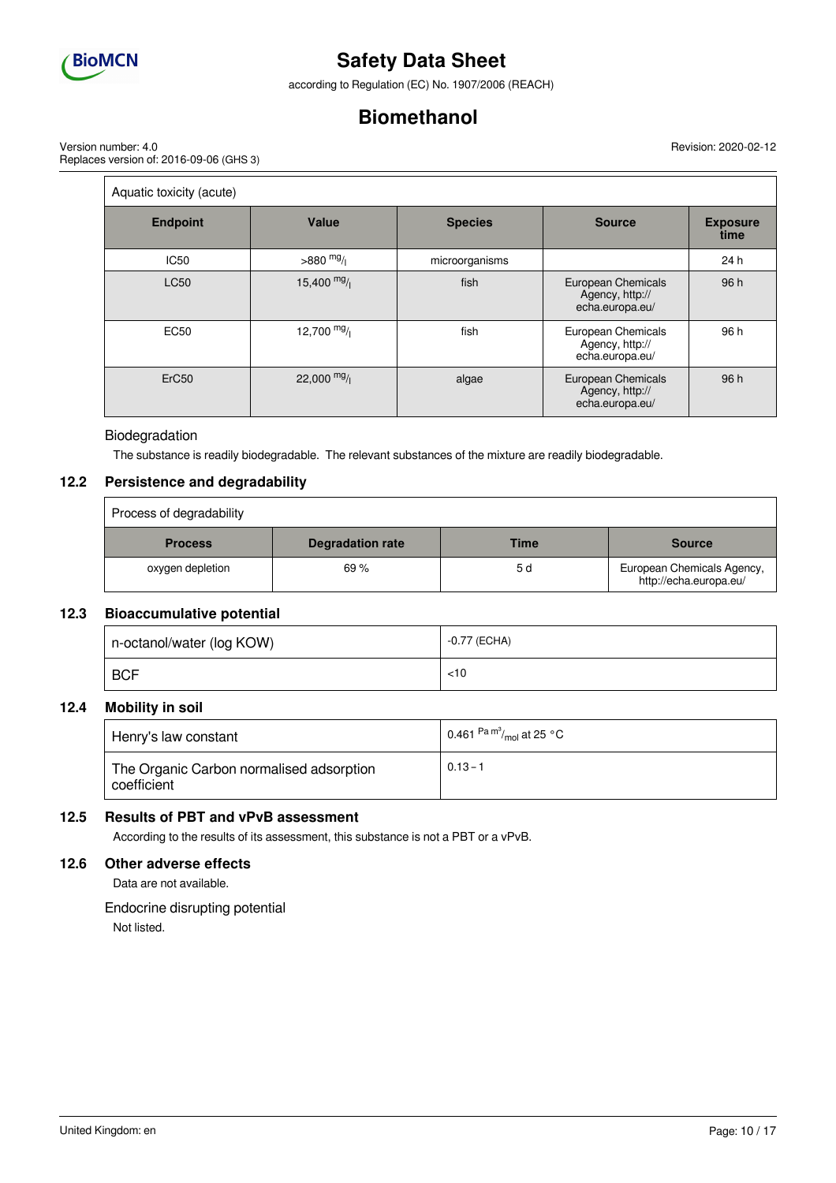Aquatic toxicity (acute)

| Endpoint | Value | Species | Source | Exposure time |
|---|---|---|---|---|
| IC50 | >880 $^{mg}/_{l}$ | microorganisms | | 24 h |
| LC50 | 15,400 $^{mg}/_{l}$ | fish | European Chemicals Agency, http://echa.europa.eu/ | 96 h |
| EC50 | 12,700 $^{mg}/_{l}$ | fish | European Chemicals Agency, http://echa.europa.eu/ | 96 h |
| ErC50 | 22,000 $^{mg}/_{l}$ | algae | European Chemicals Agency, http://echa.europa.eu/ | 96 h |

Biodegradation

The substance is readily biodegradable. The relevant substances of the mixture are readily biodegradable.

## 12.2 Persistence and degradability

Process of degradability

| Process | Degradation rate | Time | Source |
|---|---|---|---|
| oxygen depletion | 69 % | 5 d | European Chemicals Agency, http://echa.europa.eu/ |

## 12.3 Bioaccumulative potential

| | |
|---|---|
| n-octanol/water (log KOW) | -0.77 (ECHA) |
| BCF | <10 |

## 12.4 Mobility in soil

| | |
|---|---|
| Henry's law constant | 0.461 $^{Pa\,m^3}/_{mol}$ at 25 °C |
| The Organic Carbon normalised adsorption coefficient | 0.13 – 1 |

## 12.5 Results of PBT and vPvB assessment

According to the results of its assessment, this substance is not a PBT or a vPvB.

## 12.6 Other adverse effects

Data are not available.

Endocrine disrupting potential

Not listed.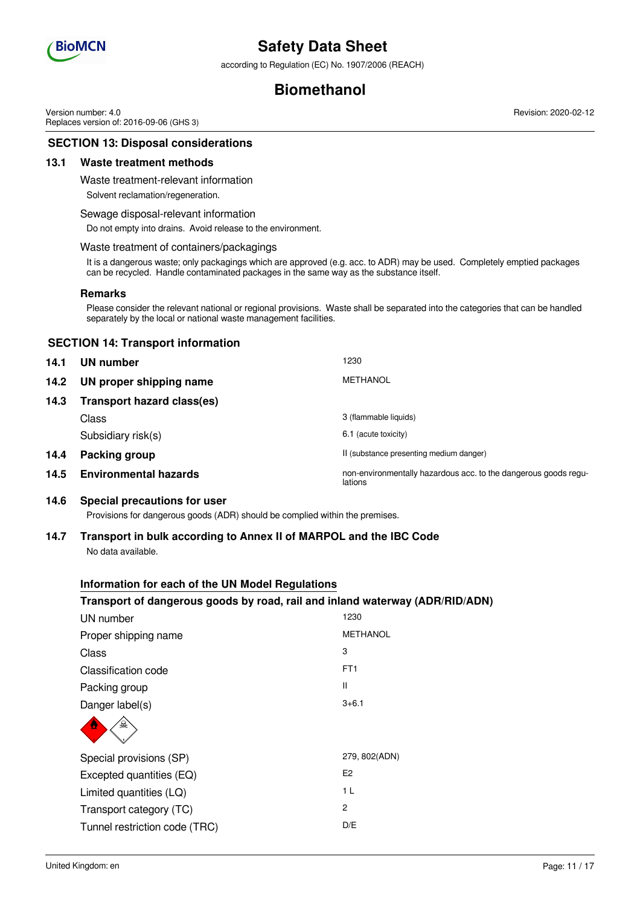## SECTION 13: Disposal considerations

### 13.1 Waste treatment methods

Waste treatment-relevant information

Solvent reclamation/regeneration.

Sewage disposal-relevant information

Do not empty into drains. Avoid release to the environment.

Waste treatment of containers/packagings

It is a dangerous waste; only packagings which are approved (e.g. acc. to ADR) may be used. Completely emptied packages can be recycled. Handle contaminated packages in the same way as the substance itself.

**Remarks**

Please consider the relevant national or regional provisions. Waste shall be separated into the categories that can be handled separately by the local or national waste management facilities.

## SECTION 14: Transport information

| | | |
|---|---|---|
| **14.1** | **UN number** | 1230 |
| **14.2** | **UN proper shipping name** | METHANOL |
| **14.3** | **Transport hazard class(es)** | |
| | Class | 3 (flammable liquids) |
| | Subsidiary risk(s) | 6.1 (acute toxicity) |
| **14.4** | **Packing group** | II (substance presenting medium danger) |
| **14.5** | **Environmental hazards** | non-environmentally hazardous acc. to the dangerous goods regulations |

### 14.6 Special precautions for user

Provisions for dangerous goods (ADR) should be complied within the premises.

### 14.7 Transport in bulk according to Annex II of MARPOL and the IBC Code

No data available.

**Information for each of the UN Model Regulations**

**Transport of dangerous goods by road, rail and inland waterway (ADR/RID/ADN)**

| | |
|---|---|
| UN number | 1230 |
| Proper shipping name | METHANOL |
| Class | 3 |
| Classification code | FT1 |
| Packing group | II |
| Danger label(s) | 3+6.1 |
| Special provisions (SP) | 279, 802(ADN) |
| Excepted quantities (EQ) | E2 |
| Limited quantities (LQ) | 1 L |
| Transport category (TC) | 2 |
| Tunnel restriction code (TRC) | D/E |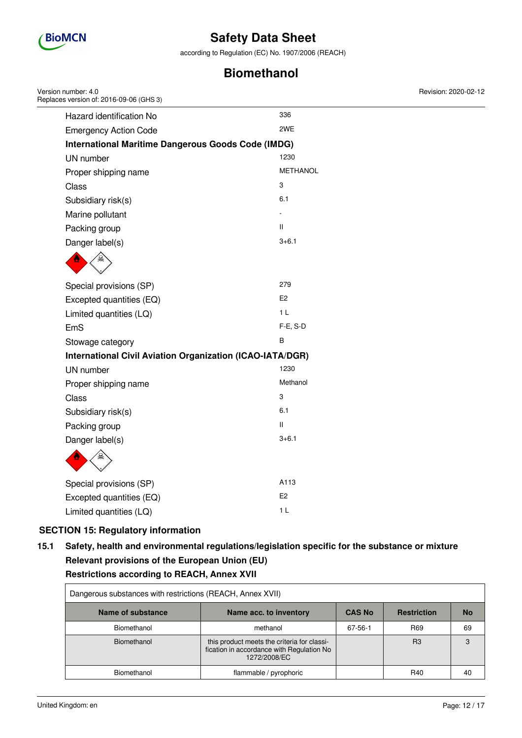| | |
|---|---|
| Hazard identification No | 336 |
| Emergency Action Code | 2WE |

**International Maritime Dangerous Goods Code (IMDG)**

| | |
|---|---|
| UN number | 1230 |
| Proper shipping name | METHANOL |
| Class | 3 |
| Subsidiary risk(s) | 6.1 |
| Marine pollutant | - |
| Packing group | II |
| Danger label(s) | 3+6.1 |
| Special provisions (SP) | 279 |
| Excepted quantities (EQ) | E2 |
| Limited quantities (LQ) | 1 L |
| EmS | F-E, S-D |
| Stowage category | B |

**International Civil Aviation Organization (ICAO-IATA/DGR)**

| | |
|---|---|
| UN number | 1230 |
| Proper shipping name | Methanol |
| Class | 3 |
| Subsidiary risk(s) | 6.1 |
| Packing group | II |
| Danger label(s) | 3+6.1 |
| Special provisions (SP) | A113 |
| Excepted quantities (EQ) | E2 |
| Limited quantities (LQ) | 1 L |

## SECTION 15: Regulatory information

### 15.1 Safety, health and environmental regulations/legislation specific for the substance or mixture

**Relevant provisions of the European Union (EU)**

**Restrictions according to REACH, Annex XVII**

Dangerous substances with restrictions (REACH, Annex XVII)

| Name of substance | Name acc. to inventory | CAS No | Restriction | No |
|---|---|---|---|---|
| Biomethanol | methanol | 67-56-1 | R69 | 69 |
| Biomethanol | this product meets the criteria for classification in accordance with Regulation No 1272/2008/EC | | R3 | 3 |
| Biomethanol | flammable / pyrophoric | | R40 | 40 |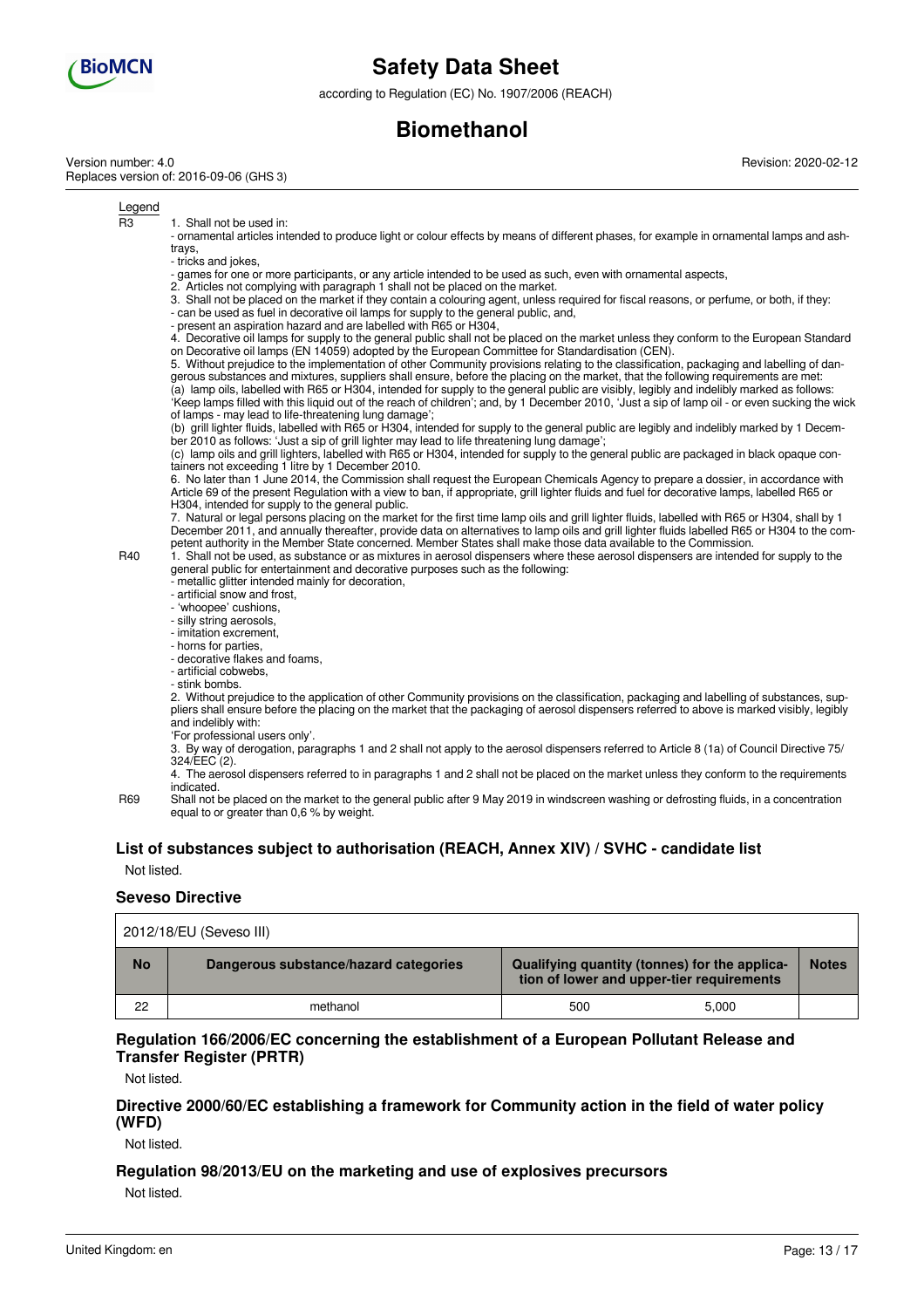Legend

| | |
|---|---|
| R3 | 1. Shall not be used in:<br>- ornamental articles intended to produce light or colour effects by means of different phases, for example in ornamental lamps and ash-trays,<br>- tricks and jokes,<br>- games for one or more participants, or any article intended to be used as such, even with ornamental aspects,<br>2. Articles not complying with paragraph 1 shall not be placed on the market.<br>3. Shall not be placed on the market if they contain a colouring agent, unless required for fiscal reasons, or perfume, or both, if they:<br>- can be used as fuel in decorative oil lamps for supply to the general public, and,<br>- present an aspiration hazard and are labelled with R65 or H304,<br>4. Decorative oil lamps for supply to the general public shall not be placed on the market unless they conform to the European Standard on Decorative oil lamps (EN 14059) adopted by the European Committee for Standardisation (CEN).<br>5. Without prejudice to the implementation of other Community provisions relating to the classification, packaging and labelling of dangerous substances and mixtures, suppliers shall ensure, before the placing on the market, that the following requirements are met:<br>(a) lamp oils, labelled with R65 or H304, intended for supply to the general public are visibly, legibly and indelibly marked as follows: 'Keep lamps filled with this liquid out of the reach of children'; and, by 1 December 2010, 'Just a sip of lamp oil - or even sucking the wick of lamps - may lead to life-threatening lung damage';<br>(b) grill lighter fluids, labelled with R65 or H304, intended for supply to the general public are legibly and indelibly marked by 1 December 2010 as follows: 'Just a sip of grill lighter may lead to life threatening lung damage';<br>(c) lamp oils and grill lighters, labelled with R65 or H304, intended for supply to the general public are packaged in black opaque containers not exceeding 1 litre by 1 December 2010.<br>6. No later than 1 June 2014, the Commission shall request the European Chemicals Agency to prepare a dossier, in accordance with Article 69 of the present Regulation with a view to ban, if appropriate, grill lighter fluids and fuel for decorative lamps, labelled R65 or H304, intended for supply to the general public.<br>7. Natural or legal persons placing on the market for the first time lamp oils and grill lighter fluids, labelled with R65 or H304, shall by 1 December 2011, and annually thereafter, provide data on alternatives to lamp oils and grill lighter fluids labelled R65 or H304 to the competent authority in the Member State concerned. Member States shall make those data available to the Commission. |
| R40 | 1. Shall not be used, as substance or as mixtures in aerosol dispensers where these aerosol dispensers are intended for supply to the general public for entertainment and decorative purposes such as the following:<br>- metallic glitter intended mainly for decoration,<br>- artificial snow and frost,<br>- 'whoopee' cushions,<br>- silly string aerosols,<br>- imitation excrement,<br>- horns for parties,<br>- decorative flakes and foams,<br>- artificial cobwebs,<br>- stink bombs.<br>2. Without prejudice to the application of other Community provisions on the classification, packaging and labelling of substances, suppliers shall ensure before the placing on the market that the packaging of aerosol dispensers referred to above is marked visibly, legibly and indelibly with:<br>'For professional users only'.<br>3. By way of derogation, paragraphs 1 and 2 shall not apply to the aerosol dispensers referred to Article 8 (1a) of Council Directive 75/324/EEC (2).<br>4. The aerosol dispensers referred to in paragraphs 1 and 2 shall not be placed on the market unless they conform to the requirements indicated. |
| R69 | Shall not be placed on the market to the general public after 9 May 2019 in windscreen washing or defrosting fluids, in a concentration equal to or greater than 0,6 % by weight. |

### List of substances subject to authorisation (REACH, Annex XIV) / SVHC - candidate list

Not listed.

### Seveso Directive

2012/18/EU (Seveso III)

| No | Dangerous substance/hazard categories | Qualifying quantity (tonnes) for the application of lower and upper-tier requirements | | Notes |
|---|---|---|---|---|
| 22 | methanol | 500 | 5,000 | |

### Regulation 166/2006/EC concerning the establishment of a European Pollutant Release and Transfer Register (PRTR)

Not listed.

### Directive 2000/60/EC establishing a framework for Community action in the field of water policy (WFD)

Not listed.

### Regulation 98/2013/EU on the marketing and use of explosives precursors

Not listed.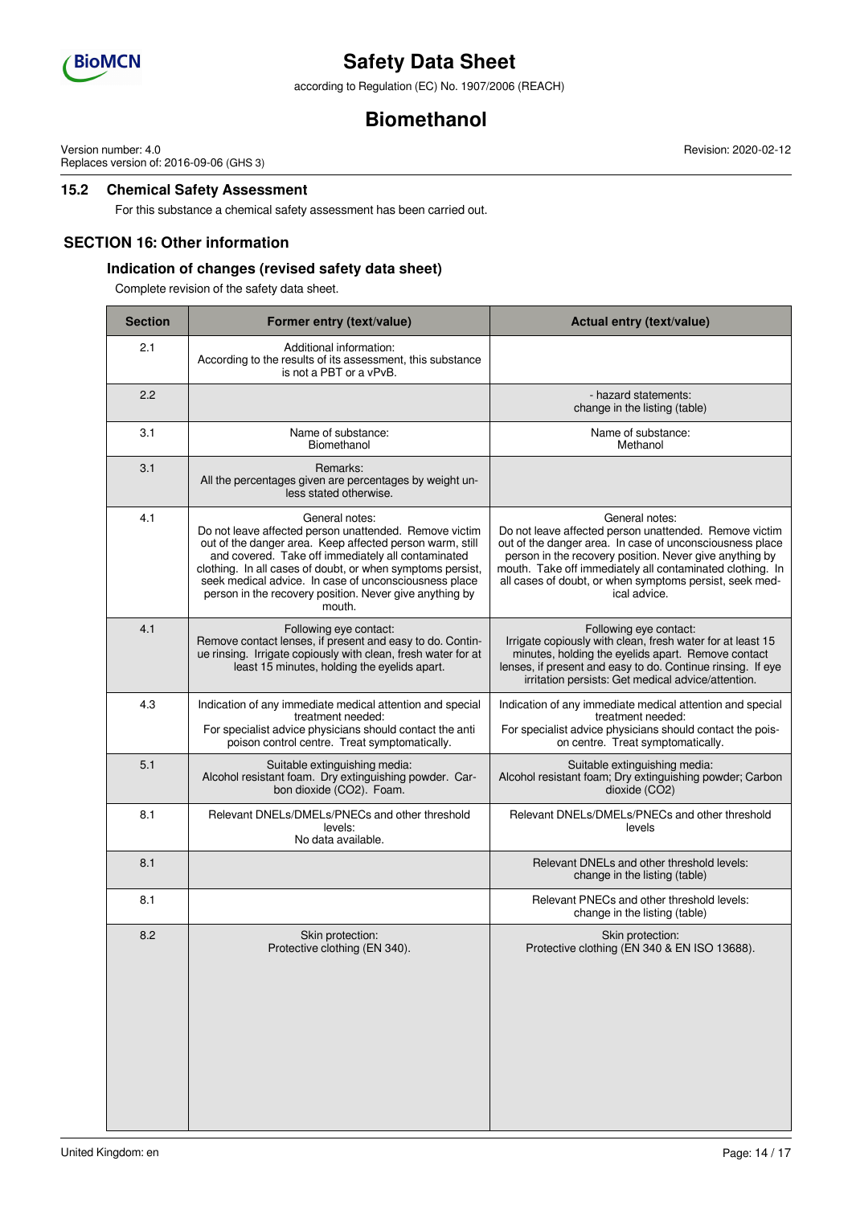### 15.2 Chemical Safety Assessment

For this substance a chemical safety assessment has been carried out.

## SECTION 16: Other information

### Indication of changes (revised safety data sheet)

Complete revision of the safety data sheet.

| Section | Former entry (text/value) | Actual entry (text/value) |
|---|---|---|
| 2.1 | Additional information: According to the results of its assessment, this substance is not a PBT or a vPvB. | |
| 2.2 | | - hazard statements: change in the listing (table) |
| 3.1 | Name of substance: Biomethanol | Name of substance: Methanol |
| 3.1 | Remarks: All the percentages given are percentages by weight unless stated otherwise. | |
| 4.1 | General notes: Do not leave affected person unattended. Remove victim out of the danger area. Keep affected person warm, still and covered. Take off immediately all contaminated clothing. In all cases of doubt, or when symptoms persist, seek medical advice. In case of unconsciousness place person in the recovery position. Never give anything by mouth. | General notes: Do not leave affected person unattended. Remove victim out of the danger area. In case of unconsciousness place person in the recovery position. Never give anything by mouth. Take off immediately all contaminated clothing. In all cases of doubt, or when symptoms persist, seek medical advice. |
| 4.1 | Following eye contact: Remove contact lenses, if present and easy to do. Continue rinsing. Irrigate copiously with clean, fresh water for at least 15 minutes, holding the eyelids apart. | Following eye contact: Irrigate copiously with clean, fresh water for at least 15 minutes, holding the eyelids apart. Remove contact lenses, if present and easy to do. Continue rinsing. If eye irritation persists: Get medical advice/attention. |
| 4.3 | Indication of any immediate medical attention and special treatment needed: For specialist advice physicians should contact the anti poison control centre. Treat symptomatically. | Indication of any immediate medical attention and special treatment needed: For specialist advice physicians should contact the poison centre. Treat symptomatically. |
| 5.1 | Suitable extinguishing media: Alcohol resistant foam. Dry extinguishing powder. Carbon dioxide (CO2). Foam. | Suitable extinguishing media: Alcohol resistant foam; Dry extinguishing powder; Carbon dioxide (CO2) |
| 8.1 | Relevant DNELs/DMELs/PNECs and other threshold levels: No data available. | Relevant DNELs/DMELs/PNECs and other threshold levels |
| 8.1 | | Relevant DNELs and other threshold levels: change in the listing (table) |
| 8.1 | | Relevant PNECs and other threshold levels: change in the listing (table) |
| 8.2 | Skin protection: Protective clothing (EN 340). | Skin protection: Protective clothing (EN 340 & EN ISO 13688). |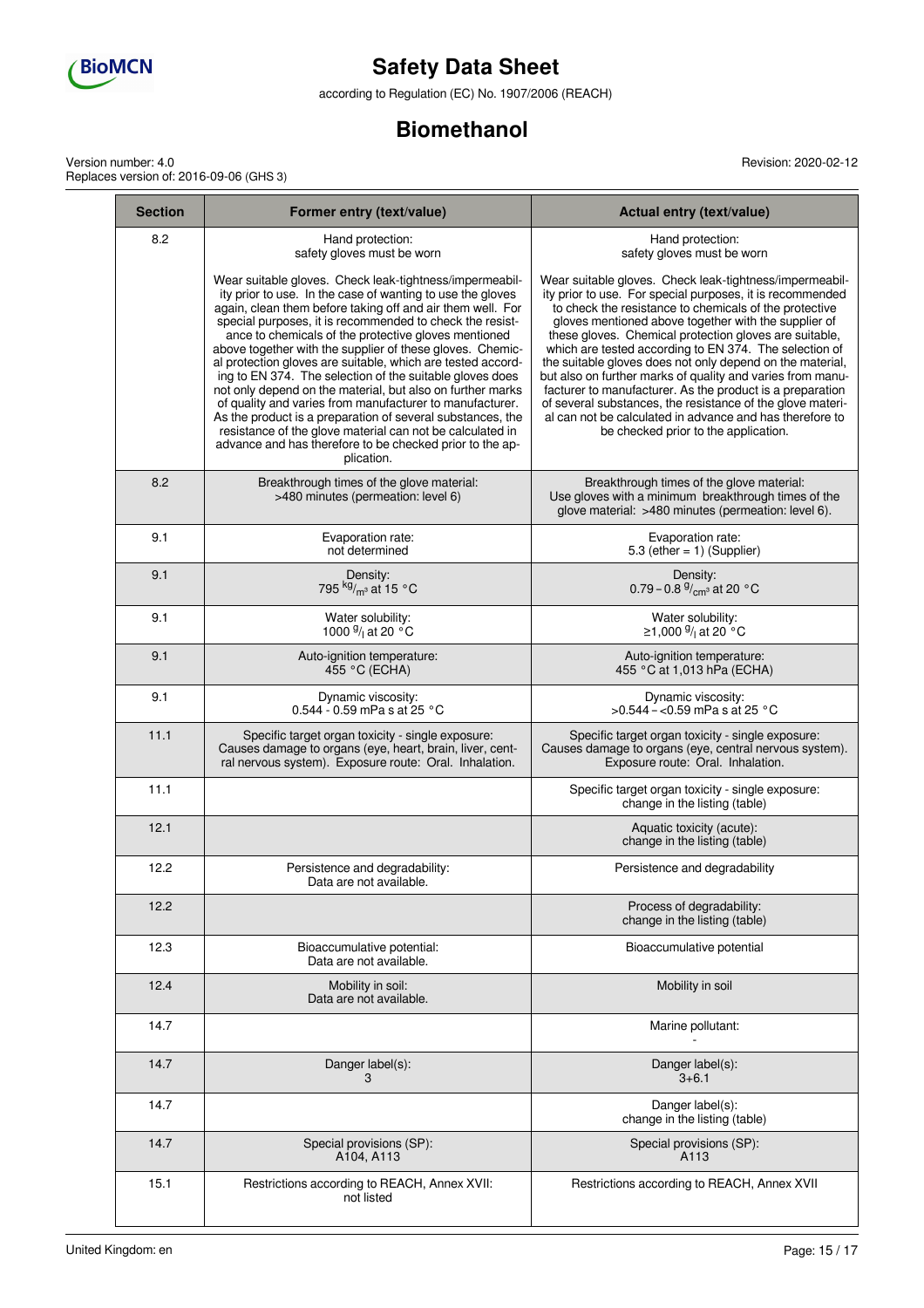# Safety Data Sheet

according to Regulation (EC) No. 1907/2006 (REACH)

## Biomethanol

Version number: 4.0
Replaces version of: 2016-09-06 (GHS 3)

Revision: 2020-02-12

| Section | Former entry (text/value) | Actual entry (text/value) |
|---|---|---|
| 8.2 | Hand protection: safety gloves must be worn<br><br>Wear suitable gloves. Check leak-tightness/impermeability prior to use. In the case of wanting to use the gloves again, clean them before taking off and air them well. For special purposes, it is recommended to check the resistance to chemicals of the protective gloves mentioned above together with the supplier of these gloves. Chemical protection gloves are suitable, which are tested according to EN 374. The selection of the suitable gloves does not only depend on the material, but also on further marks of quality and varies from manufacturer to manufacturer. As the product is a preparation of several substances, the resistance of the glove material can not be calculated in advance and has therefore to be checked prior to the application. | Hand protection: safety gloves must be worn<br><br>Wear suitable gloves. Check leak-tightness/impermeability prior to use. For special purposes, it is recommended to check the resistance to chemicals of the protective gloves mentioned above together with the supplier of these gloves. Chemical protection gloves are suitable, which are tested according to EN 374. The selection of the suitable gloves does not only depend on the material, but also on further marks of quality and varies from manufacturer to manufacturer. As the product is a preparation of several substances, the resistance of the glove material can not be calculated in advance and has therefore to be checked prior to the application. |
| 8.2 | Breakthrough times of the glove material: >480 minutes (permeation: level 6) | Breakthrough times of the glove material: Use gloves with a minimum breakthrough times of the glove material: >480 minutes (permeation: level 6). |
| 9.1 | Evaporation rate: not determined | Evaporation rate: 5.3 (ether = 1) (Supplier) |
| 9.1 | Density: 795 $^{kg}/_{m^3}$ at 15 °C | Density: 0.79 – 0.8 $^{g}/_{cm^3}$ at 20 °C |
| 9.1 | Water solubility: 1000 $^{g}/_{l}$ at 20 °C | Water solubility: ≥1,000 $^{g}/_{l}$ at 20 °C |
| 9.1 | Auto-ignition temperature: 455 °C (ECHA) | Auto-ignition temperature: 455 °C at 1,013 hPa (ECHA) |
| 9.1 | Dynamic viscosity: 0.544 - 0.59 mPa s at 25 °C | Dynamic viscosity: >0.544 – <0.59 mPa s at 25 °C |
| 11.1 | Specific target organ toxicity - single exposure: Causes damage to organs (eye, heart, brain, liver, central nervous system). Exposure route: Oral. Inhalation. | Specific target organ toxicity - single exposure: Causes damage to organs (eye, central nervous system). Exposure route: Oral. Inhalation. |
| 11.1 | | Specific target organ toxicity - single exposure: change in the listing (table) |
| 12.1 | | Aquatic toxicity (acute): change in the listing (table) |
| 12.2 | Persistence and degradability: Data are not available. | Persistence and degradability |
| 12.2 | | Process of degradability: change in the listing (table) |
| 12.3 | Bioaccumulative potential: Data are not available. | Bioaccumulative potential |
| 12.4 | Mobility in soil: Data are not available. | Mobility in soil |
| 14.7 | | Marine pollutant: - |
| 14.7 | Danger label(s): 3 | Danger label(s): 3+6.1 |
| 14.7 | | Danger label(s): change in the listing (table) |
| 14.7 | Special provisions (SP): A104, A113 | Special provisions (SP): A113 |
| 15.1 | Restrictions according to REACH, Annex XVII: not listed | Restrictions according to REACH, Annex XVII |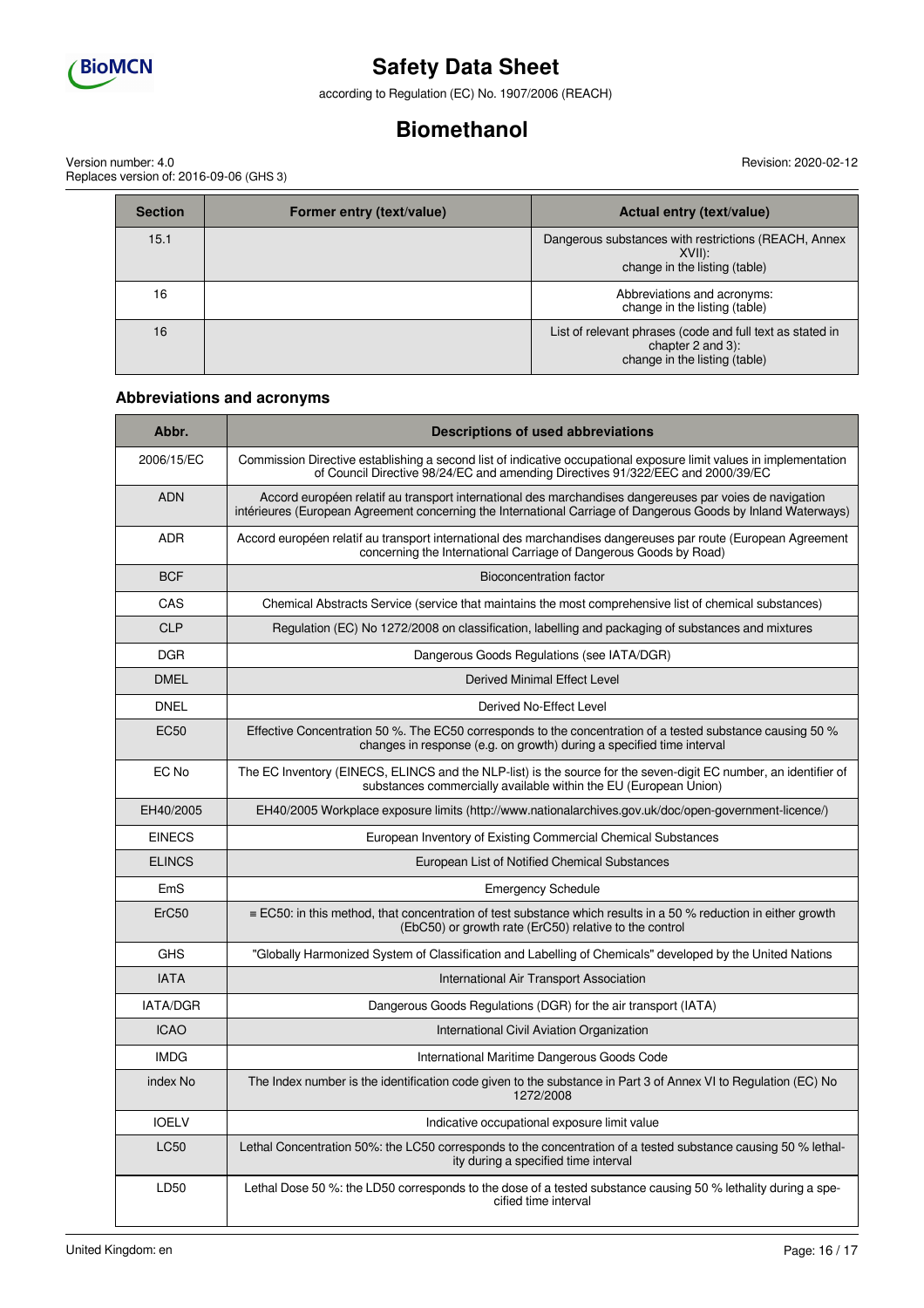| Section | Former entry (text/value) | Actual entry (text/value) |
|---|---|---|
| 15.1 | | Dangerous substances with restrictions (REACH, Annex XVII): change in the listing (table) |
| 16 | | Abbreviations and acronyms: change in the listing (table) |
| 16 | | List of relevant phrases (code and full text as stated in chapter 2 and 3): change in the listing (table) |

### Abbreviations and acronyms

| Abbr. | Descriptions of used abbreviations |
|---|---|
| 2006/15/EC | Commission Directive establishing a second list of indicative occupational exposure limit values in implementation of Council Directive 98/24/EC and amending Directives 91/322/EEC and 2000/39/EC |
| ADN | Accord européen relatif au transport international des marchandises dangereuses par voies de navigation intérieures (European Agreement concerning the International Carriage of Dangerous Goods by Inland Waterways) |
| ADR | Accord européen relatif au transport international des marchandises dangereuses par route (European Agreement concerning the International Carriage of Dangerous Goods by Road) |
| BCF | Bioconcentration factor |
| CAS | Chemical Abstracts Service (service that maintains the most comprehensive list of chemical substances) |
| CLP | Regulation (EC) No 1272/2008 on classification, labelling and packaging of substances and mixtures |
| DGR | Dangerous Goods Regulations (see IATA/DGR) |
| DMEL | Derived Minimal Effect Level |
| DNEL | Derived No-Effect Level |
| EC50 | Effective Concentration 50 %. The EC50 corresponds to the concentration of a tested substance causing 50 % changes in response (e.g. on growth) during a specified time interval |
| EC No | The EC Inventory (EINECS, ELINCS and the NLP-list) is the source for the seven-digit EC number, an identifier of substances commercially available within the EU (European Union) |
| EH40/2005 | EH40/2005 Workplace exposure limits (http://www.nationalarchives.gov.uk/doc/open-government-licence/) |
| EINECS | European Inventory of Existing Commercial Chemical Substances |
| ELINCS | European List of Notified Chemical Substances |
| EmS | Emergency Schedule |
| ErC50 | ≡ EC50: in this method, that concentration of test substance which results in a 50 % reduction in either growth (EbC50) or growth rate (ErC50) relative to the control |
| GHS | "Globally Harmonized System of Classification and Labelling of Chemicals" developed by the United Nations |
| IATA | International Air Transport Association |
| IATA/DGR | Dangerous Goods Regulations (DGR) for the air transport (IATA) |
| ICAO | International Civil Aviation Organization |
| IMDG | International Maritime Dangerous Goods Code |
| index No | The Index number is the identification code given to the substance in Part 3 of Annex VI to Regulation (EC) No 1272/2008 |
| IOELV | Indicative occupational exposure limit value |
| LC50 | Lethal Concentration 50%: the LC50 corresponds to the concentration of a tested substance causing 50 % lethality during a specified time interval |
| LD50 | Lethal Dose 50 %: the LD50 corresponds to the dose of a tested substance causing 50 % lethality during a specified time interval |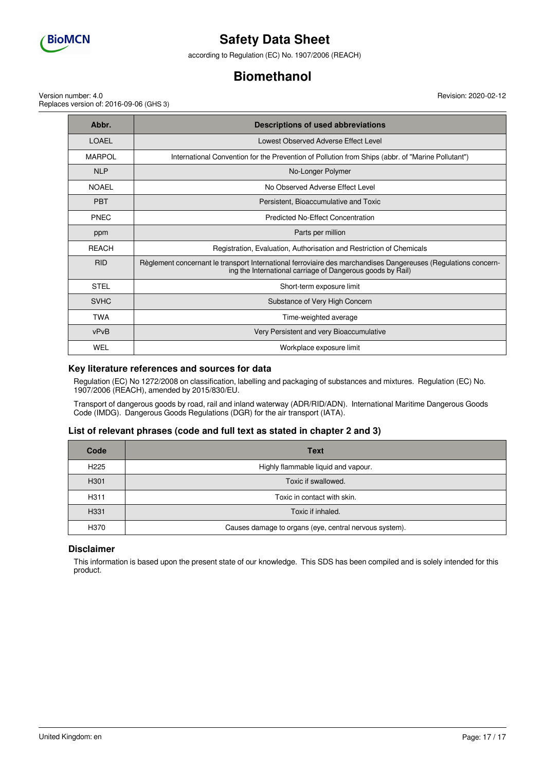| Abbr. | Descriptions of used abbreviations |
| --- | --- |
| LOAEL | Lowest Observed Adverse Effect Level |
| MARPOL | International Convention for the Prevention of Pollution from Ships (abbr. of "Marine Pollutant") |
| NLP | No-Longer Polymer |
| NOAEL | No Observed Adverse Effect Level |
| PBT | Persistent, Bioaccumulative and Toxic |
| PNEC | Predicted No-Effect Concentration |
| ppm | Parts per million |
| REACH | Registration, Evaluation, Authorisation and Restriction of Chemicals |
| RID | Règlement concernant le transport International ferroviaire des marchandises Dangereuses (Regulations concerning the International carriage of Dangerous goods by Rail) |
| STEL | Short-term exposure limit |
| SVHC | Substance of Very High Concern |
| TWA | Time-weighted average |
| vPvB | Very Persistent and very Bioaccumulative |
| WEL | Workplace exposure limit |

### Key literature references and sources for data

Regulation (EC) No 1272/2008 on classification, labelling and packaging of substances and mixtures. Regulation (EC) No. 1907/2006 (REACH), amended by 2015/830/EU.

Transport of dangerous goods by road, rail and inland waterway (ADR/RID/ADN). International Maritime Dangerous Goods Code (IMDG). Dangerous Goods Regulations (DGR) for the air transport (IATA).

### List of relevant phrases (code and full text as stated in chapter 2 and 3)

| Code | Text |
| --- | --- |
| H225 | Highly flammable liquid and vapour. |
| H301 | Toxic if swallowed. |
| H311 | Toxic in contact with skin. |
| H331 | Toxic if inhaled. |
| H370 | Causes damage to organs (eye, central nervous system). |

### Disclaimer

This information is based upon the present state of our knowledge. This SDS has been compiled and is solely intended for this product.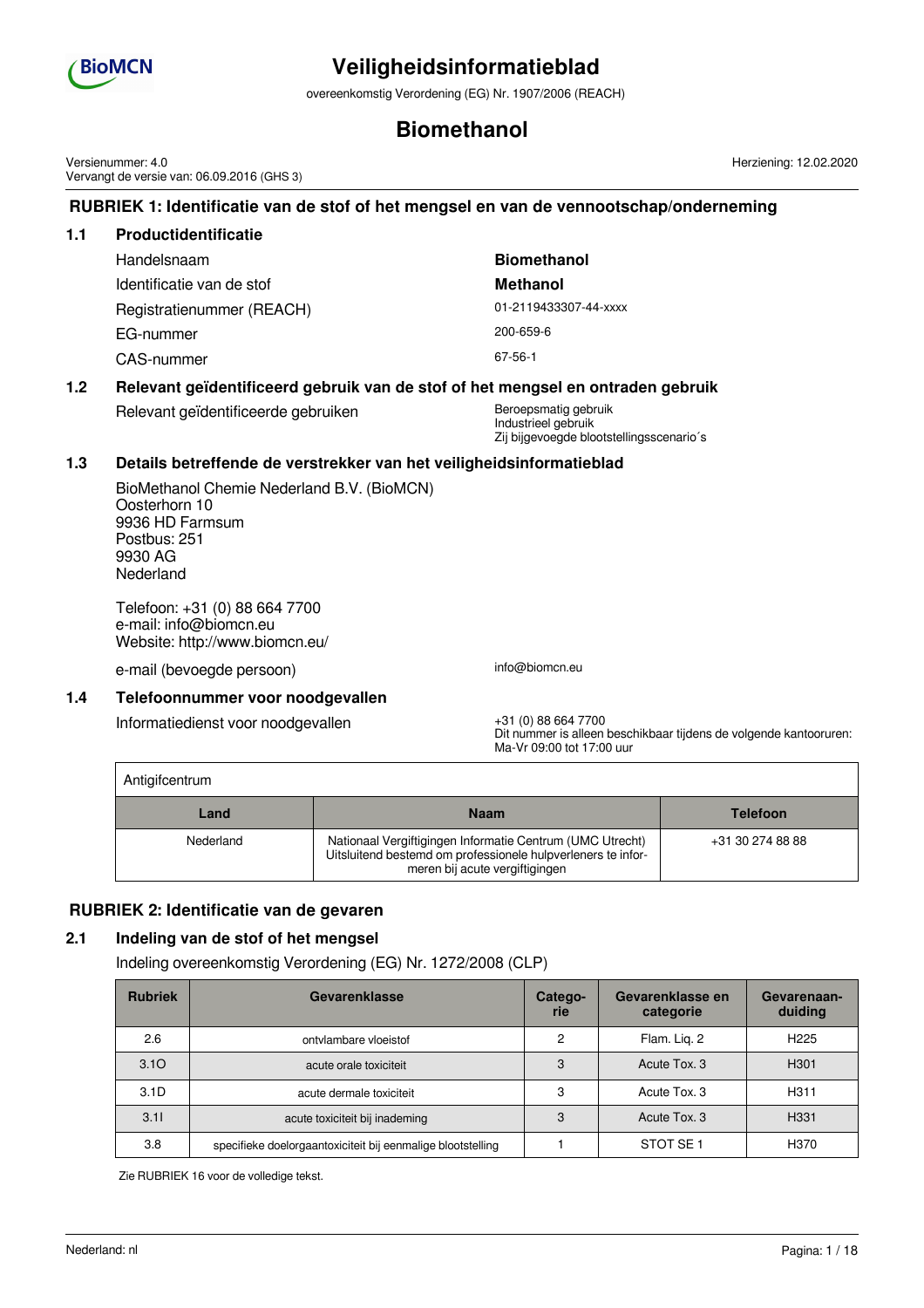# Veiligheidsinformatieblad

overeenkomstig Verordening (EG) Nr. 1907/2006 (REACH)

# Biomethanol

Versienummer: 4.0
Vervangt de versie van: 06.09.2016 (GHS 3)

Herziening: 12.02.2020

## RUBRIEK 1: Identificatie van de stof of het mengsel en van de vennootschap/onderneming

### 1.1 Productidentificatie

| | |
|---|---|
| Handelsnaam | **Biomethanol** |
| Identificatie van de stof | **Methanol** |
| Registratienummer (REACH) | 01-2119433307-44-xxxx |
| EG-nummer | 200-659-6 |
| CAS-nummer | 67-56-1 |

### 1.2 Relevant geïdentificeerd gebruik van de stof of het mengsel en ontraden gebruik

Relevant geïdentificeerde gebruiken: Beroepsmatig gebruik
Industrieel gebruik
Zij bijgevoegde blootstellingsscenario´s

### 1.3 Details betreffende de verstrekker van het veiligheidsinformatieblad

BioMethanol Chemie Nederland B.V. (BioMCN)
Oosterhorn 10
9936 HD Farmsum
Postbus: 251
9930 AG
Nederland

Telefoon: +31 (0) 88 664 7700
e-mail: info@biomcn.eu
Website: http://www.biomcn.eu/

e-mail (bevoegde persoon): info@biomcn.eu

### 1.4 Telefoonnummer voor noodgevallen

Informatiedienst voor noodgevallen: +31 (0) 88 664 7700
Dit nummer is alleen beschikbaar tijdens de volgende kantooruren: Ma-Vr 09:00 tot 17:00 uur

Antigifcentrum

| Land | Naam | Telefoon |
|---|---|---|
| Nederland | Nationaal Vergiftigingen Informatie Centrum (UMC Utrecht) Uitsluitend bestemd om professionele hulpverleners te informeren bij acute vergiftigingen | +31 30 274 88 88 |

## RUBRIEK 2: Identificatie van de gevaren

### 2.1 Indeling van de stof of het mengsel

Indeling overeenkomstig Verordening (EG) Nr. 1272/2008 (CLP)

| Rubriek | Gevarenklasse | Categorie | Gevarenklasse en categorie | Gevarenaanduiding |
|---|---|---|---|---|
| 2.6 | ontvlambare vloeistof | 2 | Flam. Liq. 2 | H225 |
| 3.1O | acute orale toxiciteit | 3 | Acute Tox. 3 | H301 |
| 3.1D | acute dermale toxiciteit | 3 | Acute Tox. 3 | H311 |
| 3.1I | acute toxiciteit bij inademing | 3 | Acute Tox. 3 | H331 |
| 3.8 | specifieke doelorgaantoxiciteit bij eenmalige blootstelling | 1 | STOT SE 1 | H370 |

Zie RUBRIEK 16 voor de volledige tekst.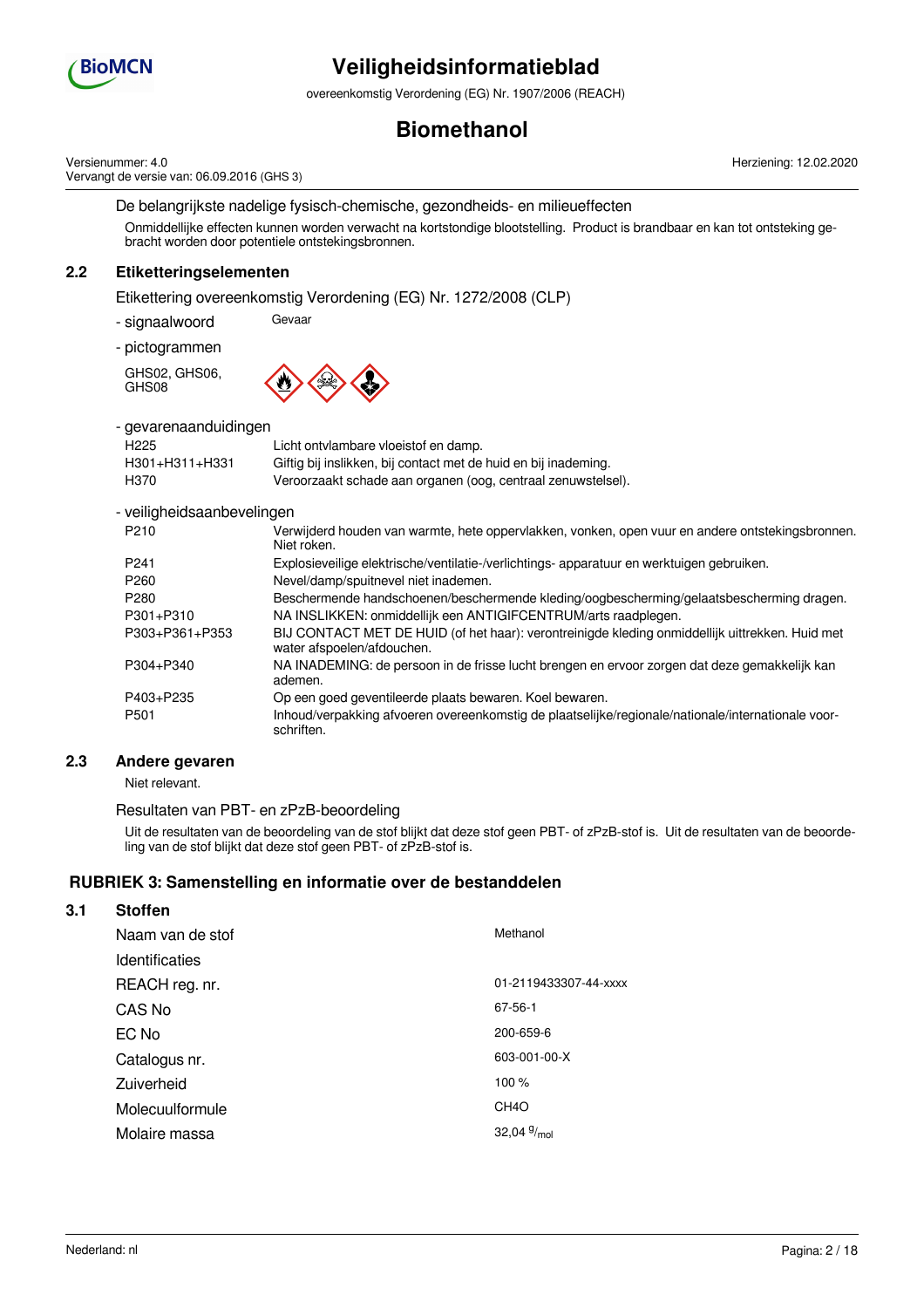De belangrijkste nadelige fysisch-chemische, gezondheids- en milieueffecten

Onmiddellijke effecten kunnen worden verwacht na kortstondige blootstelling. Product is brandbaar en kan tot ontsteking gebracht worden door potentiele ontstekingsbronnen.

## 2.2 Etiketteringselementen

Etikettering overeenkomstig Verordening (EG) Nr. 1272/2008 (CLP)

- signaalwoord: Gevaar
- pictogrammen

GHS02, GHS06, GHS08

- gevarenaanduidingen

| | |
|---|---|
| H225 | Licht ontvlambare vloeistof en damp. |
| H301+H311+H331 | Giftig bij inslikken, bij contact met de huid en bij inademing. |
| H370 | Veroorzaakt schade aan organen (oog, centraal zenuwstelsel). |

- veiligheidsaanbevelingen

| | |
|---|---|
| P210 | Verwijderd houden van warmte, hete oppervlakken, vonken, open vuur en andere ontstekingsbronnen. Niet roken. |
| P241 | Explosieveilige elektrische/ventilatie-/verlichtings- apparatuur en werktuigen gebruiken. |
| P260 | Nevel/damp/spuitnevel niet inademen. |
| P280 | Beschermende handschoenen/beschermende kleding/oogbescherming/gelaatsbescherming dragen. |
| P301+P310 | NA INSLIKKEN: onmiddellijk een ANTIGIFCENTRUM/arts raadplegen. |
| P303+P361+P353 | BIJ CONTACT MET DE HUID (of het haar): verontreinigde kleding onmiddellijk uittrekken. Huid met water afspoelen/afdouchen. |
| P304+P340 | NA INADEMING: de persoon in de frisse lucht brengen en ervoor zorgen dat deze gemakkelijk kan ademen. |
| P403+P235 | Op een goed geventileerde plaats bewaren. Koel bewaren. |
| P501 | Inhoud/verpakking afvoeren overeenkomstig de plaatselijke/regionale/nationale/internationale voorschriften. |

## 2.3 Andere gevaren

Niet relevant.

Resultaten van PBT- en zPzB-beoordeling

Uit de resultaten van de beoordeling van de stof blijkt dat deze stof geen PBT- of zPzB-stof is. Uit de resultaten van de beoordeling van de stof blijkt dat deze stof geen PBT- of zPzB-stof is.

# RUBRIEK 3: Samenstelling en informatie over de bestanddelen

## 3.1 Stoffen

| | |
|---|---|
| Naam van de stof | Methanol |
| Identificaties | |
| REACH reg. nr. | 01-2119433307-44-xxxx |
| CAS No | 67-56-1 |
| EC No | 200-659-6 |
| Catalogus nr. | 603-001-00-X |
| Zuiverheid | 100 % |
| Molecuulformule | $CH_4O$ |
| Molaire massa | 32,04 $^{g}/_{mol}$ |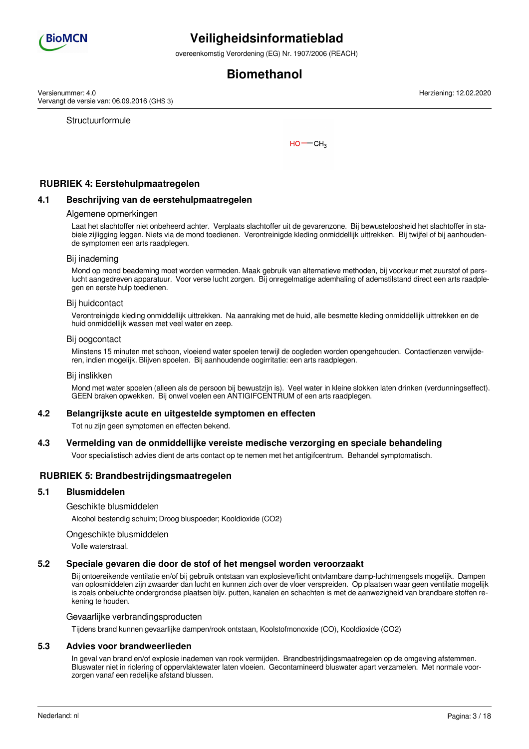Structuurformule

$HO—CH_3$

## RUBRIEK 4: Eerstehulpmaatregelen

### 4.1 Beschrijving van de eerstehulpmaatregelen

Algemene opmerkingen

Laat het slachtoffer niet onbeheerd achter. Verplaats slachtoffer uit de gevarenzone. Bij bewusteloosheid het slachtoffer in stabiele zijligging leggen. Niets via de mond toedienen. Verontreinigde kleding onmiddellijk uittrekken. Bij twijfel of bij aanhoudende symptomen een arts raadplegen.

Bij inademing

Mond op mond beademing moet worden vermeden. Maak gebruik van alternatieve methoden, bij voorkeur met zuurstof of perslucht aangedreven apparatuur. Voor verse lucht zorgen. Bij onregelmatige ademhaling of ademstilstand direct een arts raadplegen en eerste hulp toedienen.

Bij huidcontact

Verontreinigde kleding onmiddellijk uittrekken. Na aanraking met de huid, alle besmette kleding onmiddellijk uittrekken en de huid onmiddellijk wassen met veel water en zeep.

Bij oogcontact

Minstens 15 minuten met schoon, vloeiend water spoelen terwijl de oogleden worden opengehouden. Contactlenzen verwijderen, indien mogelijk. Blijven spoelen. Bij aanhoudende oogirritatie: een arts raadplegen.

Bij inslikken

Mond met water spoelen (alleen als de persoon bij bewustzijn is). Veel water in kleine slokken laten drinken (verdunningseffect). GEEN braken opwekken. Bij onwel voelen een ANTIGIFCENTRUM of een arts raadplegen.

### 4.2 Belangrijkste acute en uitgestelde symptomen en effecten

Tot nu zijn geen symptomen en effecten bekend.

### 4.3 Vermelding van de onmiddellijke vereiste medische verzorging en speciale behandeling

Voor specialistisch advies dient de arts contact op te nemen met het antigifcentrum. Behandel symptomatisch.

## RUBRIEK 5: Brandbestrijdingsmaatregelen

### 5.1 Blusmiddelen

Geschikte blusmiddelen

Alcohol bestendig schuim; Droog bluspoeder; Kooldioxide ($CO_2$)

Ongeschikte blusmiddelen

Volle waterstraal.

### 5.2 Speciale gevaren die door de stof of het mengsel worden veroorzaakt

Bij ontoereikende ventilatie en/of bij gebruik ontstaan van explosieve/licht ontvlambare damp-luchtmengsels mogelijk. Dampen van oplosmiddelen zijn zwaarder dan lucht en kunnen zich over de vloer verspreiden. Op plaatsen waar geen ventilatie mogelijk is zoals onbeluchte ondergrondse plaatsen bijv. putten, kanalen en schachten is met de aanwezigheid van brandbare stoffen rekening te houden.

Gevaarlijke verbrandingsproducten

Tijdens brand kunnen gevaarlijke dampen/rook ontstaan, Koolstofmonoxide (CO), Kooldioxide ($CO_2$)

### 5.3 Advies voor brandweerlieden

In geval van brand en/of explosie inademen van rook vermijden. Brandbestrijdingsmaatregelen op de omgeving afstemmen. Bluswater niet in riolering of oppervlaktewater laten vloeien. Gecontamineerd bluswater apart verzamelen. Met normale voorzorgen vanaf een redelijke afstand blussen.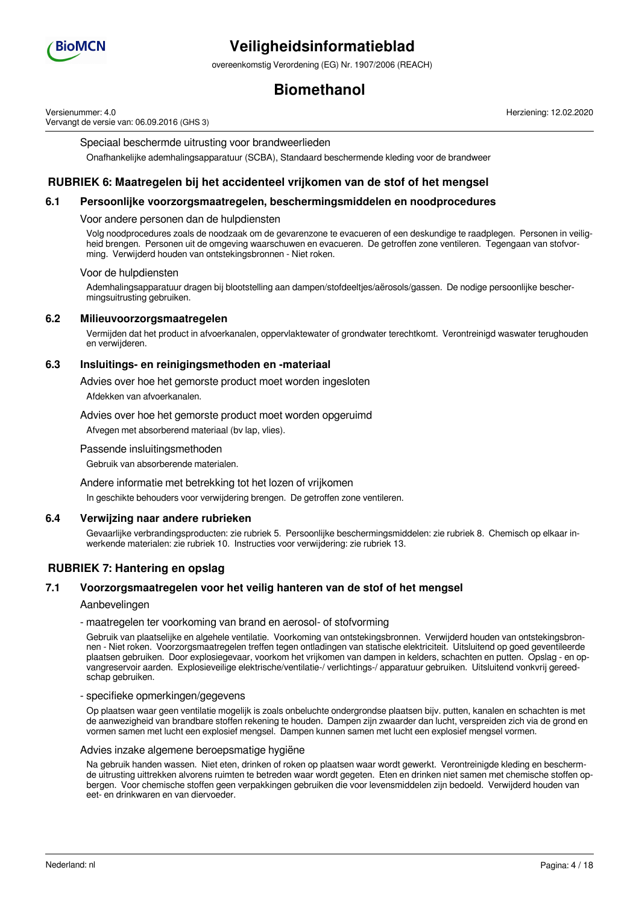Speciaal beschermde uitrusting voor brandweerlieden

Onafhankelijke ademhalingsapparatuur (SCBA), Standaard beschermende kleding voor de brandweer

## RUBRIEK 6: Maatregelen bij het accidenteel vrijkomen van de stof of het mengsel

### 6.1 Persoonlijke voorzorgsmaatregelen, beschermingsmiddelen en noodprocedures

Voor andere personen dan de hulpdiensten

Volg noodprocedures zoals de noodzaak om de gevarenzone te evacueren of een deskundige te raadplegen. Personen in veiligheid brengen. Personen uit de omgeving waarschuwen en evacueren. De getroffen zone ventileren. Tegengaan van stofvorming. Verwijderd houden van ontstekingsbronnen - Niet roken.

Voor de hulpdiensten

Ademhalingsapparatuur dragen bij blootstelling aan dampen/stofdeeltjes/aërosols/gassen. De nodige persoonlijke beschermingsuitrusting gebruiken.

### 6.2 Milieuvoorzorgsmaatregelen

Vermijden dat het product in afvoerkanalen, oppervlaktewater of grondwater terechtkomt. Verontreinigd waswater terughouden en verwijderen.

### 6.3 Insluitings- en reinigingsmethoden en -materiaal

Advies over hoe het gemorste product moet worden ingesloten

Afdekken van afvoerkanalen.

Advies over hoe het gemorste product moet worden opgeruimd

Afvegen met absorberend materiaal (bv lap, vlies).

Passende insluitingsmethoden

Gebruik van absorberende materialen.

Andere informatie met betrekking tot het lozen of vrijkomen

In geschikte behouders voor verwijdering brengen. De getroffen zone ventileren.

### 6.4 Verwijzing naar andere rubrieken

Gevaarlijke verbrandingsproducten: zie rubriek 5. Persoonlijke beschermingsmiddelen: zie rubriek 8. Chemisch op elkaar inwerkende materialen: zie rubriek 10. Instructies voor verwijdering: zie rubriek 13.

## RUBRIEK 7: Hantering en opslag

### 7.1 Voorzorgsmaatregelen voor het veilig hanteren van de stof of het mengsel

Aanbevelingen

- maatregelen ter voorkoming van brand en aerosol- of stofvorming

Gebruik van plaatselijke en algehele ventilatie. Voorkoming van ontstekingsbronnen. Verwijderd houden van ontstekingsbronnen - Niet roken. Voorzorgsmaatregelen treffen tegen ontladingen van statische elektriciteit. Uitsluitend op goed geventileerde plaatsen gebruiken. Door explosiegevaar, voorkom het vrijkomen van dampen in kelders, schachten en putten. Opslag - en opvangreservoir aarden. Explosieveilige elektrische/ventilatie-/ verlichtings-/ apparatuur gebruiken. Uitsluitend vonkvrij gereedschap gebruiken.

- specifieke opmerkingen/gegevens

Op plaatsen waar geen ventilatie mogelijk is zoals onbeluchte ondergrondse plaatsen bijv. putten, kanalen en schachten is met de aanwezigheid van brandbare stoffen rekening te houden. Dampen zijn zwaarder dan lucht, verspreiden zich via de grond en vormen samen met lucht een explosief mengsel. Dampen kunnen samen met lucht een explosief mengsel vormen.

Advies inzake algemene beroepsmatige hygiëne

Na gebruik handen wassen. Niet eten, drinken of roken op plaatsen waar wordt gewerkt. Verontreinigde kleding en beschermde uitrusting uittrekken alvorens ruimten te betreden waar wordt gegeten. Eten en drinken niet samen met chemische stoffen opbergen. Voor chemische stoffen geen verpakkingen gebruiken die voor levensmiddelen zijn bedoeld. Verwijderd houden van eet- en drinkwaren en van diervoeder.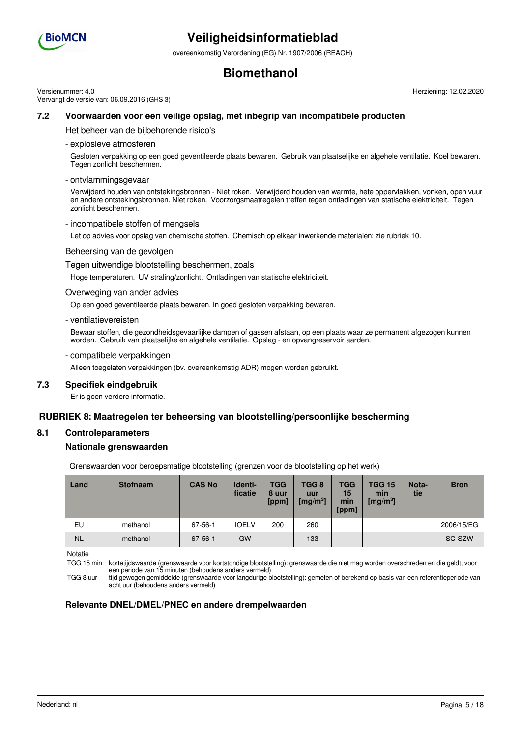### 7.2 Voorwaarden voor een veilige opslag, met inbegrip van incompatibele producten

Het beheer van de bijbehorende risico's

- explosieve atmosferen

Gesloten verpakking op een goed geventileerde plaats bewaren. Gebruik van plaatselijke en algehele ventilatie. Koel bewaren. Tegen zonlicht beschermen.

- ontvlammingsgevaar

Verwijderd houden van ontstekingsbronnen - Niet roken. Verwijderd houden van warmte, hete oppervlakken, vonken, open vuur en andere ontstekingsbronnen. Niet roken. Voorzorgsmaatregelen treffen tegen ontladingen van statische elektriciteit. Tegen zonlicht beschermen.

- incompatibele stoffen of mengsels

Let op advies voor opslag van chemische stoffen. Chemisch op elkaar inwerkende materialen: zie rubriek 10.

Beheersing van de gevolgen

Tegen uitwendige blootstelling beschermen, zoals

Hoge temperaturen. UV straling/zonlicht. Ontladingen van statische elektriciteit.

Overweging van ander advies

Op een goed geventileerde plaats bewaren. In goed gesloten verpakking bewaren.

- ventilatievereisten

Bewaar stoffen, die gezondheidsgevaarlijke dampen of gassen afstaan, op een plaats waar ze permanent afgezogen kunnen worden. Gebruik van plaatselijke en algehele ventilatie. Opslag - en opvangreservoir aarden.

- compatibele verpakkingen

Alleen toegelaten verpakkingen (bv. overeenkomstig ADR) mogen worden gebruikt.

### 7.3 Specifiek eindgebruik

Er is geen verdere informatie.

## RUBRIEK 8: Maatregelen ter beheersing van blootstelling/persoonlijke bescherming

### 8.1 Controleparameters

**Nationale grenswaarden**

Grenswaarden voor beroepsmatige blootstelling (grenzen voor de blootstelling op het werk)

| Land | Stofnaam | CAS No | Identi-ficatie | TGG 8 uur [ppm] | TGG 8 uur [mg/m³] | TGG 15 min [ppm] | TGG 15 min [mg/m³] | Nota-tie | Bron |
|---|---|---|---|---|---|---|---|---|---|
| EU | methanol | 67-56-1 | IOELV | 200 | 260 | | | | 2006/15/EG |
| NL | methanol | 67-56-1 | GW | | 133 | | | | SC-SZW |

Notatie

TGG 15 min kortetijdswaarde (grenswaarde voor kortstondige blootstelling): grenswaarde die niet mag worden overschreden en die geldt, voor een periode van 15 minuten (behoudens anders vermeld)

TGG 8 uur tijd gewogen gemiddelde (grenswaarde voor langdurige blootstelling): gemeten of berekend op basis van een referentieperiode van acht uur (behoudens anders vermeld)

**Relevante DNEL/DMEL/PNEC en andere drempelwaarden**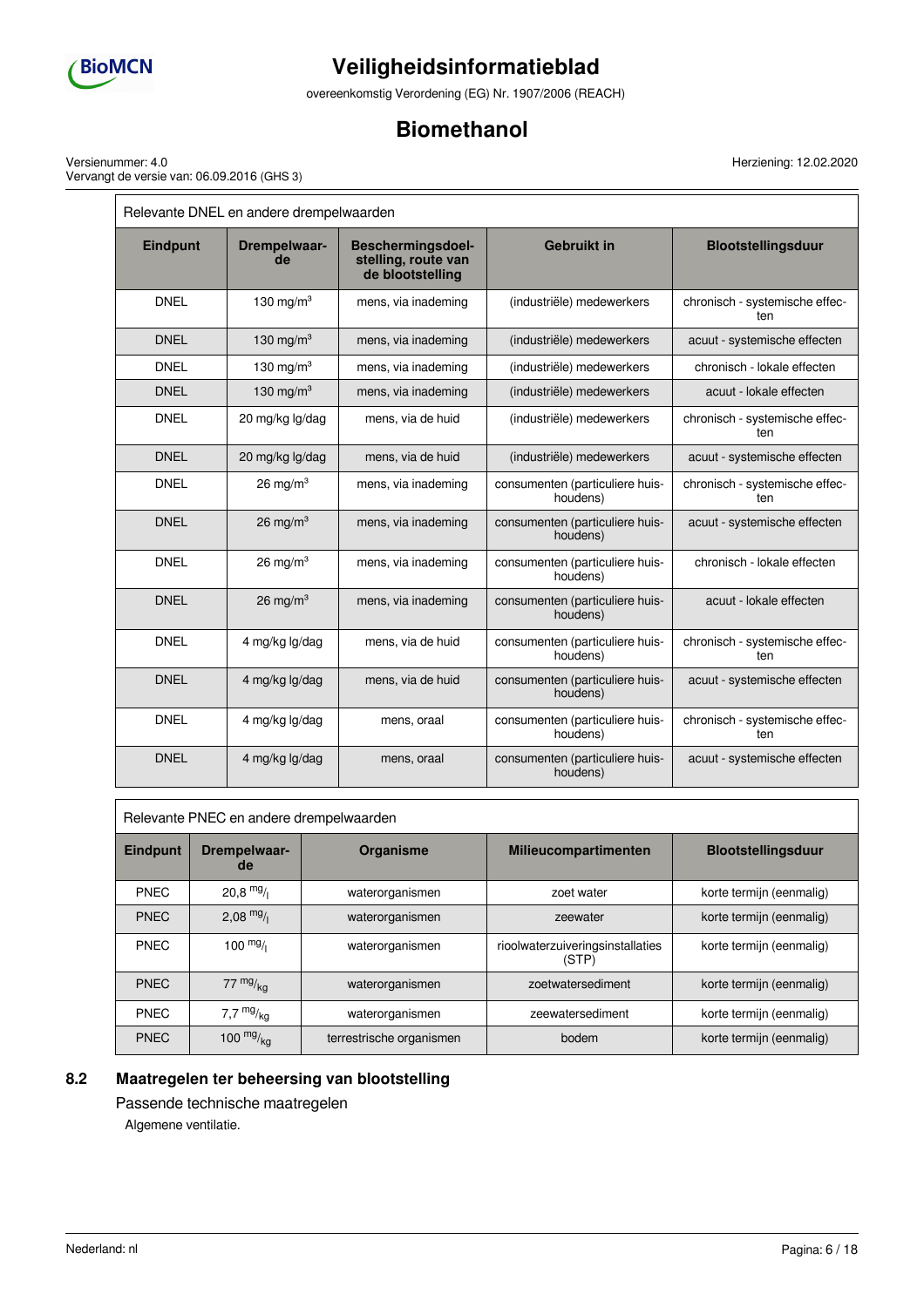| Relevante DNEL en andere drempelwaarden | | | | |
|---|---|---|---|---|
| **Eindpunt** | **Drempelwaarde** | **Beschermingsdoelstelling, route van de blootstelling** | **Gebruikt in** | **Blootstellingsduur** |
| DNEL | 130 $mg/m^3$ | mens, via inademing | (industriële) medewerkers | chronisch - systemische effecten |
| DNEL | 130 $mg/m^3$ | mens, via inademing | (industriële) medewerkers | acuut - systemische effecten |
| DNEL | 130 $mg/m^3$ | mens, via inademing | (industriële) medewerkers | chronisch - lokale effecten |
| DNEL | 130 $mg/m^3$ | mens, via inademing | (industriële) medewerkers | acuut - lokale effecten |
| DNEL | 20 mg/kg lg/dag | mens, via de huid | (industriële) medewerkers | chronisch - systemische effecten |
| DNEL | 20 mg/kg lg/dag | mens, via de huid | (industriële) medewerkers | acuut - systemische effecten |
| DNEL | 26 $mg/m^3$ | mens, via inademing | consumenten (particuliere huishoudens) | chronisch - systemische effecten |
| DNEL | 26 $mg/m^3$ | mens, via inademing | consumenten (particuliere huishoudens) | acuut - systemische effecten |
| DNEL | 26 $mg/m^3$ | mens, via inademing | consumenten (particuliere huishoudens) | chronisch - lokale effecten |
| DNEL | 26 $mg/m^3$ | mens, via inademing | consumenten (particuliere huishoudens) | acuut - lokale effecten |
| DNEL | 4 mg/kg lg/dag | mens, via de huid | consumenten (particuliere huishoudens) | chronisch - systemische effecten |
| DNEL | 4 mg/kg lg/dag | mens, via de huid | consumenten (particuliere huishoudens) | acuut - systemische effecten |
| DNEL | 4 mg/kg lg/dag | mens, oraal | consumenten (particuliere huishoudens) | chronisch - systemische effecten |
| DNEL | 4 mg/kg lg/dag | mens, oraal | consumenten (particuliere huishoudens) | acuut - systemische effecten |

| Relevante PNEC en andere drempelwaarden | | | | |
|---|---|---|---|---|
| **Eindpunt** | **Drempelwaarde** | **Organisme** | **Milieucompartimenten** | **Blootstellingsduur** |
| PNEC | 20,8 $^{mg}/_{l}$ | waterorganismen | zoet water | korte termijn (eenmalig) |
| PNEC | 2,08 $^{mg}/_{l}$ | waterorganismen | zeewater | korte termijn (eenmalig) |
| PNEC | 100 $^{mg}/_{l}$ | waterorganismen | rioolwaterzuiveringsinstallaties (STP) | korte termijn (eenmalig) |
| PNEC | 77 $^{mg}/_{kg}$ | waterorganismen | zoetwatersediment | korte termijn (eenmalig) |
| PNEC | 7,7 $^{mg}/_{kg}$ | waterorganismen | zeewatersediment | korte termijn (eenmalig) |
| PNEC | 100 $^{mg}/_{kg}$ | terrestrische organismen | bodem | korte termijn (eenmalig) |

## 8.2 Maatregelen ter beheersing van blootstelling

Passende technische maatregelen

Algemene ventilatie.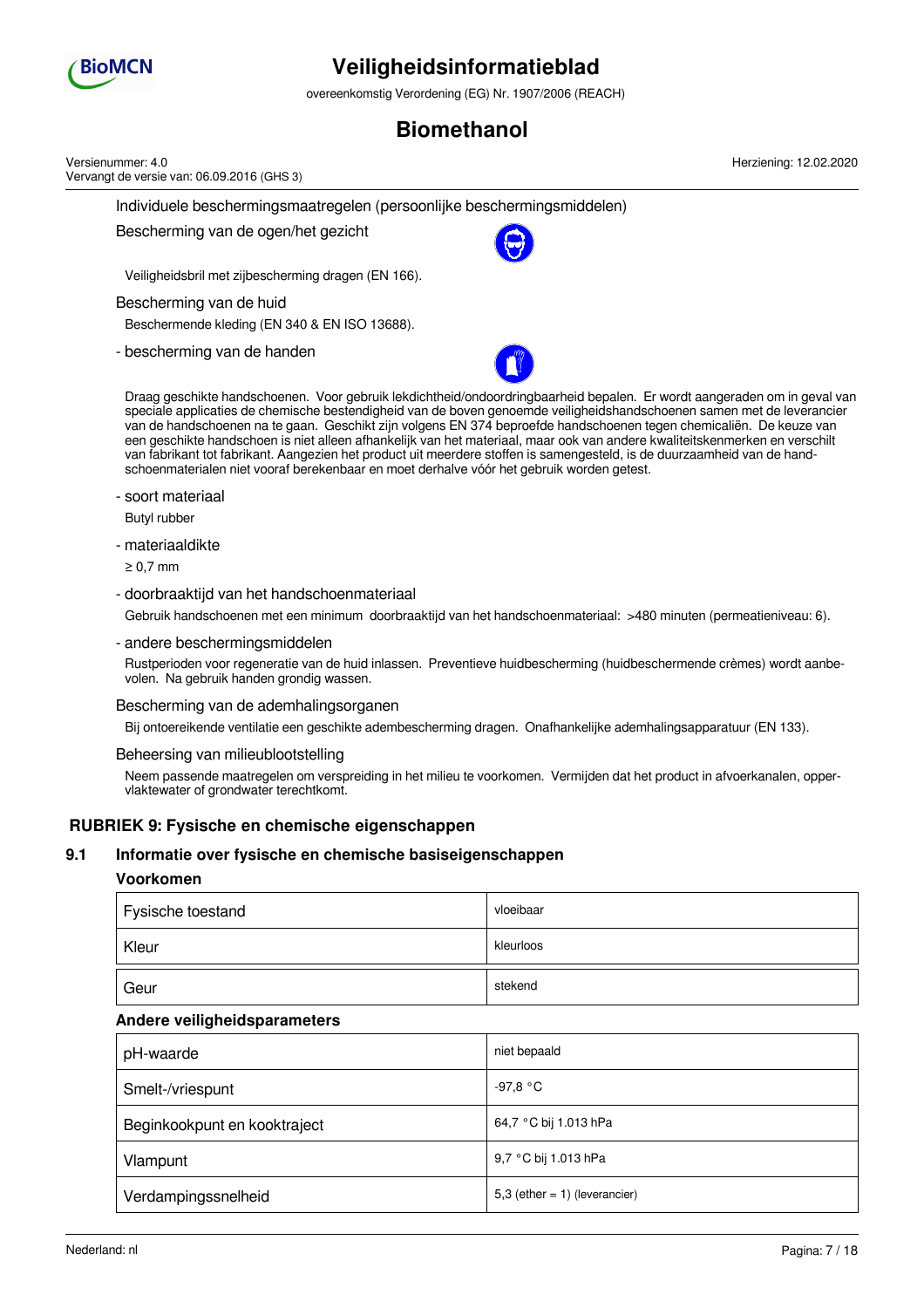Individuele beschermingsmaatregelen (persoonlijke beschermingsmiddelen)

Bescherming van de ogen/het gezicht

Veiligheidsbril met zijbescherming dragen (EN 166).

Bescherming van de huid

Beschermende kleding (EN 340 & EN ISO 13688).

- bescherming van de handen

Draag geschikte handschoenen. Voor gebruik lekdichtheid/ondoordringbaarheid bepalen. Er wordt aangeraden om in geval van speciale applicaties de chemische bestendigheid van de boven genoemde veiligheidshandschoenen samen met de leverancier van de handschoenen na te gaan. Geschikt zijn volgens EN 374 beproefde handschoenen tegen chemicaliën. De keuze van een geschikte handschoen is niet alleen afhankelijk van het materiaal, maar ook van andere kwaliteitskenmerken en verschilt van fabrikant tot fabrikant. Aangezien het product uit meerdere stoffen is samengesteld, is de duurzaamheid van de handschoenmaterialen niet vooraf berekenbaar en moet derhalve vóór het gebruik worden getest.

- soort materiaal

Butyl rubber

- materiaaldikte

≥ 0,7 mm

- doorbraaktijd van het handschoenmateriaal

Gebruik handschoenen met een minimum doorbraaktijd van het handschoenmateriaal: >480 minuten (permeatieniveau: 6).

- andere beschermingsmiddelen

Rustperioden voor regeneratie van de huid inlassen. Preventieve huidbescherming (huidbeschermende crèmes) wordt aanbevolen. Na gebruik handen grondig wassen.

Bescherming van de ademhalingsorganen

Bij ontoereikende ventilatie een geschikte adembescherming dragen. Onafhankelijke ademhalingsapparatuur (EN 133).

Beheersing van milieublootstelling

Neem passende maatregelen om verspreiding in het milieu te voorkomen. Vermijden dat het product in afvoerkanalen, oppervlaktewater of grondwater terechtkomt.

## RUBRIEK 9: Fysische en chemische eigenschappen

### 9.1 Informatie over fysische en chemische basiseigenschappen

**Voorkomen**

| | |
|---|---|
| Fysische toestand | vloeibaar |
| Kleur | kleurloos |
| Geur | stekend |

**Andere veiligheidsparameters**

| | |
|---|---|
| pH-waarde | niet bepaald |
| Smelt-/vriespunt | -97,8 °C |
| Beginkookpunt en kooktraject | 64,7 °C bij 1.013 hPa |
| Vlampunt | 9,7 °C bij 1.013 hPa |
| Verdampingssnelheid | 5,3 (ether = 1) (leverancier) |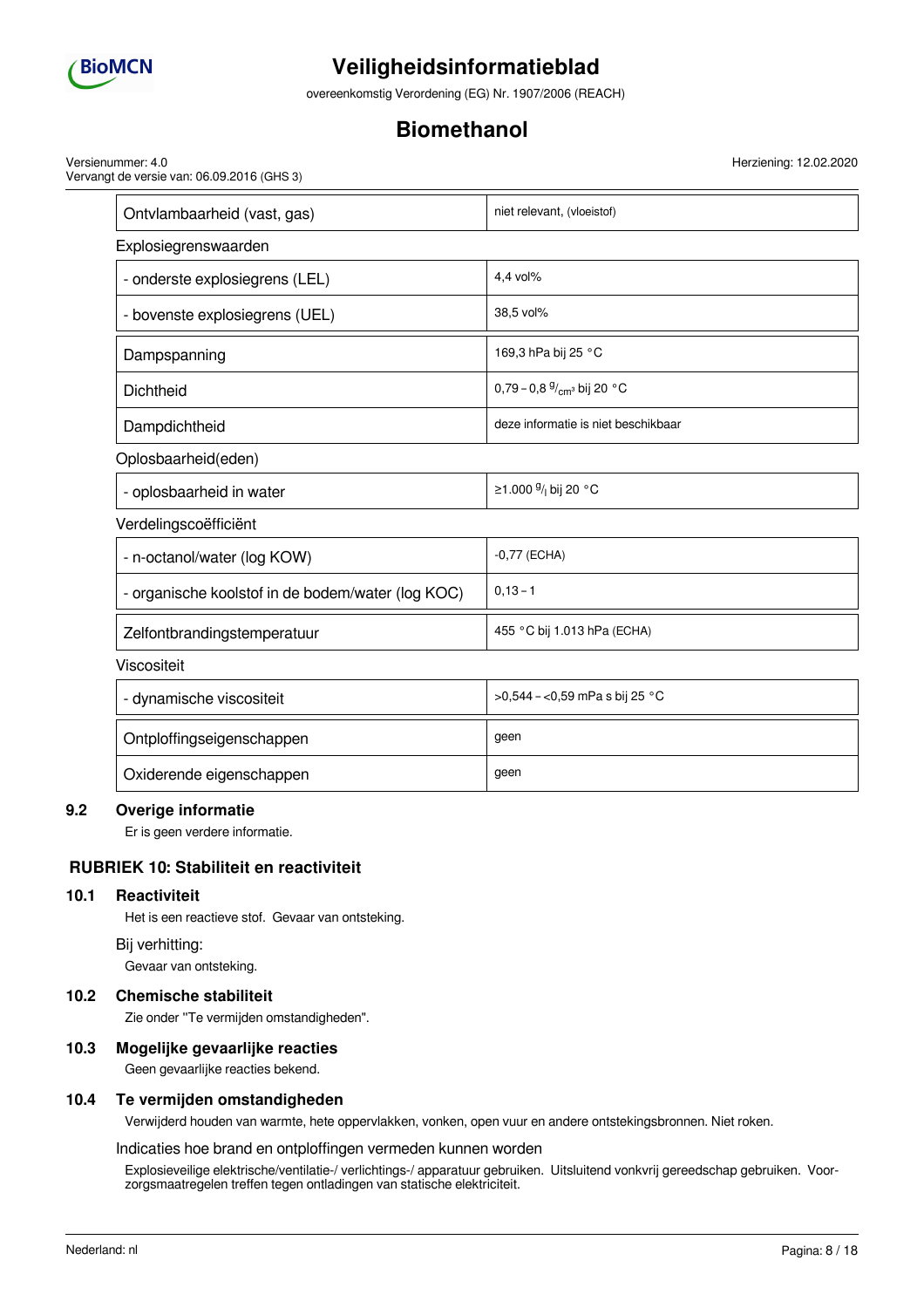| | |
|---|---|
| Ontvlambaarheid (vast, gas) | niet relevant, (vloeistof) |
| **Explosiegrenswaarden** | |
| - onderste explosiegrens (LEL) | 4,4 vol% |
| - bovenste explosiegrens (UEL) | 38,5 vol% |
| Dampspanning | 169,3 hPa bij 25 °C |
| Dichtheid | 0,79 – 0,8 $^{g}/_{cm^3}$ bij 20 °C |
| Dampdichtheid | deze informatie is niet beschikbaar |
| **Oplosbaarheid(eden)** | |
| - oplosbaarheid in water | ≥1.000 $^{g}/_{l}$ bij 20 °C |
| **Verdelingscoëfficiënt** | |
| - n-octanol/water (log KOW) | -0,77 (ECHA) |
| - organische koolstof in de bodem/water (log KOC) | 0,13 – 1 |
| Zelfontbrandingstemperatuur | 455 °C bij 1.013 hPa (ECHA) |
| **Viscositeit** | |
| - dynamische viscositeit | >0,544 – <0,59 mPa s bij 25 °C |
| Ontploffingseigenschappen | geen |
| Oxiderende eigenschappen | geen |

### 9.2 Overige informatie

Er is geen verdere informatie.

## RUBRIEK 10: Stabiliteit en reactiviteit

### 10.1 Reactiviteit

Het is een reactieve stof. Gevaar van ontsteking.

Bij verhitting:

Gevaar van ontsteking.

### 10.2 Chemische stabiliteit

Zie onder "Te vermijden omstandigheden".

### 10.3 Mogelijke gevaarlijke reacties

Geen gevaarlijke reacties bekend.

### 10.4 Te vermijden omstandigheden

Verwijderd houden van warmte, hete oppervlakken, vonken, open vuur en andere ontstekingsbronnen. Niet roken.

Indicaties hoe brand en ontploffingen vermeden kunnen worden

Explosieveilige elektrische/ventilatie-/ verlichtings-/ apparatuur gebruiken. Uitsluitend vonkvrij gereedschap gebruiken. Voorzorgsmaatregelen treffen tegen ontladingen van statische elektriciteit.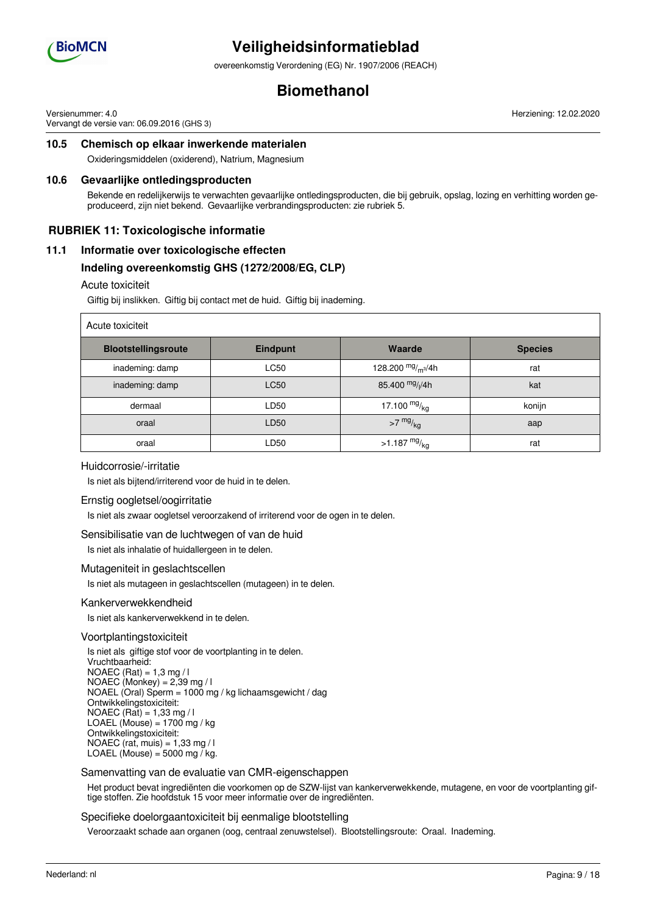### 10.5 Chemisch op elkaar inwerkende materialen

Oxideringsmiddelen (oxiderend), Natrium, Magnesium

### 10.6 Gevaarlijke ontledingsproducten

Bekende en redelijkerwijs te verwachten gevaarlijke ontledingsproducten, die bij gebruik, opslag, lozing en verhitting worden geproduceerd, zijn niet bekend. Gevaarlijke verbrandingsproducten: zie rubriek 5.

## RUBRIEK 11: Toxicologische informatie

### 11.1 Informatie over toxicologische effecten

#### Indeling overeenkomstig GHS (1272/2008/EG, CLP)

Acute toxiciteit

Giftig bij inslikken. Giftig bij contact met de huid. Giftig bij inademing.

| Acute toxiciteit | | | |
|---|---|---|---|
| **Blootstellingsroute** | **Eindpunt** | **Waarde** | **Species** |
| inademing: damp | LC50 | 128.200 $^{mg}/_{m^3}$/4h | rat |
| inademing: damp | LC50 | 85.400 $^{mg}/_{l}$/4h | kat |
| dermaal | LD50 | 17.100 $^{mg}/_{kg}$ | konijn |
| oraal | LD50 | >7 $^{mg}/_{kg}$ | aap |
| oraal | LD50 | >1.187 $^{mg}/_{kg}$ | rat |

Huidcorrosie/-irritatie

Is niet als bijtend/irriterend voor de huid in te delen.

Ernstig oogletsel/oogirritatie

Is niet als zwaar oogletsel veroorzakend of irriterend voor de ogen in te delen.

Sensibilisatie van de luchtwegen of van de huid

Is niet als inhalatie of huidallergeen in te delen.

Mutageniteit in geslachtscellen

Is niet als mutageen in geslachtscellen (mutageen) in te delen.

Kankerverwekkendheid

Is niet als kankerverwekkend in te delen.

Voortplantingstoxiciteit

Is niet als giftige stof voor de voortplanting in te delen.
Vruchtbaarheid:
NOAEC (Rat) = 1,3 mg / l
NOAEC (Monkey) = 2,39 mg / l
NOAEL (Oral) Sperm = 1000 mg / kg lichaamsgewicht / dag
Ontwikkelingstoxiciteit:
NOAEC (Rat) = 1,33 mg / l
LOAEL (Mouse) = 1700 mg / kg
Ontwikkelingstoxiciteit:
NOAEC (rat, muis) = 1,33 mg / l
LOAEL (Mouse) = 5000 mg / kg.

Samenvatting van de evaluatie van CMR-eigenschappen

Het product bevat ingrediënten die voorkomen op de SZW-lijst van kankerverwekkende, mutagene, en voor de voortplanting giftige stoffen. Zie hoofdstuk 15 voor meer informatie over de ingrediënten.

Specifieke doelorgaantoxiciteit bij eenmalige blootstelling

Veroorzaakt schade aan organen (oog, centraal zenuwstelsel). Blootstellingsroute: Oraal. Inademing.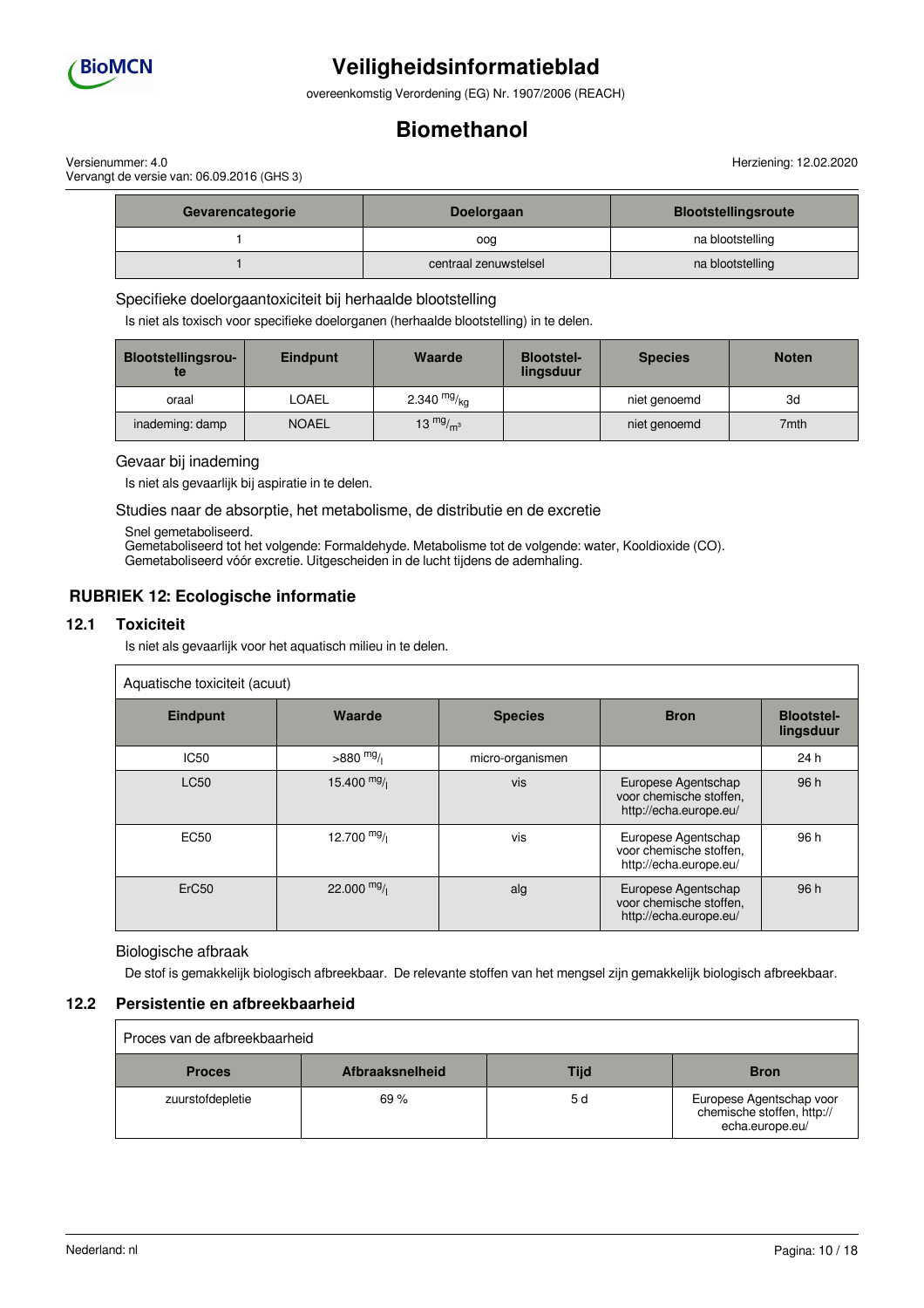| Gevarencategorie | Doelorgaan | Blootstellingsroute |
|---|---|---|
| 1 | oog | na blootstelling |
| 1 | centraal zenuwstelsel | na blootstelling |

### Specifieke doelorgaantoxiciteit bij herhaalde blootstelling

Is niet als toxisch voor specifieke doelorganen (herhaalde blootstelling) in te delen.

| Blootstellingsroute | Eindpunt | Waarde | Blootstellingsduur | Species | Noten |
|---|---|---|---|---|---|
| oraal | LOAEL | 2.340 $^{mg}/_{kg}$ | | niet genoemd | 3d |
| inademing: damp | NOAEL | 13 $^{mg}/_{m^3}$ | | niet genoemd | 7mth |

### Gevaar bij inademing

Is niet als gevaarlijk bij aspiratie in te delen.

### Studies naar de absorptie, het metabolisme, de distributie en de excretie

Snel gemetaboliseerd.
Gemetaboliseerd tot het volgende: Formaldehyde. Metabolisme tot de volgende: water, Kooldioxide (CO).
Gemetaboliseerd vóór excretie. Uitgescheiden in de lucht tijdens de ademhaling.

## RUBRIEK 12: Ecologische informatie

### 12.1 Toxiciteit

Is niet als gevaarlijk voor het aquatisch milieu in te delen.

| Aquatische toxiciteit (acuut) | | | | |
|---|---|---|---|---|
| **Eindpunt** | **Waarde** | **Species** | **Bron** | **Blootstellingsduur** |
| IC50 | >880 $^{mg}/_{l}$ | micro-organismen | | 24 h |
| LC50 | 15.400 $^{mg}/_{l}$ | vis | Europese Agentschap voor chemische stoffen, http://echa.europe.eu/ | 96 h |
| EC50 | 12.700 $^{mg}/_{l}$ | vis | Europese Agentschap voor chemische stoffen, http://echa.europe.eu/ | 96 h |
| ErC50 | 22.000 $^{mg}/_{l}$ | alg | Europese Agentschap voor chemische stoffen, http://echa.europe.eu/ | 96 h |

### Biologische afbraak

De stof is gemakkelijk biologisch afbreekbaar. De relevante stoffen van het mengsel zijn gemakkelijk biologisch afbreekbaar.

### 12.2 Persistentie en afbreekbaarheid

| Proces van de afbreekbaarheid | | | |
|---|---|---|---|
| **Proces** | **Afbraaksnelheid** | **Tijd** | **Bron** |
| zuurstofdepletie | 69 % | 5 d | Europese Agentschap voor chemische stoffen, http://echa.europe.eu/ |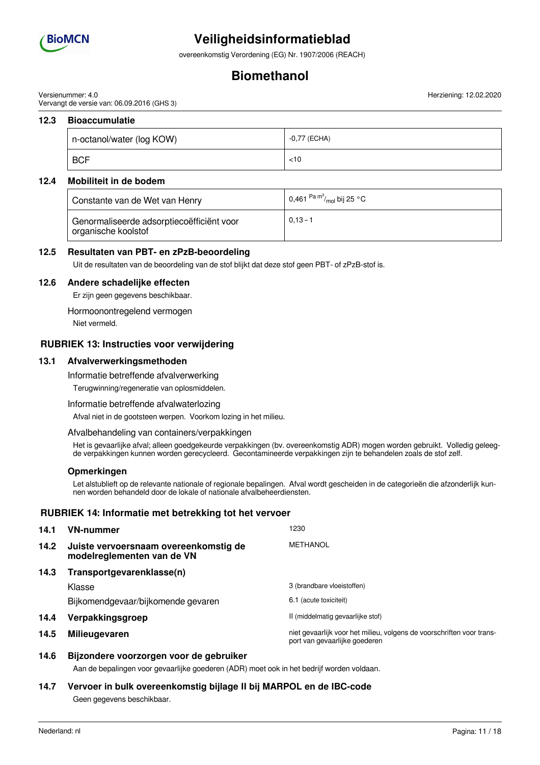### 12.3 Bioaccumulatie

| | |
|---|---|
| n-octanol/water (log KOW) | -0,77 (ECHA) |
| BCF | <10 |

### 12.4 Mobiliteit in de bodem

| | |
|---|---|
| Constante van de Wet van Henry | 0,461 $^{Pa\ m^3}/_{mol}$ bij 25 °C |
| Genormaliseerde adsorptiecoëfficiënt voor organische koolstof | 0,13 – 1 |

### 12.5 Resultaten van PBT- en zPzB-beoordeling

Uit de resultaten van de beoordeling van de stof blijkt dat deze stof geen PBT- of zPzB-stof is.

### 12.6 Andere schadelijke effecten

Er zijn geen gegevens beschikbaar.

Hormoonontregelend vermogen

Niet vermeld.

## RUBRIEK 13: Instructies voor verwijdering

### 13.1 Afvalverwerkingsmethoden

Informatie betreffende afvalverwerking

Terugwinning/regeneratie van oplosmiddelen.

Informatie betreffende afvalwaterlozing

Afval niet in de gootsteen werpen. Voorkom lozing in het milieu.

Afvalbehandeling van containers/verpakkingen

Het is gevaarlijke afval; alleen goedgekeurde verpakkingen (bv. overeenkomstig ADR) mogen worden gebruikt. Volledig geleegde verpakkingen kunnen worden gerecycleerd. Gecontamineerde verpakkingen zijn te behandelen zoals de stof zelf.

**Opmerkingen**

Let alstublieft op de relevante nationale of regionale bepalingen. Afval wordt gescheiden in de categorieën die afzonderlijk kunnen worden behandeld door de lokale of nationale afvalbeheerdiensten.

## RUBRIEK 14: Informatie met betrekking tot het vervoer

**14.1 VN-nummer**: 1230

**14.2 Juiste vervoersnaam overeenkomstig de modelreglementen van de VN**: METHANOL

**14.3 Transportgevarenklasse(n)**

Klasse: 3 (brandbare vloeistoffen)

Bijkomendgevaar/bijkomende gevaren: 6.1 (acute toxiciteit)

**14.4 Verpakkingsgroep**: II (middelmatig gevaarlijke stof)

**14.5 Milieugevaren**: niet gevaarlijk voor het milieu, volgens de voorschriften voor transport van gevaarlijke goederen

### 14.6 Bijzondere voorzorgen voor de gebruiker

Aan de bepalingen voor gevaarlijke goederen (ADR) moet ook in het bedrijf worden voldaan.

### 14.7 Vervoer in bulk overeenkomstig bijlage II bij MARPOL en de IBC-code

Geen gegevens beschikbaar.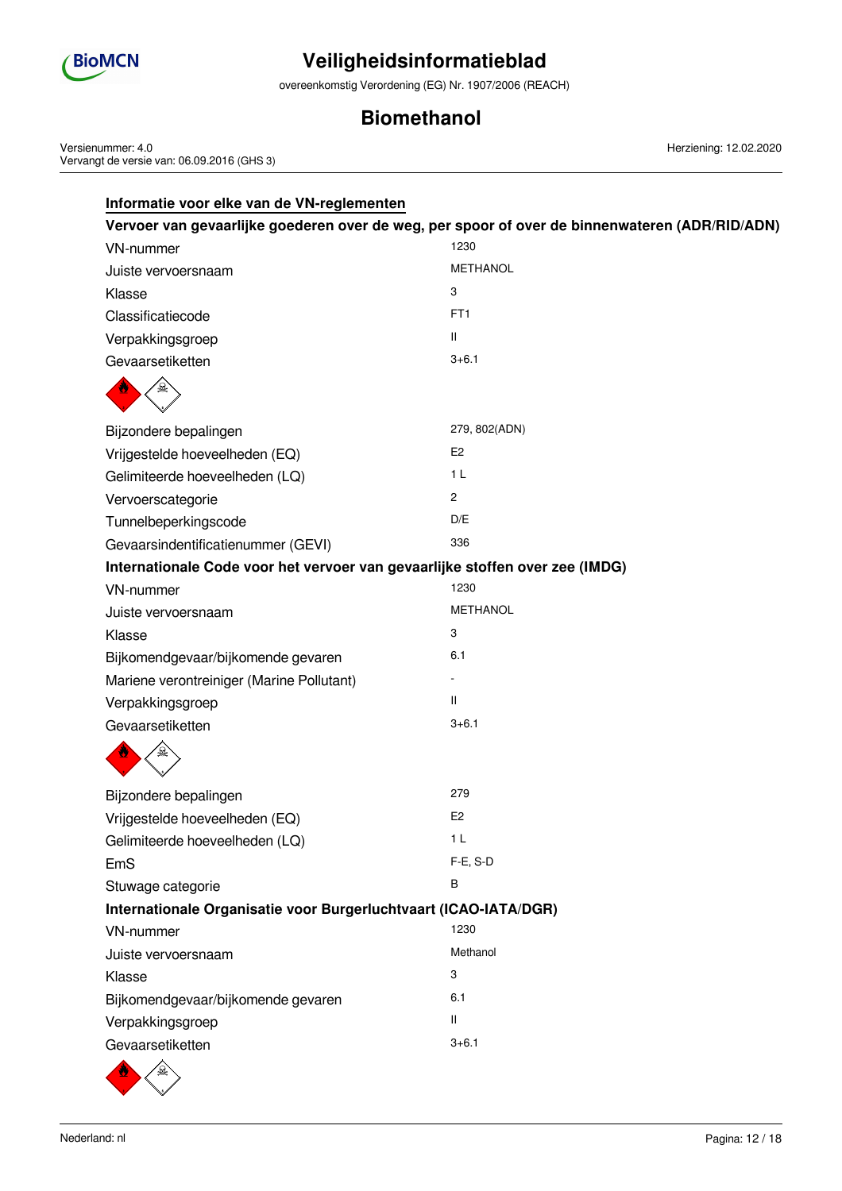### Informatie voor elke van de VN-reglementen

**Vervoer van gevaarlijke goederen over de weg, per spoor of over de binnenwateren (ADR/RID/ADN)**

| | |
|---|---|
| VN-nummer | 1230 |
| Juiste vervoersnaam | METHANOL |
| Klasse | 3 |
| Classificatiecode | FT1 |
| Verpakkingsgroep | II |
| Gevaarsetiketten | 3+6.1 |
| Bijzondere bepalingen | 279, 802(ADN) |
| Vrijgestelde hoeveelheden (EQ) | E2 |
| Gelimiteerde hoeveelheden (LQ) | 1 L |
| Vervoerscategorie | 2 |
| Tunnelbeperkingscode | D/E |
| Gevaarsindentificatienummer (GEVI) | 336 |

**Internationale Code voor het vervoer van gevaarlijke stoffen over zee (IMDG)**

| | |
|---|---|
| VN-nummer | 1230 |
| Juiste vervoersnaam | METHANOL |
| Klasse | 3 |
| Bijkomendgevaar/bijkomende gevaren | 6.1 |
| Mariene verontreiniger (Marine Pollutant) | - |
| Verpakkingsgroep | II |
| Gevaarsetiketten | 3+6.1 |
| Bijzondere bepalingen | 279 |
| Vrijgestelde hoeveelheden (EQ) | E2 |
| Gelimiteerde hoeveelheden (LQ) | 1 L |
| EmS | F-E, S-D |
| Stuwage categorie | B |

**Internationale Organisatie voor Burgerluchtvaart (ICAO-IATA/DGR)**

| | |
|---|---|
| VN-nummer | 1230 |
| Juiste vervoersnaam | Methanol |
| Klasse | 3 |
| Bijkomendgevaar/bijkomende gevaren | 6.1 |
| Verpakkingsgroep | II |
| Gevaarsetiketten | 3+6.1 |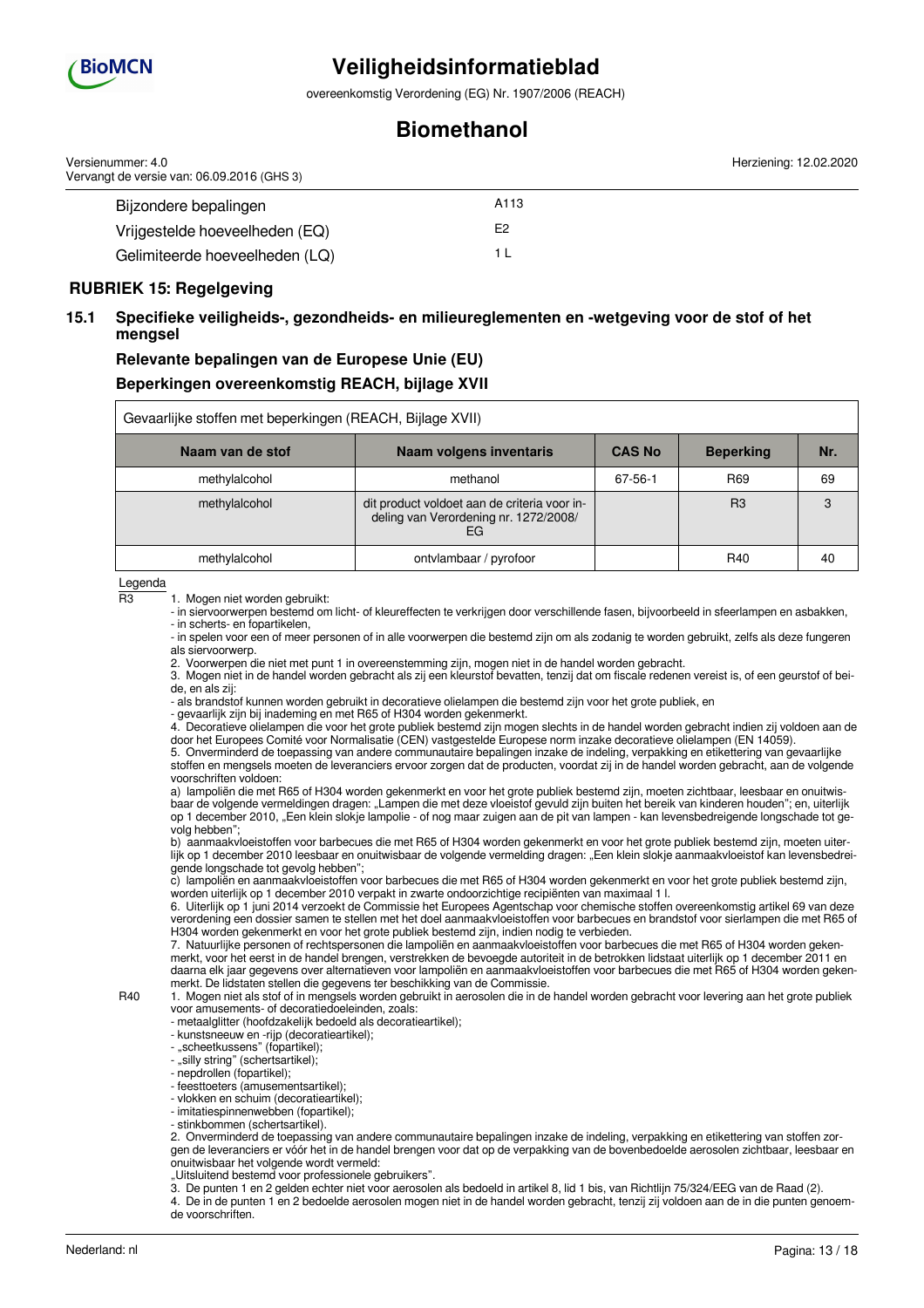| | |
|---|---|
| Bijzondere bepalingen | A113 |
| Vrijgestelde hoeveelheden (EQ) | E2 |
| Gelimiteerde hoeveelheden (LQ) | 1 L |

## RUBRIEK 15: Regelgeving

### 15.1 Specifieke veiligheids-, gezondheids- en milieureglementen en -wetgeving voor de stof of het mengsel

#### Relevante bepalingen van de Europese Unie (EU)

#### Beperkingen overeenkomstig REACH, bijlage XVII

Gevaarlijke stoffen met beperkingen (REACH, Bijlage XVII)

| Naam van de stof | Naam volgens inventaris | CAS No | Beperking | Nr. |
|---|---|---|---|---|
| methylalcohol | methanol | 67-56-1 | R69 | 69 |
| methylalcohol | dit product voldoet aan de criteria voor indeling van Verordening nr. 1272/2008/ EG | | R3 | 3 |
| methylalcohol | ontvlambaar / pyrofoor | | R40 | 40 |

Legenda

R3
1. Mogen niet worden gebruikt:
- in siervoorwerpen bestemd om licht- of kleureffecten te verkrijgen door verschillende fasen, bijvoorbeeld in sfeerlampen en asbakken,
- in scherts- en fopartikelen,
- in spelen voor een of meer personen of in alle voorwerpen die bestemd zijn om als zodanig te worden gebruikt, zelfs als deze fungeren als siervoorwerp.
2. Voorwerpen die niet met punt 1 in overeenstemming zijn, mogen niet in de handel worden gebracht.
3. Mogen niet in de handel worden gebracht als zij een kleurstof bevatten, tenzij dat om fiscale redenen vereist is, of een geurstof of beide, en als zij:
- als brandstof kunnen worden gebruikt in decoratieve olielampen die bestemd zijn voor het grote publiek, en
- gevaarlijk zijn bij inademing en met R65 of H304 worden gekenmerkt.
4. Decoratieve olielampen die voor het grote publiek bestemd zijn mogen slechts in de handel worden gebracht indien zij voldoen aan de door het Europees Comité voor Normalisatie (CEN) vastgestelde Europese norm inzake decoratieve olielampen (EN 14059).
5. Onverminderd de toepassing van andere communautaire bepalingen inzake de indeling, verpakking en etikettering van gevaarlijke stoffen en mengsels moeten de leveranciers ervoor zorgen dat de producten, voordat zij in de handel worden gebracht, aan de volgende voorschriften voldoen:
a) lampoliën die met R65 of H304 worden gekenmerkt en voor het grote publiek bestemd zijn, moeten zichtbaar, leesbaar en onuitwisbaar de volgende vermeldingen dragen: „Lampen die met deze vloeistof gevuld zijn buiten het bereik van kinderen houden"; en, uiterlijk op 1 december 2010, „Een klein slokje lampolie - of nog maar zuigen aan de pit van lampen - kan levensbedreigende longschade tot gevolg hebben";
b) aanmaakvloeistoffen voor barbecues die met R65 of H304 worden gekenmerkt en voor het grote publiek bestemd zijn, moeten uiterlijk op 1 december 2010 leesbaar en onuitwisbaar de volgende vermelding dragen: „Een klein slokje aanmaakvloeistof kan levensbedreigende longschade tot gevolg hebben";
c) lampoliën en aanmaakvloeistoffen voor barbecues die met R65 of H304 worden gekenmerkt en voor het grote publiek bestemd zijn, worden uiterlijk op 1 december 2010 verpakt in zwarte ondoorzichtige recipiënten van maximaal 1 l.
6. Uiterlijk op 1 juni 2014 verzoekt de Commissie het Europees Agentschap voor chemische stoffen overeenkomstig artikel 69 van deze verordening een dossier samen te stellen met het doel aanmaakvloeistoffen voor barbecues en brandstof voor sierlampen die met R65 of H304 worden gekenmerkt en voor het grote publiek bestemd zijn, indien nodig te verbieden.
7. Natuurlijke personen of rechtspersonen die lampoliën en aanmaakvloeistoffen voor barbecues die met R65 of H304 worden gekenmerkt, voor het eerst in de handel brengen, verstrekken de bevoegde autoriteit in de betrokken lidstaat uiterlijk op 1 december 2011 en daarna elk jaar gegevens over alternatieven voor lampoliën en aanmaakvloeistoffen voor barbecues die met R65 of H304 worden gekenmerkt. De lidstaten stellen die gegevens ter beschikking van de Commissie.

R40
1. Mogen niet als stof of in mengsels worden gebruikt in aerosolen die in de handel worden gebracht voor levering aan het grote publiek voor amusements- of decoratiedoeleinden, zoals:
- metaalglitter (hoofdzakelijk bedoeld als decoratieartikel);
- kunstsneeuw en -rijp (decoratieartikel);
- „scheetkussens" (fopartikel);
- „silly string" (schertsartikel);
- nepdrollen (fopartikel);
- feesttoeters (amusementsartikel);
- vlokken en schuim (decoratieartikel);
- imitatiespinnenwebben (fopartikel);
- stinkbommen (schertsartikel).
2. Onverminderd de toepassing van andere communautaire bepalingen inzake de indeling, verpakking en etikettering van stoffen zorgen de leveranciers er vóór het in de handel brengen voor dat op de verpakking van de bovenbedoelde aerosolen zichtbaar, leesbaar en onuitwisbaar het volgende wordt vermeld:
„Uitsluitend bestemd voor professionele gebruikers".
3. De punten 1 en 2 gelden echter niet voor aerosolen als bedoeld in artikel 8, lid 1 bis, van Richtlijn 75/324/EEG van de Raad (2).
4. De in de punten 1 en 2 bedoelde aerosolen mogen niet in de handel worden gebracht, tenzij zij voldoen aan de in die punten genoemde voorschriften.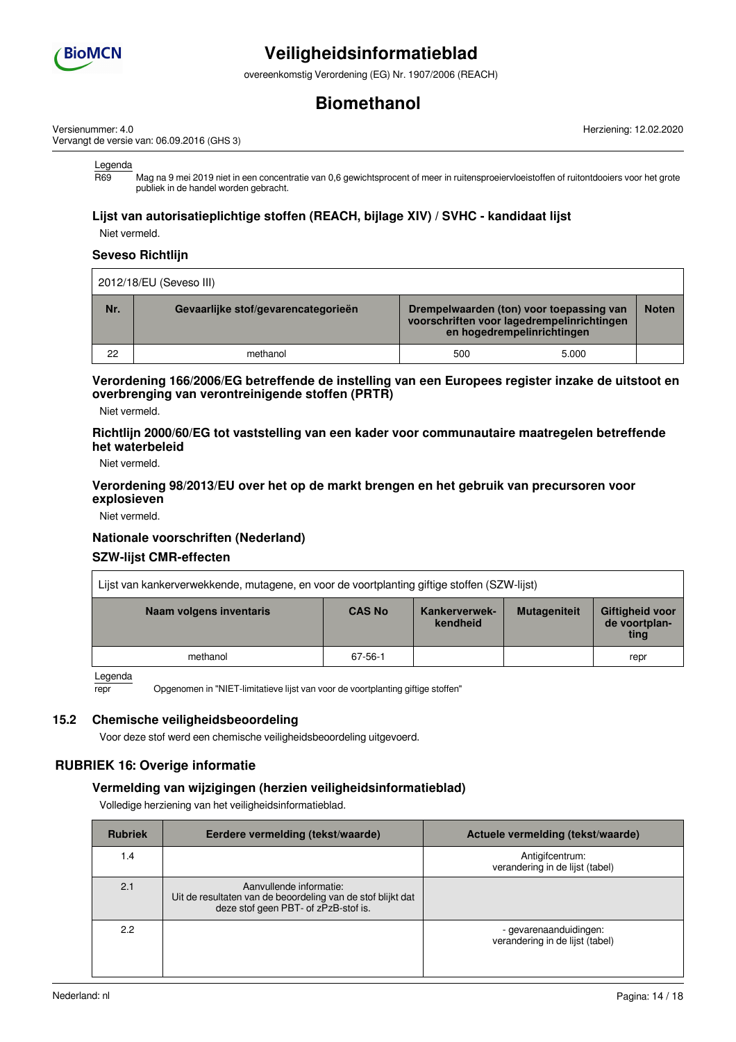Legenda

R69 Mag na 9 mei 2019 niet in een concentratie van 0,6 gewichtsprocent of meer in ruitensproeiervloeistoffen of ruitontdooiers voor het grote publiek in de handel worden gebracht.

### Lijst van autorisatieplichtige stoffen (REACH, bijlage XIV) / SVHC - kandidaat lijst

Niet vermeld.

### Seveso Richtlijn

| 2012/18/EU (Seveso III) | | | | |
|---|---|---|---|---|
| **Nr.** | **Gevaarlijke stof/gevarencategorieën** | **Drempelwaarden (ton) voor toepassing van voorschriften voor lagedrempelinrichtingen en hogedrempelinrichtingen** | | **Noten** |
| 22 | methanol | 500 | 5.000 | |

### Verordening 166/2006/EG betreffende de instelling van een Europees register inzake de uitstoot en overbrenging van verontreinigende stoffen (PRTR)

Niet vermeld.

### Richtlijn 2000/60/EG tot vaststelling van een kader voor communautaire maatregelen betreffende het waterbeleid

Niet vermeld.

### Verordening 98/2013/EU over het op de markt brengen en het gebruik van precursoren voor explosieven

Niet vermeld.

### Nationale voorschriften (Nederland)

### SZW-lijst CMR-effecten

| Lijst van kankerverwekkende, mutagene, en voor de voortplanting giftige stoffen (SZW-lijst) | | | | |
|---|---|---|---|---|
| **Naam volgens inventaris** | **CAS No** | **Kankerverwekkendheid** | **Mutageniteit** | **Giftigheid voor de voortplanting** |
| methanol | 67-56-1 | | | repr |

Legenda

repr Opgenomen in "NIET-limitatieve lijst van voor de voortplanting giftige stoffen"

## 15.2 Chemische veiligheidsbeoordeling

Voor deze stof werd een chemische veiligheidsbeoordeling uitgevoerd.

## RUBRIEK 16: Overige informatie

### Vermelding van wijzigingen (herzien veiligheidsinformatieblad)

Volledige herziening van het veiligheidsinformatieblad.

| Rubriek | Eerdere vermelding (tekst/waarde) | Actuele vermelding (tekst/waarde) |
|---|---|---|
| 1.4 | | Antigifcentrum: verandering in de lijst (tabel) |
| 2.1 | Aanvullende informatie: Uit de resultaten van de beoordeling van de stof blijkt dat deze stof geen PBT- of zPzB-stof is. | |
| 2.2 | | - gevarenaanduidingen: verandering in de lijst (tabel) |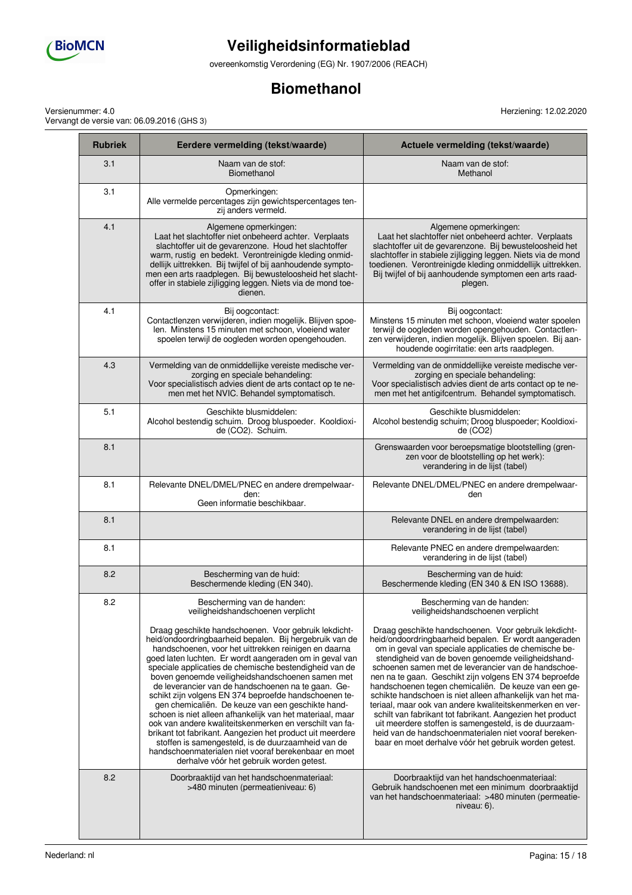# Veiligheidsinformatieblad

overeenkomstig Verordening (EG) Nr. 1907/2006 (REACH)

## Biomethanol

Versienummer: 4.0
Vervangt de versie van: 06.09.2016 (GHS 3)

Herziening: 12.02.2020

| Rubriek | Eerdere vermelding (tekst/waarde) | Actuele vermelding (tekst/waarde) |
|---|---|---|
| 3.1 | Naam van de stof:<br>Biomethanol | Naam van de stof:<br>Methanol |
| 3.1 | Opmerkingen:<br>Alle vermelde percentages zijn gewichtspercentages tenzij anders vermeld. | |
| 4.1 | Algemene opmerkingen:<br>Laat het slachtoffer niet onbeheerd achter. Verplaats slachtoffer uit de gevarenzone. Houd het slachtoffer warm, rustig en bedekt. Verontreinigde kleding onmiddellijk uittrekken. Bij twijfel of bij aanhoudende symptomen een arts raadplegen. Bij bewusteloosheid het slachtoffer in stabiele zijligging leggen. Niets via de mond toedienen. | Algemene opmerkingen:<br>Laat het slachtoffer niet onbeheerd achter. Verplaats slachtoffer uit de gevarenzone. Bij bewusteloosheid het slachtoffer in stabiele zijligging leggen. Niets via de mond toedienen. Verontreinigde kleding onmiddellijk uittrekken. Bij twijfel of bij aanhoudende symptomen een arts raadplegen. |
| 4.1 | Bij oogcontact:<br>Contactlenzen verwijderen, indien mogelijk. Blijven spoelen. Minstens 15 minuten met schoon, vloeiend water spoelen terwijl de oogleden worden opengehouden. | Bij oogcontact:<br>Minstens 15 minuten met schoon, vloeiend water spoelen terwijl de oogleden worden opengehouden. Contactlenzen verwijderen, indien mogelijk. Blijven spoelen. Bij aanhoudende oogirritatie: een arts raadplegen. |
| 4.3 | Vermelding van de onmiddellijke vereiste medische verzorging en speciale behandeling:<br>Voor specialistisch advies dient de arts contact op te nemen met het NVIC. Behandel symptomatisch. | Vermelding van de onmiddellijke vereiste medische verzorging en speciale behandeling:<br>Voor specialistisch advies dient de arts contact op te nemen met het antigifcentrum. Behandel symptomatisch. |
| 5.1 | Geschikte blusmiddelen:<br>Alcohol bestendig schuim. Droog bluspoeder. Kooldioxide ($CO_2$). Schuim. | Geschikte blusmiddelen:<br>Alcohol bestendig schuim; Droog bluspoeder; Kooldioxide ($CO_2$) |
| 8.1 | | Grenswaarden voor beroepsmatige blootstelling (grenzen voor de blootstelling op het werk):<br>verandering in de lijst (tabel) |
| 8.1 | Relevante DNEL/DMEL/PNEC en andere drempelwaarden:<br>Geen informatie beschikbaar. | Relevante DNEL/DMEL/PNEC en andere drempelwaarden |
| 8.1 | | Relevante DNEL en andere drempelwaarden:<br>verandering in de lijst (tabel) |
| 8.1 | | Relevante PNEC en andere drempelwaarden:<br>verandering in de lijst (tabel) |
| 8.2 | Bescherming van de huid:<br>Beschermende kleding (EN 340). | Bescherming van de huid:<br>Beschermende kleding (EN 340 & EN ISO 13688). |
| 8.2 | Bescherming van de handen:<br>veiligheidshandschoenen verplicht<br><br>Draag geschikte handschoenen. Voor gebruik lekdichtheid/ondoordringbaarheid bepalen. Bij hergebruik van de handschoenen, voor het uittrekken reinigen en daarna goed laten luchten. Er wordt aangeraden om in geval van speciale applicaties de chemische bestendigheid van de boven genoemde veiligheidshandschoenen samen met de leverancier van de handschoenen na te gaan. Geschikt zijn volgens EN 374 beproefde handschoenen tegen chemicaliën. De keuze van een geschikte handschoen is niet alleen afhankelijk van het materiaal, maar ook van andere kwaliteitskenmerken en verschilt van fabrikant tot fabrikant. Aangezien het product uit meerdere stoffen is samengesteld, is de duurzaamheid van de handschoenmaterialen niet vooraf berekenbaar en moet derhalve vóór het gebruik worden getest. | Bescherming van de handen:<br>veiligheidshandschoenen verplicht<br><br>Draag geschikte handschoenen. Voor gebruik lekdichtheid/ondoordringbaarheid bepalen. Er wordt aangeraden om in geval van speciale applicaties de chemische bestendigheid van de boven genoemde veiligheidshandschoenen samen met de leverancier van de handschoenen na te gaan. Geschikt zijn volgens EN 374 beproefde handschoenen tegen chemicaliën. De keuze van een geschikte handschoen is niet alleen afhankelijk van het materiaal, maar ook van andere kwaliteitskenmerken en verschilt van fabrikant tot fabrikant. Aangezien het product uit meerdere stoffen is samengesteld, is de duurzaamheid van de handschoenmaterialen niet vooraf berekenbaar en moet derhalve vóór het gebruik worden getest. |
| 8.2 | Doorbraaktijd van het handschoenmateriaal:<br>>480 minuten (permeatieniveau: 6) | Doorbraaktijd van het handschoenmateriaal:<br>Gebruik handschoenen met een minimum doorbraaktijd van het handschoenmateriaal: >480 minuten (permeatieniveau: 6). |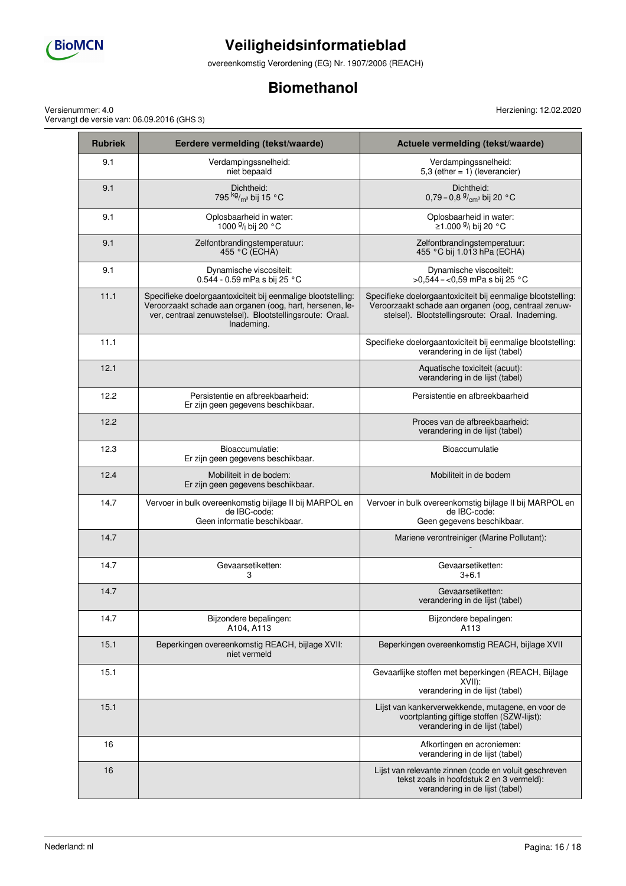| Rubriek | Eerdere vermelding (tekst/waarde) | Actuele vermelding (tekst/waarde) |
|---|---|---|
| 9.1 | Verdampingssnelheid: niet bepaald | Verdampingssnelheid: 5,3 (ether = 1) (leverancier) |
| 9.1 | Dichtheid: 795 $^{kg}/_{m^3}$ bij 15 °C | Dichtheid: 0,79 – 0,8 $^{g}/_{cm^3}$ bij 20 °C |
| 9.1 | Oplosbaarheid in water: 1000 $^{g}/_{l}$ bij 20 °C | Oplosbaarheid in water: ≥1.000 $^{g}/_{l}$ bij 20 °C |
| 9.1 | Zelfontbrandingstemperatuur: 455 °C (ECHA) | Zelfontbrandingstemperatuur: 455 °C bij 1.013 hPa (ECHA) |
| 9.1 | Dynamische viscositeit: 0.544 - 0.59 mPa s bij 25 °C | Dynamische viscositeit: >0,544 – <0,59 mPa s bij 25 °C |
| 11.1 | Specifieke doelorgaantoxiciteit bij eenmalige blootstelling: Veroorzaakt schade aan organen (oog, hart, hersenen, lever, centraal zenuwstelsel). Blootstellingsroute: Oraal. Inademing. | Specifieke doelorgaantoxiciteit bij eenmalige blootstelling: Veroorzaakt schade aan organen (oog, centraal zenuwstelsel). Blootstellingsroute: Oraal. Inademing. |
| 11.1 | | Specifieke doelorgaantoxiciteit bij eenmalige blootstelling: verandering in de lijst (tabel) |
| 12.1 | | Aquatische toxiciteit (acuut): verandering in de lijst (tabel) |
| 12.2 | Persistentie en afbreekbaarheid: Er zijn geen gegevens beschikbaar. | Persistentie en afbreekbaarheid |
| 12.2 | | Proces van de afbreekbaarheid: verandering in de lijst (tabel) |
| 12.3 | Bioaccumulatie: Er zijn geen gegevens beschikbaar. | Bioaccumulatie |
| 12.4 | Mobiliteit in de bodem: Er zijn geen gegevens beschikbaar. | Mobiliteit in de bodem |
| 14.7 | Vervoer in bulk overeenkomstig bijlage II bij MARPOL en de IBC-code: Geen informatie beschikbaar. | Vervoer in bulk overeenkomstig bijlage II bij MARPOL en de IBC-code: Geen gegevens beschikbaar. |
| 14.7 | | Mariene verontreiniger (Marine Pollutant): - |
| 14.7 | Gevaarsetiketten: 3 | Gevaarsetiketten: 3+6.1 |
| 14.7 | | Gevaarsetiketten: verandering in de lijst (tabel) |
| 14.7 | Bijzondere bepalingen: A104, A113 | Bijzondere bepalingen: A113 |
| 15.1 | Beperkingen overeenkomstig REACH, bijlage XVII: niet vermeld | Beperkingen overeenkomstig REACH, bijlage XVII |
| 15.1 | | Gevaarlijke stoffen met beperkingen (REACH, Bijlage XVII): verandering in de lijst (tabel) |
| 15.1 | | Lijst van kankerverwekkende, mutagene, en voor de voortplanting giftige stoffen (SZW-lijst): verandering in de lijst (tabel) |
| 16 | | Afkortingen en acroniemen: verandering in de lijst (tabel) |
| 16 | | Lijst van relevante zinnen (code en voluit geschreven tekst zoals in hoofdstuk 2 en 3 vermeld): verandering in de lijst (tabel) |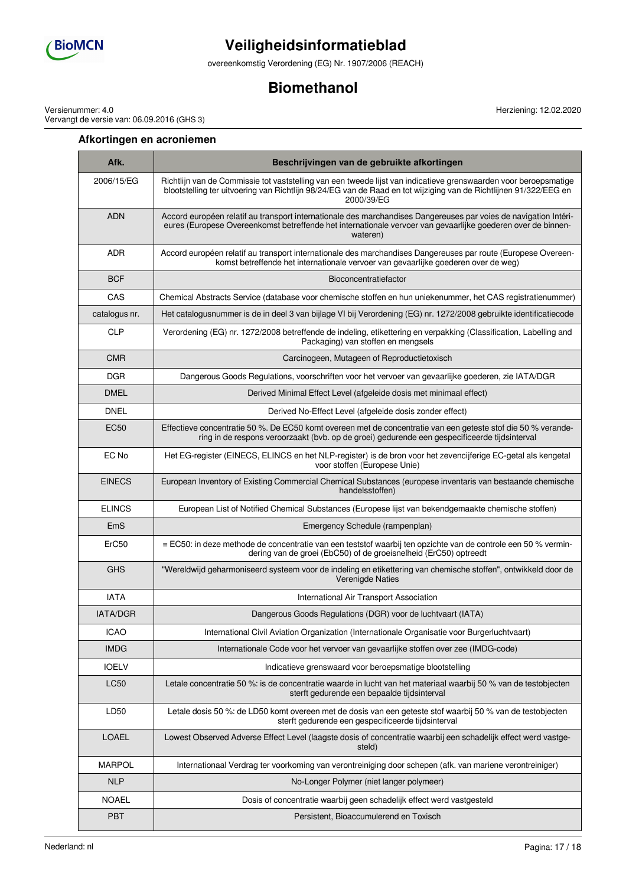### Afkortingen en acroniemen

| Afk. | Beschrijvingen van de gebruikte afkortingen |
|---|---|
| 2006/15/EG | Richtlijn van de Commissie tot vaststelling van een tweede lijst van indicatieve grenswaarden voor beroepsmatige blootstelling ter uitvoering van Richtlijn 98/24/EG van de Raad en tot wijziging van de Richtlijnen 91/322/EEG en 2000/39/EG |
| ADN | Accord européen relatif au transport internationale des marchandises Dangereuses par voies de navigation Intérieures (Europese Overeenkomst betreffende het internationale vervoer van gevaarlijke goederen over de binnenwateren) |
| ADR | Accord européen relatif au transport internationale des marchandises Dangereuses par route (Europese Overeenkomst betreffende het internationale vervoer van gevaarlijke goederen over de weg) |
| BCF | Bioconcentratiefactor |
| CAS | Chemical Abstracts Service (database voor chemische stoffen en hun uniekenummer, het CAS registratienummer) |
| catalogus nr. | Het catalogusnummer is de in deel 3 van bijlage VI bij Verordening (EG) nr. 1272/2008 gebruikte identificatiecode |
| CLP | Verordening (EG) nr. 1272/2008 betreffende de indeling, etikettering en verpakking (Classification, Labelling and Packaging) van stoffen en mengsels |
| CMR | Carcinogeen, Mutageen of Reproductietoxisch |
| DGR | Dangerous Goods Regulations, voorschriften voor het vervoer van gevaarlijke goederen, zie IATA/DGR |
| DMEL | Derived Minimal Effect Level (afgeleide dosis met minimaal effect) |
| DNEL | Derived No-Effect Level (afgeleide dosis zonder effect) |
| EC50 | Effectieve concentratie 50 %. De EC50 komt overeen met de concentratie van een geteste stof die 50 % verandering in de respons veroorzaakt (bvb. op de groei) gedurende een gespecificeerde tijdsinterval |
| EC No | Het EG-register (EINECS, ELINCS en het NLP-register) is de bron voor het zevencijferige EC-getal als kengetal voor stoffen (Europese Unie) |
| EINECS | European Inventory of Existing Commercial Chemical Substances (europese inventaris van bestaande chemische handelsstoffen) |
| ELINCS | European List of Notified Chemical Substances (Europese lijst van bekendgemaakte chemische stoffen) |
| EmS | Emergency Schedule (rampenplan) |
| ErC50 | ≡ EC50: in deze methode de concentratie van een teststof waarbij ten opzichte van de controle een 50 % vermindering van de groei (EbC50) of de groeisnelheid (ErC50) optreedt |
| GHS | "Wereldwijd geharmoniseerd systeem voor de indeling en etikettering van chemische stoffen", ontwikkeld door de Verenigde Naties |
| IATA | International Air Transport Association |
| IATA/DGR | Dangerous Goods Regulations (DGR) voor de luchtvaart (IATA) |
| ICAO | International Civil Aviation Organization (Internationale Organisatie voor Burgerluchtvaart) |
| IMDG | Internationale Code voor het vervoer van gevaarlijke stoffen over zee (IMDG-code) |
| IOELV | Indicatieve grenswaard voor beroepsmatige blootstelling |
| LC50 | Letale concentratie 50 %: is de concentratie waarde in lucht van het materiaal waarbij 50 % van de testobjecten sterft gedurende een bepaalde tijdsinterval |
| LD50 | Letale dosis 50 %: de LD50 komt overeen met de dosis van een geteste stof waarbij 50 % van de testobjecten sterft gedurende een gespecificeerde tijdsinterval |
| LOAEL | Lowest Observed Adverse Effect Level (laagste dosis of concentratie waarbij een schadelijk effect werd vastgesteld) |
| MARPOL | Internationaal Verdrag ter voorkoming van verontreiniging door schepen (afk. van mariene verontreiniger) |
| NLP | No-Longer Polymer (niet langer polymeer) |
| NOAEL | Dosis of concentratie waarbij geen schadelijk effect werd vastgesteld |
| PBT | Persistent, Bioaccumulerend en Toxisch |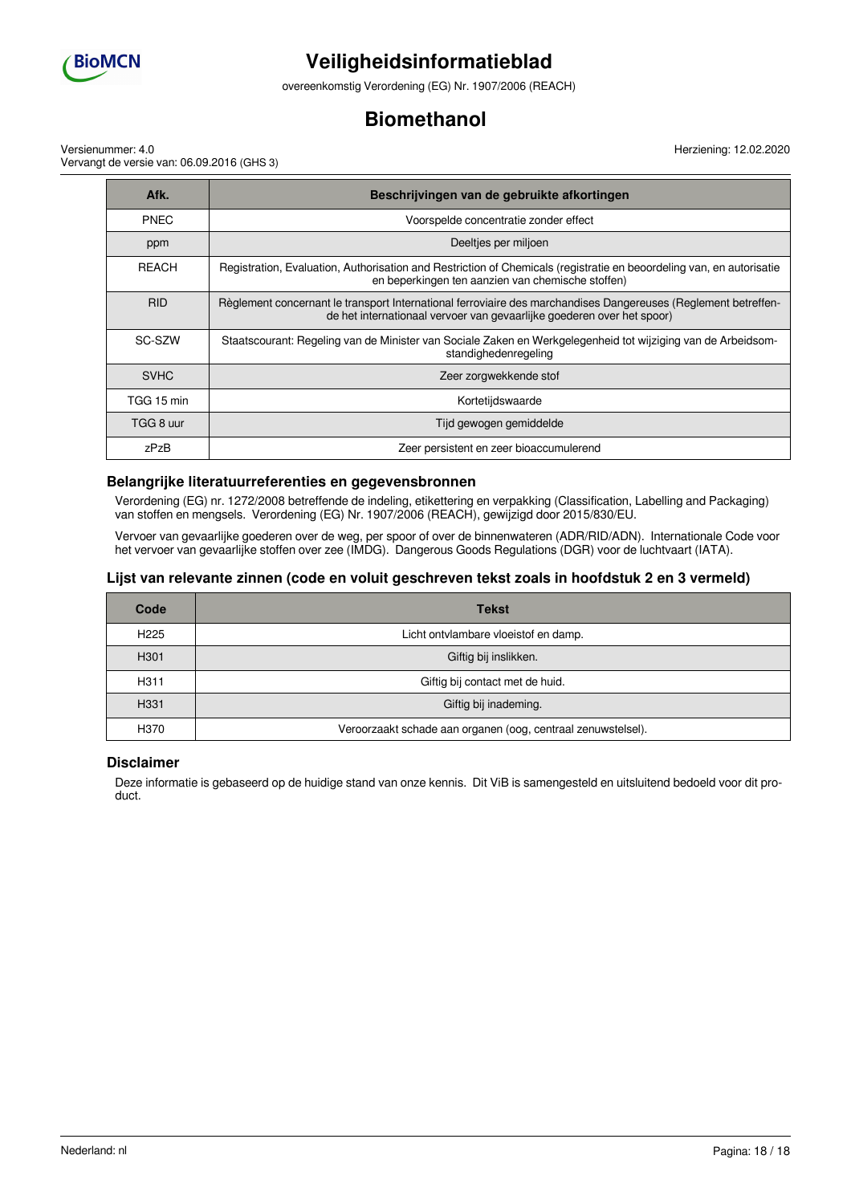| Afk. | Beschrijvingen van de gebruikte afkortingen |
| --- | --- |
| PNEC | Voorspelde concentratie zonder effect |
| ppm | Deeltjes per miljoen |
| REACH | Registration, Evaluation, Authorisation and Restriction of Chemicals (registratie en beoordeling van, en autorisatie en beperkingen ten aanzien van chemische stoffen) |
| RID | Règlement concernant le transport International ferroviaire des marchandises Dangereuses (Reglement betreffende het internationaal vervoer van gevaarlijke goederen over het spoor) |
| SC-SZW | Staatscourant: Regeling van de Minister van Sociale Zaken en Werkgelegenheid tot wijziging van de Arbeidsomstandighedenregeling |
| SVHC | Zeer zorgwekkende stof |
| TGG 15 min | Kortetijdswaarde |
| TGG 8 uur | Tijd gewogen gemiddelde |
| zPzB | Zeer persistent en zeer bioaccumulerend |

### Belangrijke literatuurreferenties en gegevensbronnen

Verordening (EG) nr. 1272/2008 betreffende de indeling, etikettering en verpakking (Classification, Labelling and Packaging) van stoffen en mengsels. Verordening (EG) Nr. 1907/2006 (REACH), gewijzigd door 2015/830/EU.

Vervoer van gevaarlijke goederen over de weg, per spoor of over de binnenwateren (ADR/RID/ADN). Internationale Code voor het vervoer van gevaarlijke stoffen over zee (IMDG). Dangerous Goods Regulations (DGR) voor de luchtvaart (IATA).

### Lijst van relevante zinnen (code en voluit geschreven tekst zoals in hoofdstuk 2 en 3 vermeld)

| Code | Tekst |
| --- | --- |
| H225 | Licht ontvlambare vloeistof en damp. |
| H301 | Giftig bij inslikken. |
| H311 | Giftig bij contact met de huid. |
| H331 | Giftig bij inademing. |
| H370 | Veroorzaakt schade aan organen (oog, centraal zenuwstelsel). |

### Disclaimer

Deze informatie is gebaseerd op de huidige stand van onze kennis. Dit ViB is samengesteld en uitsluitend bedoeld voor dit product.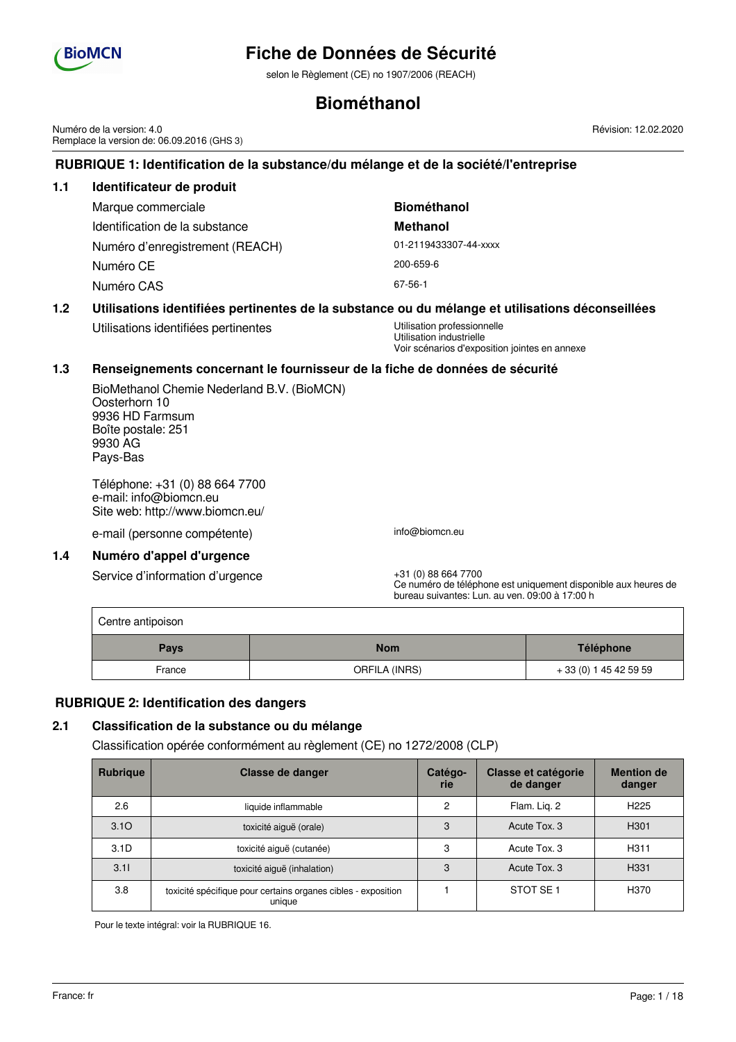# Fiche de Données de Sécurité

selon le Règlement (CE) no 1907/2006 (REACH)

# Biométhanol

Numéro de la version: 4.0
Remplace la version de: 06.09.2016 (GHS 3)

Révision: 12.02.2020

## RUBRIQUE 1: Identification de la substance/du mélange et de la société/l'entreprise

### 1.1 Identificateur de produit

| | |
|---|---|
| Marque commerciale | **Biométhanol** |
| Identification de la substance | **Methanol** |
| Numéro d'enregistrement (REACH) | 01-2119433307-44-xxxx |
| Numéro CE | 200-659-6 |
| Numéro CAS | 67-56-1 |

### 1.2 Utilisations identifiées pertinentes de la substance ou du mélange et utilisations déconseillées

Utilisations identifiées pertinentes: Utilisation professionnelle
Utilisation industrielle
Voir scénarios d'exposition jointes en annexe

### 1.3 Renseignements concernant le fournisseur de la fiche de données de sécurité

BioMethanol Chemie Nederland B.V. (BioMCN)
Oosterhorn 10
9936 HD Farmsum
Boîte postale: 251
9930 AG
Pays-Bas

Téléphone: +31 (0) 88 664 7700
e-mail: info@biomcn.eu
Site web: http://www.biomcn.eu/

e-mail (personne compétente): info@biomcn.eu

### 1.4 Numéro d'appel d'urgence

Service d'information d'urgence: +31 (0) 88 664 7700
Ce numéro de téléphone est uniquement disponible aux heures de bureau suivantes: Lun. au ven. 09:00 à 17:00 h

| Centre antipoison | | |
|---|---|---|
| **Pays** | **Nom** | **Téléphone** |
| France | ORFILA (INRS) | + 33 (0) 1 45 42 59 59 |

## RUBRIQUE 2: Identification des dangers

### 2.1 Classification de la substance ou du mélange

Classification opérée conformément au règlement (CE) no 1272/2008 (CLP)

| Rubrique | Classe de danger | Catégo-rie | Classe et catégorie de danger | Mention de danger |
|---|---|---|---|---|
| 2.6 | liquide inflammable | 2 | Flam. Liq. 2 | H225 |
| 3.1O | toxicité aiguë (orale) | 3 | Acute Tox. 3 | H301 |
| 3.1D | toxicité aiguë (cutanée) | 3 | Acute Tox. 3 | H311 |
| 3.1I | toxicité aiguë (inhalation) | 3 | Acute Tox. 3 | H331 |
| 3.8 | toxicité spécifique pour certains organes cibles - exposition unique | 1 | STOT SE 1 | H370 |

Pour le texte intégral: voir la RUBRIQUE 16.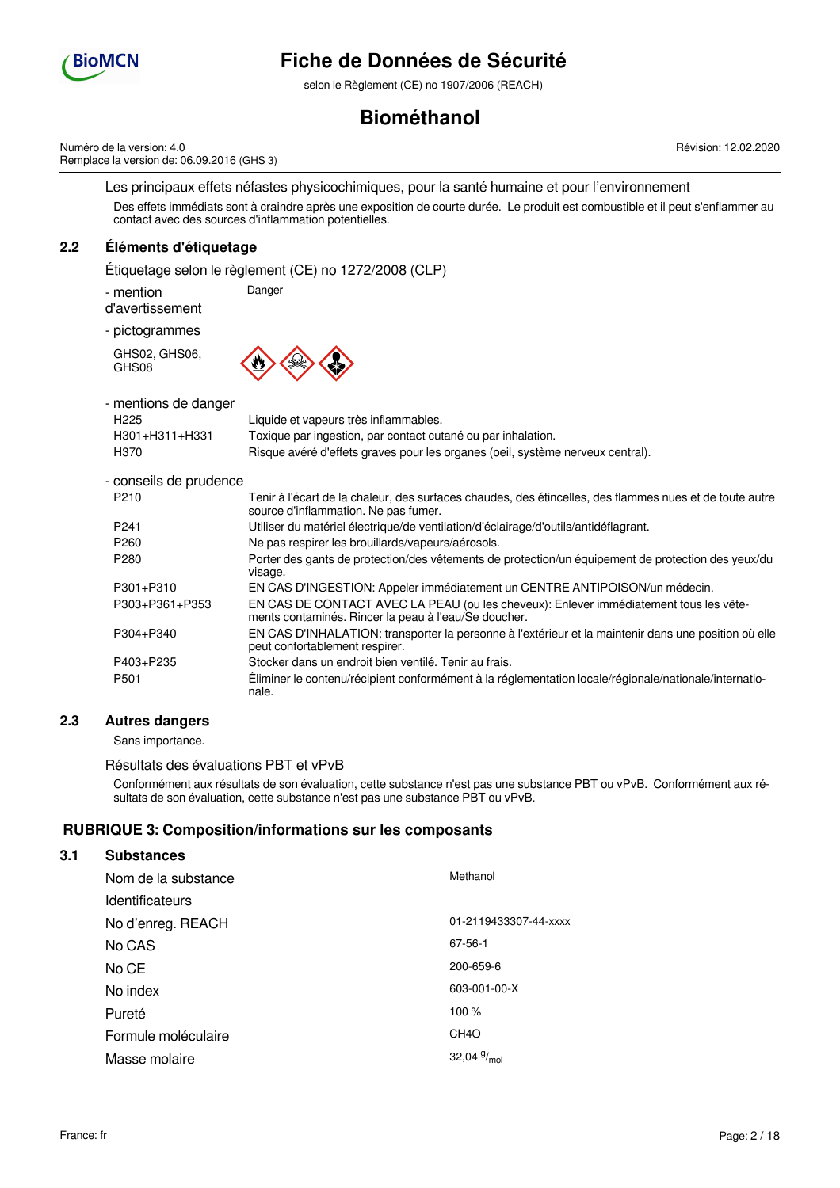Les principaux effets néfastes physicochimiques, pour la santé humaine et pour l'environnement

Des effets immédiats sont à craindre après une exposition de courte durée. Le produit est combustible et il peut s'enflammer au contact avec des sources d'inflammation potentielles.

## 2.2 Éléments d'étiquetage

Étiquetage selon le règlement (CE) no 1272/2008 (CLP)

- mention d'avertissement: Danger

- pictogrammes

GHS02, GHS06, GHS08

- mentions de danger

| | |
|---|---|
| H225 | Liquide et vapeurs très inflammables. |
| H301+H311+H331 | Toxique par ingestion, par contact cutané ou par inhalation. |
| H370 | Risque avéré d'effets graves pour les organes (oeil, système nerveux central). |

- conseils de prudence

| | |
|---|---|
| P210 | Tenir à l'écart de la chaleur, des surfaces chaudes, des étincelles, des flammes nues et de toute autre source d'inflammation. Ne pas fumer. |
| P241 | Utiliser du matériel électrique/de ventilation/d'éclairage/d'outils/antidéflagrant. |
| P260 | Ne pas respirer les brouillards/vapeurs/aérosols. |
| P280 | Porter des gants de protection/des vêtements de protection/un équipement de protection des yeux/du visage. |
| P301+P310 | EN CAS D'INGESTION: Appeler immédiatement un CENTRE ANTIPOISON/un médecin. |
| P303+P361+P353 | EN CAS DE CONTACT AVEC LA PEAU (ou les cheveux): Enlever immédiatement tous les vêtements contaminés. Rincer la peau à l'eau/Se doucher. |
| P304+P340 | EN CAS D'INHALATION: transporter la personne à l'extérieur et la maintenir dans une position où elle peut confortablement respirer. |
| P403+P235 | Stocker dans un endroit bien ventilé. Tenir au frais. |
| P501 | Éliminer le contenu/récipient conformément à la réglementation locale/régionale/nationale/internationale. |

## 2.3 Autres dangers

Sans importance.

Résultats des évaluations PBT et vPvB

Conformément aux résultats de son évaluation, cette substance n'est pas une substance PBT ou vPvB. Conformément aux résultats de son évaluation, cette substance n'est pas une substance PBT ou vPvB.

# RUBRIQUE 3: Composition/informations sur les composants

## 3.1 Substances

| | |
|---|---|
| Nom de la substance | Methanol |
| Identificateurs | |
| No d'enreg. REACH | 01-2119433307-44-xxxx |
| No CAS | 67-56-1 |
| No CE | 200-659-6 |
| No index | 603-001-00-X |
| Pureté | 100 % |
| Formule moléculaire | $CH_4O$ |
| Masse molaire | 32,04 $^{g}/_{mol}$ |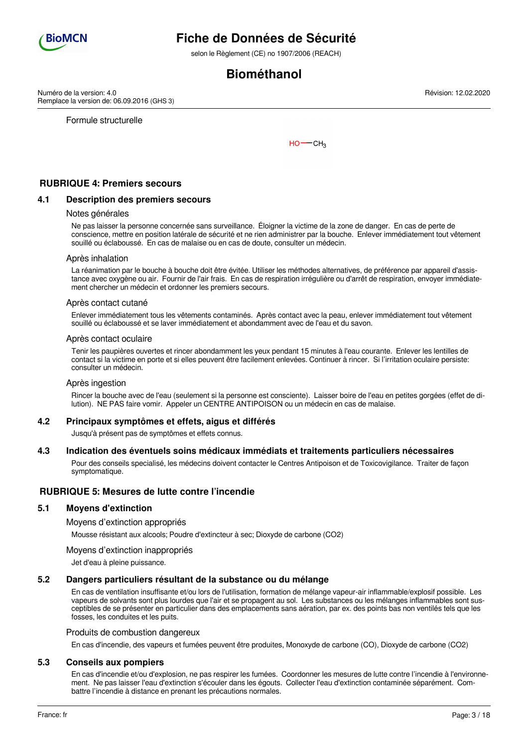Formule structurelle

$HO—CH_3$

## RUBRIQUE 4: Premiers secours

### 4.1 Description des premiers secours

Notes générales

Ne pas laisser la personne concernée sans surveillance. Éloigner la victime de la zone de danger. En cas de perte de conscience, mettre en position latérale de sécurité et ne rien administrer par la bouche. Enlever immédiatement tout vêtement souillé ou éclaboussé. En cas de malaise ou en cas de doute, consulter un médecin.

Après inhalation

La réanimation par le bouche à bouche doit être évitée. Utiliser les méthodes alternatives, de préférence par appareil d'assistance avec oxygène ou air. Fournir de l'air frais. En cas de respiration irrégulière ou d'arrêt de respiration, envoyer immédiatement chercher un médecin et ordonner les premiers secours.

Après contact cutané

Enlever immédiatement tous les vêtements contaminés. Après contact avec la peau, enlever immédiatement tout vêtement souillé ou éclaboussé et se laver immédiatement et abondamment avec de l'eau et du savon.

Après contact oculaire

Tenir les paupières ouvertes et rincer abondamment les yeux pendant 15 minutes à l'eau courante. Enlever les lentilles de contact si la victime en porte et si elles peuvent être facilement enlevées. Continuer à rincer. Si l'irritation oculaire persiste: consulter un médecin.

Après ingestion

Rincer la bouche avec de l'eau (seulement si la personne est consciente). Laisser boire de l'eau en petites gorgées (effet de dilution). NE PAS faire vomir. Appeler un CENTRE ANTIPOISON ou un médecin en cas de malaise.

### 4.2 Principaux symptômes et effets, aigus et différés

Jusqu'à présent pas de symptômes et effets connus.

### 4.3 Indication des éventuels soins médicaux immédiats et traitements particuliers nécessaires

Pour des conseils specialisé, les médecins doivent contacter le Centres Antipoison et de Toxicovigilance. Traiter de façon symptomatique.

## RUBRIQUE 5: Mesures de lutte contre l'incendie

### 5.1 Moyens d'extinction

Moyens d'extinction appropriés

Mousse résistant aux alcools; Poudre d'extincteur à sec; Dioxyde de carbone ($CO_2$)

Moyens d'extinction inappropriés

Jet d'eau à pleine puissance.

### 5.2 Dangers particuliers résultant de la substance ou du mélange

En cas de ventilation insuffisante et/ou lors de l'utilisation, formation de mélange vapeur-air inflammable/explosif possible. Les vapeurs de solvants sont plus lourdes que l'air et se propagent au sol. Les substances ou les mélanges inflammables sont susceptibles de se présenter en particulier dans des emplacements sans aération, par ex. des points bas non ventilés tels que les fosses, les conduites et les puits.

Produits de combustion dangereux

En cas d'incendie, des vapeurs et fumées peuvent être produites, Monoxyde de carbone (CO), Dioxyde de carbone ($CO_2$)

### 5.3 Conseils aux pompiers

En cas d'incendie et/ou d'explosion, ne pas respirer les fumées. Coordonner les mesures de lutte contre l'incendie à l'environnement. Ne pas laisser l'eau d'extinction s'écouler dans les égouts. Collecter l'eau d'extinction contaminée séparément. Combattre l'incendie à distance en prenant les précautions normales.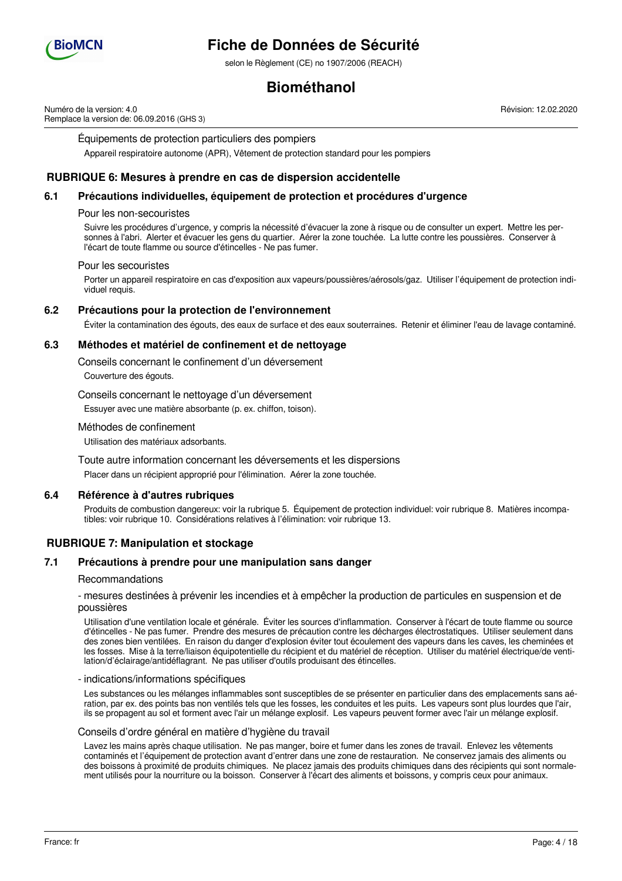Équipements de protection particuliers des pompiers

Appareil respiratoire autonome (APR), Vêtement de protection standard pour les pompiers

## RUBRIQUE 6: Mesures à prendre en cas de dispersion accidentelle

### 6.1 Précautions individuelles, équipement de protection et procédures d'urgence

Pour les non-secouristes

Suivre les procédures d'urgence, y compris la nécessité d'évacuer la zone à risque ou de consulter un expert. Mettre les personnes à l'abri. Alerter et évacuer les gens du quartier. Aérer la zone touchée. La lutte contre les poussières. Conserver à l'écart de toute flamme ou source d'étincelles - Ne pas fumer.

Pour les secouristes

Porter un appareil respiratoire en cas d'exposition aux vapeurs/poussières/aérosols/gaz. Utiliser l'équipement de protection individuel requis.

### 6.2 Précautions pour la protection de l'environnement

Éviter la contamination des égouts, des eaux de surface et des eaux souterraines. Retenir et éliminer l'eau de lavage contaminé.

### 6.3 Méthodes et matériel de confinement et de nettoyage

Conseils concernant le confinement d'un déversement

Couverture des égouts.

Conseils concernant le nettoyage d'un déversement

Essuyer avec une matière absorbante (p. ex. chiffon, toison).

Méthodes de confinement

Utilisation des matériaux adsorbants.

Toute autre information concernant les déversements et les dispersions

Placer dans un récipient approprié pour l'élimination. Aérer la zone touchée.

### 6.4 Référence à d'autres rubriques

Produits de combustion dangereux: voir la rubrique 5. Équipement de protection individuel: voir rubrique 8. Matières incompatibles: voir rubrique 10. Considérations relatives à l'élimination: voir rubrique 13.

## RUBRIQUE 7: Manipulation et stockage

### 7.1 Précautions à prendre pour une manipulation sans danger

Recommandations

- mesures destinées à prévenir les incendies et à empêcher la production de particules en suspension et de poussières

Utilisation d'une ventilation locale et générale. Éviter les sources d'inflammation. Conserver à l'écart de toute flamme ou source d'étincelles - Ne pas fumer. Prendre des mesures de précaution contre les décharges électrostatiques. Utiliser seulement dans des zones bien ventilées. En raison du danger d'explosion éviter tout écoulement des vapeurs dans les caves, les cheminées et les fosses. Mise à la terre/liaison équipotentielle du récipient et du matériel de réception. Utiliser du matériel électrique/de ventilation/d'éclairage/antidéflagrant. Ne pas utiliser d'outils produisant des étincelles.

- indications/informations spécifiques

Les substances ou les mélanges inflammables sont susceptibles de se présenter en particulier dans des emplacements sans aération, par ex. des points bas non ventilés tels que les fosses, les conduites et les puits. Les vapeurs sont plus lourdes que l'air, ils se propagent au sol et forment avec l'air un mélange explosif. Les vapeurs peuvent former avec l'air un mélange explosif.

Conseils d'ordre général en matière d'hygiène du travail

Lavez les mains après chaque utilisation. Ne pas manger, boire et fumer dans les zones de travail. Enlevez les vêtements contaminés et l'équipement de protection avant d'entrer dans une zone de restauration. Ne conservez jamais des aliments ou des boissons à proximité de produits chimiques. Ne placez jamais des produits chimiques dans des récipients qui sont normalement utilisés pour la nourriture ou la boisson. Conserver à l'écart des aliments et boissons, y compris ceux pour animaux.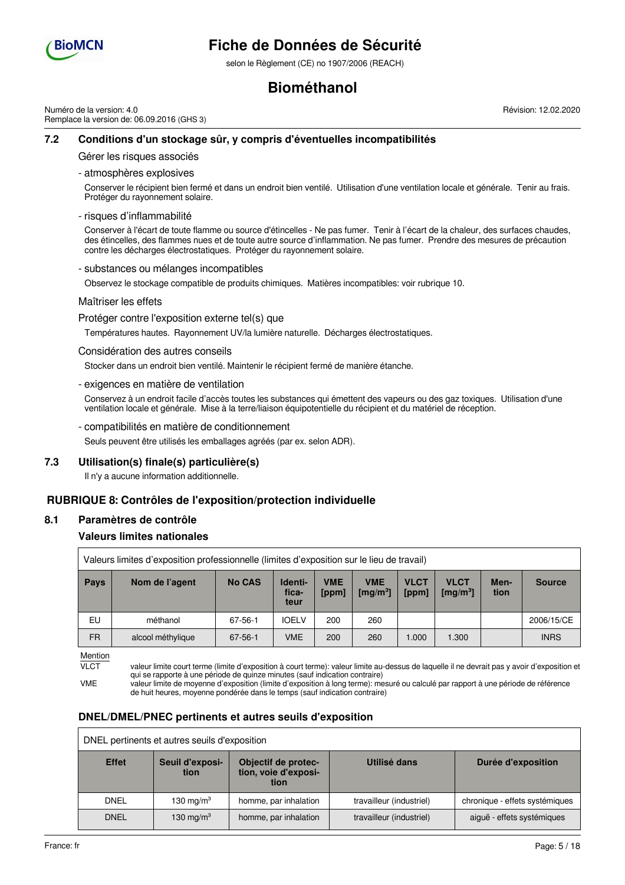### 7.2 Conditions d'un stockage sûr, y compris d'éventuelles incompatibilités

Gérer les risques associés

- atmosphères explosives

Conserver le récipient bien fermé et dans un endroit bien ventilé. Utilisation d'une ventilation locale et générale. Tenir au frais. Protéger du rayonnement solaire.

- risques d'inflammabilité

Conserver à l'écart de toute flamme ou source d'étincelles - Ne pas fumer. Tenir à l'écart de la chaleur, des surfaces chaudes, des étincelles, des flammes nues et de toute autre source d'inflammation. Ne pas fumer. Prendre des mesures de précaution contre les décharges électrostatiques. Protéger du rayonnement solaire.

- substances ou mélanges incompatibles

Observez le stockage compatible de produits chimiques. Matières incompatibles: voir rubrique 10.

Maîtriser les effets

Protéger contre l'exposition externe tel(s) que

Températures hautes. Rayonnement UV/la lumière naturelle. Décharges électrostatiques.

Considération des autres conseils

Stocker dans un endroit bien ventilé. Maintenir le récipient fermé de manière étanche.

- exigences en matière de ventilation

Conservez à un endroit facile d'accès toutes les substances qui émettent des vapeurs ou des gaz toxiques. Utilisation d'une ventilation locale et générale. Mise à la terre/liaison équipotentielle du récipient et du matériel de réception.

- compatibilités en matière de conditionnement

Seuls peuvent être utilisés les emballages agréés (par ex. selon ADR).

### 7.3 Utilisation(s) finale(s) particulière(s)

Il n'y a aucune information additionnelle.

## RUBRIQUE 8: Contrôles de l'exposition/protection individuelle

### 8.1 Paramètres de contrôle

#### Valeurs limites nationales

Valeurs limites d'exposition professionnelle (limites d'exposition sur le lieu de travail)

| Pays | Nom de l'agent | No CAS | Identi-fica-teur | VME [ppm] | VME [mg/m³] | VLCT [ppm] | VLCT [mg/m³] | Men-tion | Source |
|---|---|---|---|---|---|---|---|---|---|
| EU | méthanol | 67-56-1 | IOELV | 200 | 260 | | | | 2006/15/CE |
| FR | alcool méthylique | 67-56-1 | VME | 200 | 260 | 1.000 | 1.300 | | INRS |

Mention

VLCT valeur limite court terme (limite d'exposition à court terme): valeur limite au-dessus de laquelle il ne devrait pas y avoir d'exposition et qui se rapporte à une période de quinze minutes (sauf indication contraire)

VME valeur limite de moyenne d'exposition (limite d'exposition à long terme): mesuré ou calculé par rapport à une période de référence de huit heures, moyenne pondérée dans le temps (sauf indication contraire)

#### DNEL/DMEL/PNEC pertinents et autres seuils d'exposition

DNEL pertinents et autres seuils d'exposition

| Effet | Seuil d'exposi-tion | Objectif de protec-tion, voie d'exposi-tion | Utilisé dans | Durée d'exposition |
|---|---|---|---|---|
| DNEL | 130 mg/m³ | homme, par inhalation | travailleur (industriel) | chronique - effets systémiques |
| DNEL | 130 mg/m³ | homme, par inhalation | travailleur (industriel) | aiguë - effets systémiques |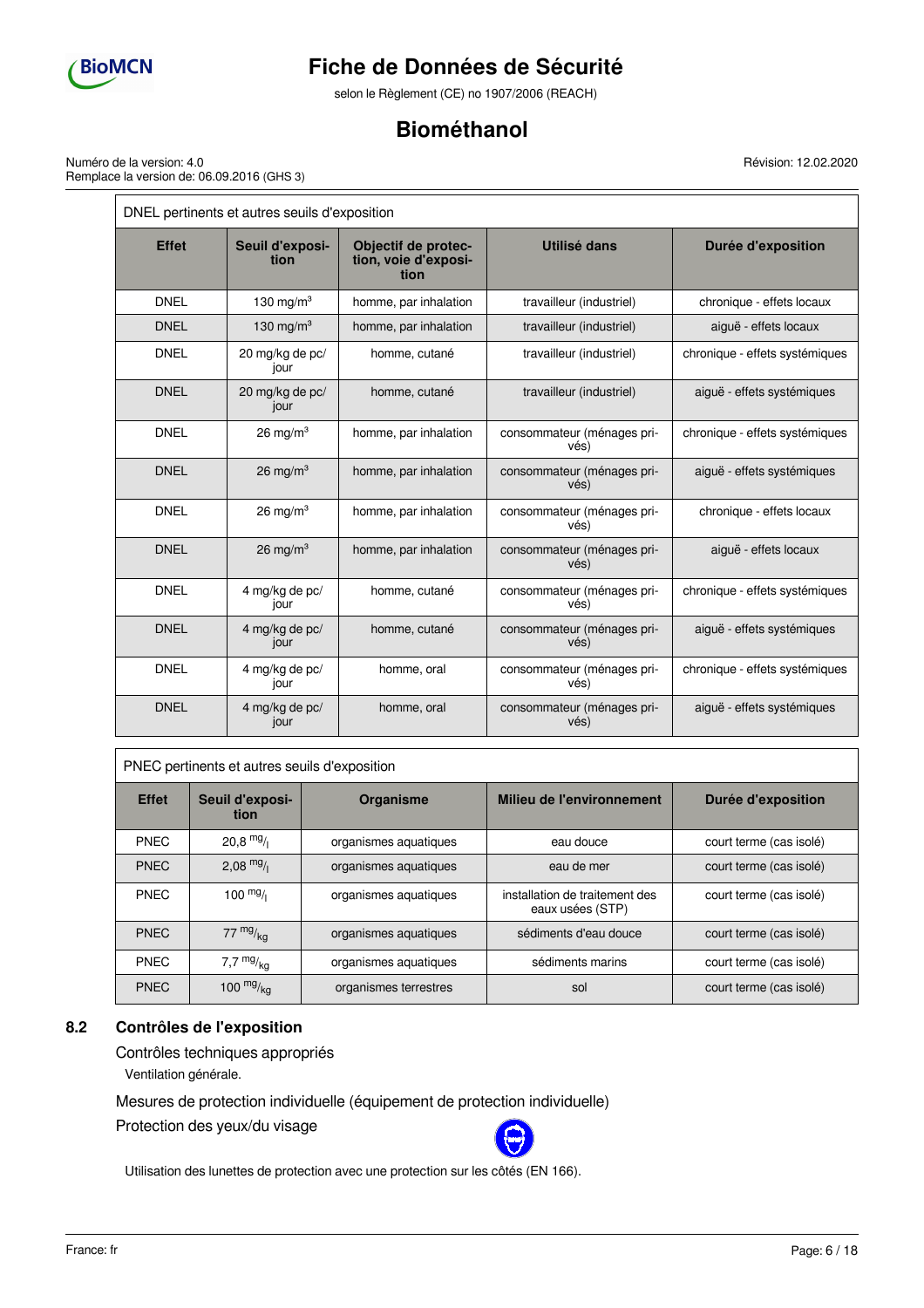| DNEL pertinents et autres seuils d'exposition | | | | |
|---|---|---|---|---|
| **Effet** | **Seuil d'exposition** | **Objectif de protection, voie d'exposition** | **Utilisé dans** | **Durée d'exposition** |
| DNEL | 130 mg/m³ | homme, par inhalation | travailleur (industriel) | chronique - effets locaux |
| DNEL | 130 mg/m³ | homme, par inhalation | travailleur (industriel) | aiguë - effets locaux |
| DNEL | 20 mg/kg de pc/jour | homme, cutané | travailleur (industriel) | chronique - effets systémiques |
| DNEL | 20 mg/kg de pc/jour | homme, cutané | travailleur (industriel) | aiguë - effets systémiques |
| DNEL | 26 mg/m³ | homme, par inhalation | consommateur (ménages privés) | chronique - effets systémiques |
| DNEL | 26 mg/m³ | homme, par inhalation | consommateur (ménages privés) | aiguë - effets systémiques |
| DNEL | 26 mg/m³ | homme, par inhalation | consommateur (ménages privés) | chronique - effets locaux |
| DNEL | 26 mg/m³ | homme, par inhalation | consommateur (ménages privés) | aiguë - effets locaux |
| DNEL | 4 mg/kg de pc/jour | homme, cutané | consommateur (ménages privés) | chronique - effets systémiques |
| DNEL | 4 mg/kg de pc/jour | homme, cutané | consommateur (ménages privés) | aiguë - effets systémiques |
| DNEL | 4 mg/kg de pc/jour | homme, oral | consommateur (ménages privés) | chronique - effets systémiques |
| DNEL | 4 mg/kg de pc/jour | homme, oral | consommateur (ménages privés) | aiguë - effets systémiques |

| PNEC pertinents et autres seuils d'exposition | | | | |
|---|---|---|---|---|
| **Effet** | **Seuil d'exposition** | **Organisme** | **Milieu de l'environnement** | **Durée d'exposition** |
| PNEC | 20,8 mg/l | organismes aquatiques | eau douce | court terme (cas isolé) |
| PNEC | 2,08 mg/l | organismes aquatiques | eau de mer | court terme (cas isolé) |
| PNEC | 100 mg/l | organismes aquatiques | installation de traitement des eaux usées (STP) | court terme (cas isolé) |
| PNEC | 77 mg/kg | organismes aquatiques | sédiments d'eau douce | court terme (cas isolé) |
| PNEC | 7,7 mg/kg | organismes aquatiques | sédiments marins | court terme (cas isolé) |
| PNEC | 100 mg/kg | organismes terrestres | sol | court terme (cas isolé) |

## 8.2 Contrôles de l'exposition

### Contrôles techniques appropriés

Ventilation générale.

### Mesures de protection individuelle (équipement de protection individuelle)

### Protection des yeux/du visage

Utilisation des lunettes de protection avec une protection sur les côtés (EN 166).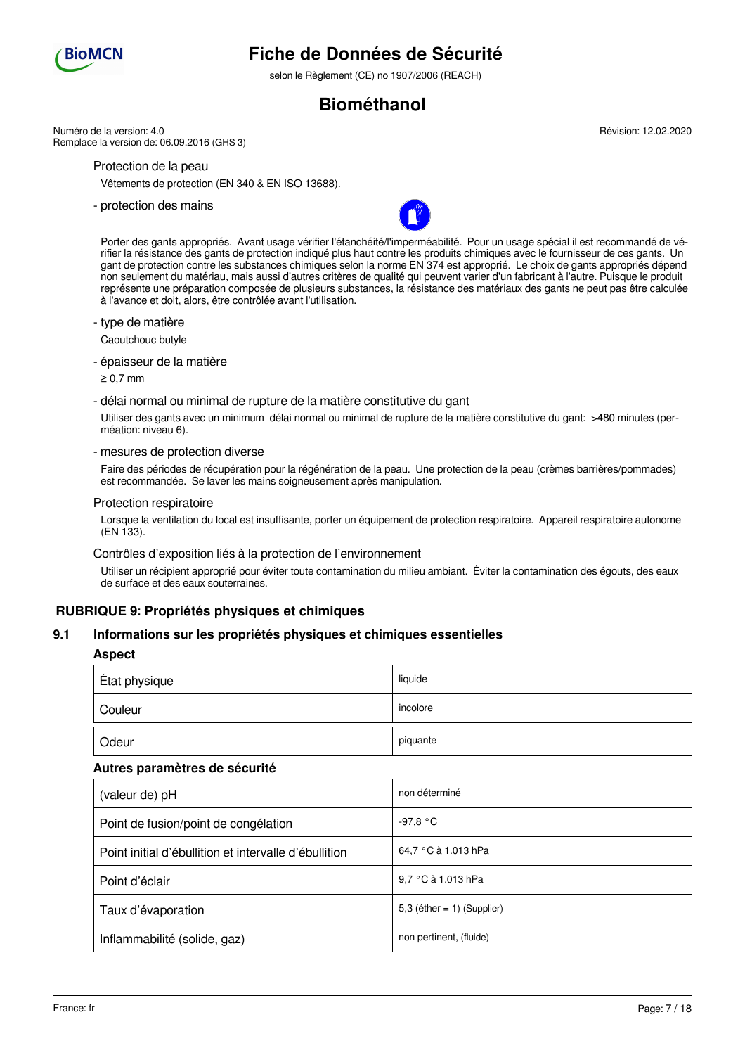Protection de la peau

Vêtements de protection (EN 340 & EN ISO 13688).

- protection des mains

Porter des gants appropriés. Avant usage vérifier l'étanchéité/l'imperméabilité. Pour un usage spécial il est recommandé de vérifier la résistance des gants de protection indiqué plus haut contre les produits chimiques avec le fournisseur de ces gants. Un gant de protection contre les substances chimiques selon la norme EN 374 est approprié. Le choix de gants appropriés dépend non seulement du matériau, mais aussi d'autres critères de qualité qui peuvent varier d'un fabricant à l'autre. Puisque le produit représente une préparation composée de plusieurs substances, la résistance des matériaux des gants ne peut pas être calculée à l'avance et doit, alors, être contrôlée avant l'utilisation.

- type de matière

Caoutchouc butyle

- épaisseur de la matière

≥ 0,7 mm

- délai normal ou minimal de rupture de la matière constitutive du gant

Utiliser des gants avec un minimum délai normal ou minimal de rupture de la matière constitutive du gant: >480 minutes (perméation: niveau 6).

- mesures de protection diverse

Faire des périodes de récupération pour la régénération de la peau. Une protection de la peau (crèmes barrières/pommades) est recommandée. Se laver les mains soigneusement après manipulation.

Protection respiratoire

Lorsque la ventilation du local est insuffisante, porter un équipement de protection respiratoire. Appareil respiratoire autonome (EN 133).

Contrôles d’exposition liés à la protection de l’environnement

Utiliser un récipient approprié pour éviter toute contamination du milieu ambiant. Éviter la contamination des égouts, des eaux de surface et des eaux souterraines.

## RUBRIQUE 9: Propriétés physiques et chimiques

### 9.1 Informations sur les propriétés physiques et chimiques essentielles

**Aspect**

| | |
|---|---|
| État physique | liquide |
| Couleur | incolore |
| Odeur | piquante |

**Autres paramètres de sécurité**

| | |
|---|---|
| (valeur de) pH | non déterminé |
| Point de fusion/point de congélation | -97,8 °C |
| Point initial d’ébullition et intervalle d’ébullition | 64,7 °C à 1.013 hPa |
| Point d’éclair | 9,7 °C à 1.013 hPa |
| Taux d’évaporation | 5,3 (éther = 1) (Supplier) |
| Inflammabilité (solide, gaz) | non pertinent, (fluide) |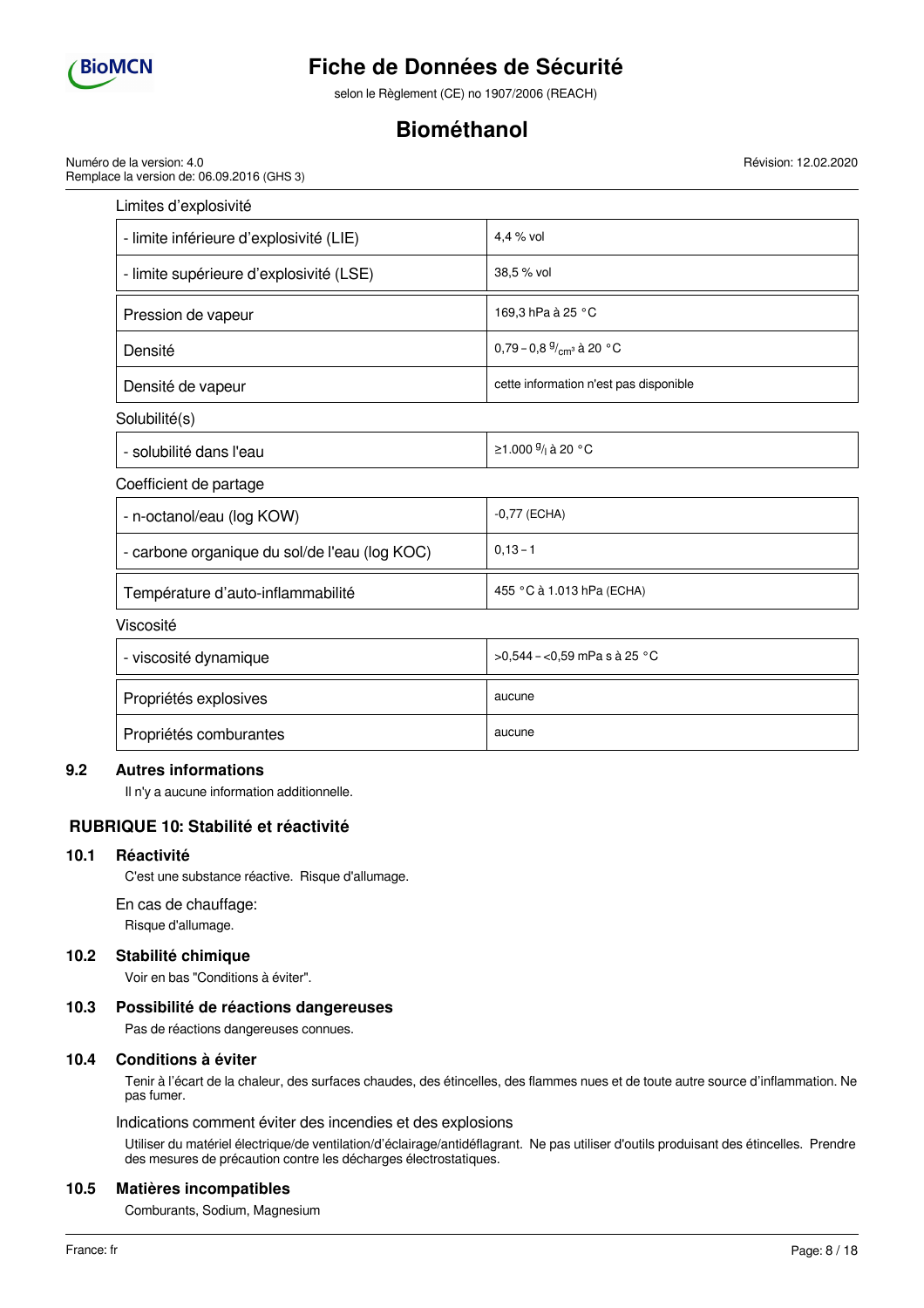Limites d'explosivité

| | |
|---|---|
| - limite inférieure d'explosivité (LIE) | 4,4 % vol |
| - limite supérieure d'explosivité (LSE) | 38,5 % vol |

| | |
|---|---|
| Pression de vapeur | 169,3 hPa à 25 °C |
| Densité | 0,79 – 0,8 $^{g}/_{cm^3}$ à 20 °C |
| Densité de vapeur | cette information n'est pas disponible |

Solubilité(s)

| | |
|---|---|
| - solubilité dans l'eau | ≥1.000 $^{g}/_{l}$ à 20 °C |

Coefficient de partage

| | |
|---|---|
| - n-octanol/eau (log KOW) | -0,77 (ECHA) |
| - carbone organique du sol/de l'eau (log KOC) | 0,13 – 1 |

| | |
|---|---|
| Température d'auto-inflammabilité | 455 °C à 1.013 hPa (ECHA) |

Viscosité

| | |
|---|---|
| - viscosité dynamique | >0,544 – <0,59 mPa s à 25 °C |

| | |
|---|---|
| Propriétés explosives | aucune |
| Propriétés comburantes | aucune |

### 9.2 Autres informations

Il n'y a aucune information additionnelle.

## RUBRIQUE 10: Stabilité et réactivité

### 10.1 Réactivité

C'est une substance réactive. Risque d'allumage.

En cas de chauffage:

Risque d'allumage.

### 10.2 Stabilité chimique

Voir en bas "Conditions à éviter".

### 10.3 Possibilité de réactions dangereuses

Pas de réactions dangereuses connues.

### 10.4 Conditions à éviter

Tenir à l'écart de la chaleur, des surfaces chaudes, des étincelles, des flammes nues et de toute autre source d'inflammation. Ne pas fumer.

Indications comment éviter des incendies et des explosions

Utiliser du matériel électrique/de ventilation/d'éclairage/antidéflagrant. Ne pas utiliser d'outils produisant des étincelles. Prendre des mesures de précaution contre les décharges électrostatiques.

### 10.5 Matières incompatibles

Comburants, Sodium, Magnesium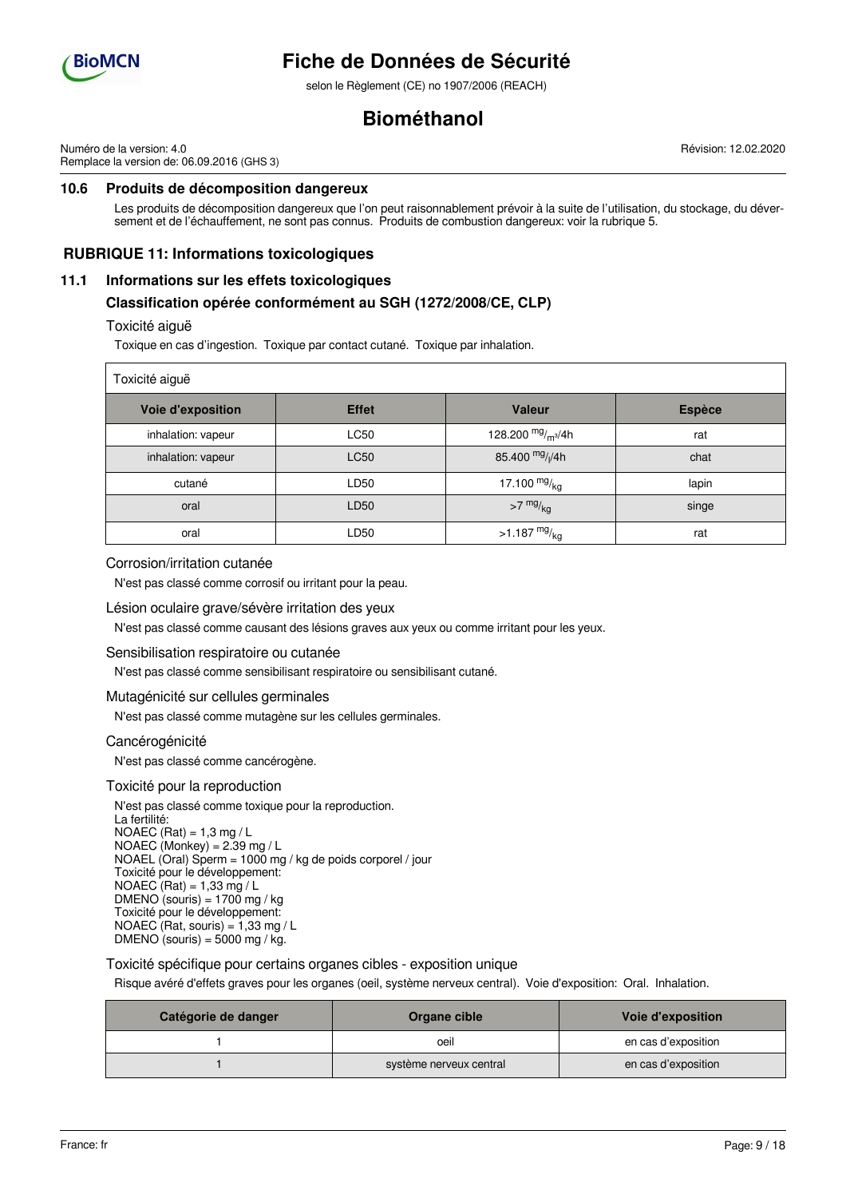### 10.6 Produits de décomposition dangereux

Les produits de décomposition dangereux que l'on peut raisonnablement prévoir à la suite de l'utilisation, du stockage, du déversement et de l'échauffement, ne sont pas connus. Produits de combustion dangereux: voir la rubrique 5.

## RUBRIQUE 11: Informations toxicologiques

### 11.1 Informations sur les effets toxicologiques

#### Classification opérée conformément au SGH (1272/2008/CE, CLP)

Toxicité aiguë

Toxique en cas d'ingestion. Toxique par contact cutané. Toxique par inhalation.

| Toxicité aiguë | | | |
|---|---|---|---|
| **Voie d'exposition** | **Effet** | **Valeur** | **Espèce** |
| inhalation: vapeur | LC50 | 128.200 $^{mg}/_{m^3}$/4h | rat |
| inhalation: vapeur | LC50 | 85.400 $^{mg}/_{l}$/4h | chat |
| cutané | LD50 | 17.100 $^{mg}/_{kg}$ | lapin |
| oral | LD50 | >7 $^{mg}/_{kg}$ | singe |
| oral | LD50 | >1.187 $^{mg}/_{kg}$ | rat |

Corrosion/irritation cutanée

N'est pas classé comme corrosif ou irritant pour la peau.

Lésion oculaire grave/sévère irritation des yeux

N'est pas classé comme causant des lésions graves aux yeux ou comme irritant pour les yeux.

Sensibilisation respiratoire ou cutanée

N'est pas classé comme sensibilisant respiratoire ou sensibilisant cutané.

Mutagénicité sur cellules germinales

N'est pas classé comme mutagène sur les cellules germinales.

Cancérogénicité

N'est pas classé comme cancérogène.

Toxicité pour la reproduction

N'est pas classé comme toxique pour la reproduction.
La fertilité:
NOAEC (Rat) = 1,3 mg / L
NOAEC (Monkey) = 2.39 mg / L
NOAEL (Oral) Sperm = 1000 mg / kg de poids corporel / jour
Toxicité pour le développement:
NOAEC (Rat) = 1,33 mg / L
DMENO (souris) = 1700 mg / kg
Toxicité pour le développement:
NOAEC (Rat, souris) = 1,33 mg / L
DMENO (souris) = 5000 mg / kg.

Toxicité spécifique pour certains organes cibles - exposition unique

Risque avéré d'effets graves pour les organes (oeil, système nerveux central). Voie d'exposition: Oral. Inhalation.

| Catégorie de danger | Organe cible | Voie d'exposition |
|---|---|---|
| 1 | oeil | en cas d'exposition |
| 1 | système nerveux central | en cas d'exposition |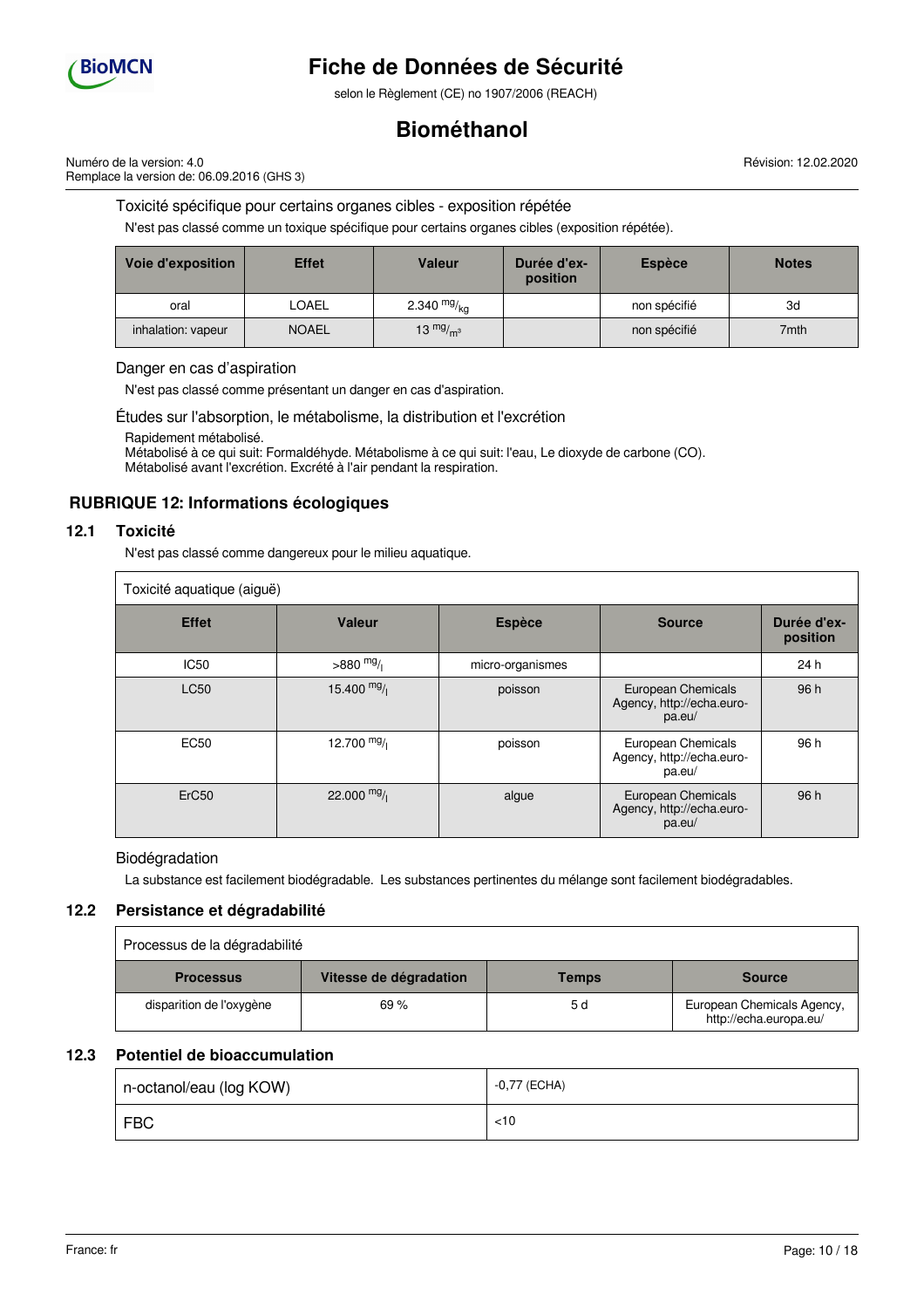Toxicité spécifique pour certains organes cibles - exposition répétée

N'est pas classé comme un toxique spécifique pour certains organes cibles (exposition répétée).

| Voie d'exposition | Effet | Valeur | Durée d'exposition | Espèce | Notes |
|---|---|---|---|---|---|
| oral | LOAEL | 2.340 $^{mg}/_{kg}$ | | non spécifié | 3d |
| inhalation: vapeur | NOAEL | 13 $^{mg}/_{m^3}$ | | non spécifié | 7mth |

Danger en cas d'aspiration

N'est pas classé comme présentant un danger en cas d'aspiration.

Études sur l'absorption, le métabolisme, la distribution et l'excrétion

Rapidement métabolisé.
Métabolisé à ce qui suit: Formaldéhyde. Métabolisme à ce qui suit: l'eau, Le dioxyde de carbone (CO).
Métabolisé avant l'excrétion. Excrété à l'air pendant la respiration.

## RUBRIQUE 12: Informations écologiques

### 12.1 Toxicité

N'est pas classé comme dangereux pour le milieu aquatique.

Toxicité aquatique (aiguë)

| Effet | Valeur | Espèce | Source | Durée d'exposition |
|---|---|---|---|---|
| IC50 | >880 $^{mg}/_{l}$ | micro-organismes | | 24 h |
| LC50 | 15.400 $^{mg}/_{l}$ | poisson | European Chemicals Agency, http://echa.europa.eu/ | 96 h |
| EC50 | 12.700 $^{mg}/_{l}$ | poisson | European Chemicals Agency, http://echa.europa.eu/ | 96 h |
| ErC50 | 22.000 $^{mg}/_{l}$ | algue | European Chemicals Agency, http://echa.europa.eu/ | 96 h |

Biodégradation

La substance est facilement biodégradable. Les substances pertinentes du mélange sont facilement biodégradables.

### 12.2 Persistance et dégradabilité

Processus de la dégradabilité

| Processus | Vitesse de dégradation | Temps | Source |
|---|---|---|---|
| disparition de l'oxygène | 69 % | 5 d | European Chemicals Agency, http://echa.europa.eu/ |

### 12.3 Potentiel de bioaccumulation

| | |
|---|---|
| n-octanol/eau (log KOW) | -0,77 (ECHA) |
| FBC | <10 |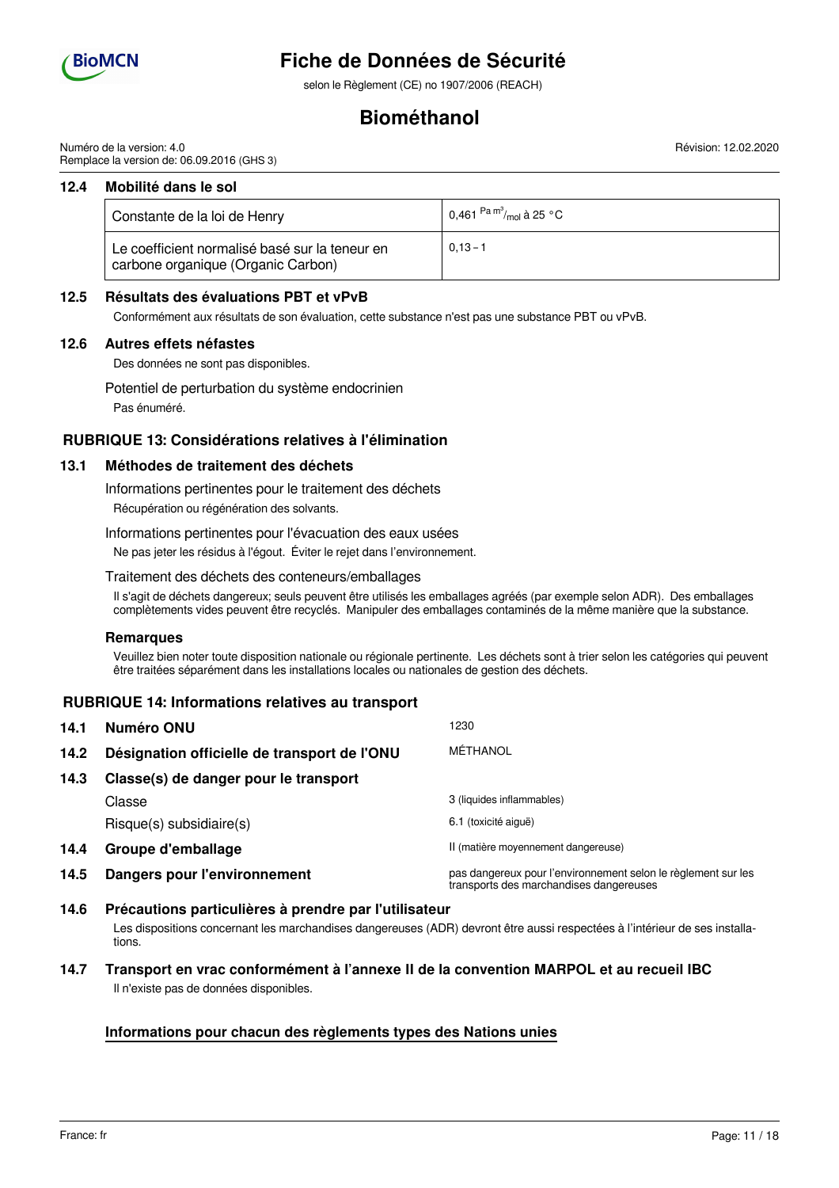### 12.4 Mobilité dans le sol

| | |
|---|---|
| Constante de la loi de Henry | 0,461 $^{Pa\,m^3}/_{mol}$ à 25 °C |
| Le coefficient normalisé basé sur la teneur en carbone organique (Organic Carbon) | 0,13 – 1 |

### 12.5 Résultats des évaluations PBT et vPvB

Conformément aux résultats de son évaluation, cette substance n'est pas une substance PBT ou vPvB.

### 12.6 Autres effets néfastes

Des données ne sont pas disponibles.

Potentiel de perturbation du système endocrinien

Pas énuméré.

## RUBRIQUE 13: Considérations relatives à l'élimination

### 13.1 Méthodes de traitement des déchets

Informations pertinentes pour le traitement des déchets

Récupération ou régénération des solvants.

Informations pertinentes pour l'évacuation des eaux usées

Ne pas jeter les résidus à l'égout. Éviter le rejet dans l'environnement.

Traitement des déchets des conteneurs/emballages

Il s'agit de déchets dangereux; seuls peuvent être utilisés les emballages agréés (par exemple selon ADR). Des emballages complètements vides peuvent être recyclés. Manipuler des emballages contaminés de la même manière que la substance.

**Remarques**

Veuillez bien noter toute disposition nationale ou régionale pertinente. Les déchets sont à trier selon les catégories qui peuvent être traitées séparément dans les installations locales ou nationales de gestion des déchets.

## RUBRIQUE 14: Informations relatives au transport

| | | |
|---|---|---|
| **14.1** | **Numéro ONU** | 1230 |
| **14.2** | **Désignation officielle de transport de l'ONU** | MÉTHANOL |
| **14.3** | **Classe(s) de danger pour le transport** | |
| | Classe | 3 (liquides inflammables) |
| | Risque(s) subsidiaire(s) | 6.1 (toxicité aiguë) |
| **14.4** | **Groupe d'emballage** | II (matière moyennement dangereuse) |
| **14.5** | **Dangers pour l'environnement** | pas dangereux pour l'environnement selon le règlement sur les transports des marchandises dangereuses |

### 14.6 Précautions particulières à prendre par l'utilisateur

Les dispositions concernant les marchandises dangereuses (ADR) devront être aussi respectées à l'intérieur de ses installations.

### 14.7 Transport en vrac conformément à l'annexe II de la convention MARPOL et au recueil IBC

Il n'existe pas de données disponibles.

**Informations pour chacun des règlements types des Nations unies**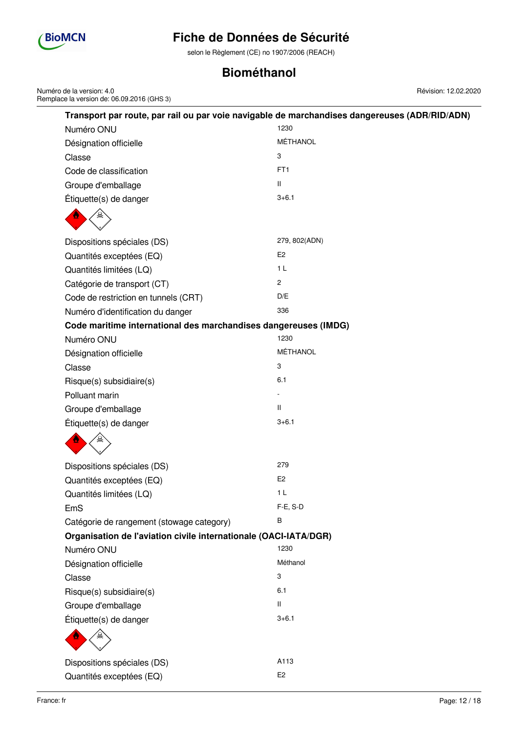**Transport par route, par rail ou par voie navigable de marchandises dangereuses (ADR/RID/ADN)**

| | |
|---|---|
| Numéro ONU | 1230 |
| Désignation officielle | MÉTHANOL |
| Classe | 3 |
| Code de classification | FT1 |
| Groupe d'emballage | II |
| Étiquette(s) de danger | 3+6.1 |
| Dispositions spéciales (DS) | 279, 802(ADN) |
| Quantités exceptées (EQ) | E2 |
| Quantités limitées (LQ) | 1 L |
| Catégorie de transport (CT) | 2 |
| Code de restriction en tunnels (CRT) | D/E |
| Numéro d'identification du danger | 336 |

**Code maritime international des marchandises dangereuses (IMDG)**

| | |
|---|---|
| Numéro ONU | 1230 |
| Désignation officielle | MÉTHANOL |
| Classe | 3 |
| Risque(s) subsidiaire(s) | 6.1 |
| Polluant marin | - |
| Groupe d'emballage | II |
| Étiquette(s) de danger | 3+6.1 |
| Dispositions spéciales (DS) | 279 |
| Quantités exceptées (EQ) | E2 |
| Quantités limitées (LQ) | 1 L |
| EmS | F-E, S-D |
| Catégorie de rangement (stowage category) | B |

**Organisation de l'aviation civile internationale (OACI-IATA/DGR)**

| | |
|---|---|
| Numéro ONU | 1230 |
| Désignation officielle | Méthanol |
| Classe | 3 |
| Risque(s) subsidiaire(s) | 6.1 |
| Groupe d'emballage | II |
| Étiquette(s) de danger | 3+6.1 |
| Dispositions spéciales (DS) | A113 |
| Quantités exceptées (EQ) | E2 |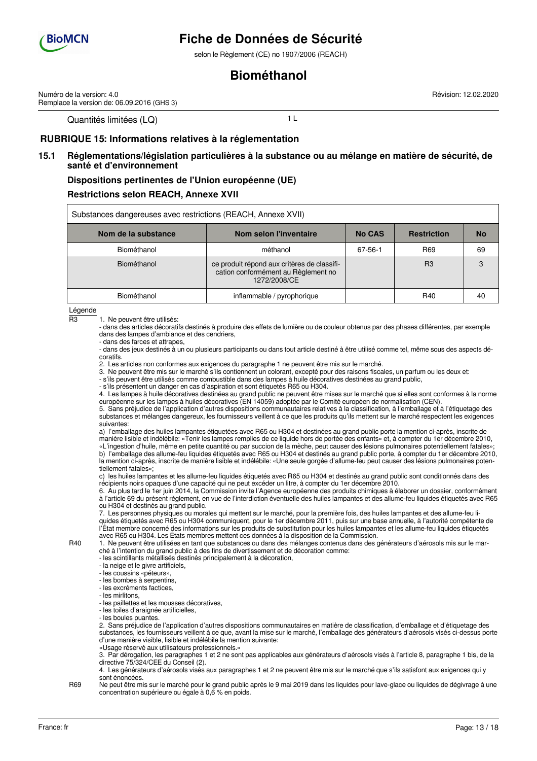Quantités limitées (LQ) 1 L

## RUBRIQUE 15: Informations relatives à la réglementation

### 15.1 Réglementations/législation particulières à la substance ou au mélange en matière de sécurité, de santé et d'environnement

#### Dispositions pertinentes de l'Union européenne (UE)

#### Restrictions selon REACH, Annexe XVII

| Substances dangereuses avec restrictions (REACH, Annexe XVII) | | | | |
|---|---|---|---|---|
| **Nom de la substance** | **Nom selon l'inventaire** | **No CAS** | **Restriction** | **No** |
| Biométhanol | méthanol | 67-56-1 | R69 | 69 |
| Biométhanol | ce produit répond aux critères de classification conformément au Règlement no 1272/2008/CE | | R3 | 3 |
| Biométhanol | inflammable / pyrophorique | | R40 | 40 |

Légende

**R3**

1. Ne peuvent être utilisés:
- dans des articles décoratifs destinés à produire des effets de lumière ou de couleur obtenus par des phases différentes, par exemple dans des lampes d'ambiance et des cendriers,
- dans des farces et attrapes,
- dans des jeux destinés à un ou plusieurs participants ou dans tout article destiné à être utilisé comme tel, même sous des aspects décoratifs.
2. Les articles non conformes aux exigences du paragraphe 1 ne peuvent être mis sur le marché.
3. Ne peuvent être mis sur le marché s'ils contiennent un colorant, excepté pour des raisons fiscales, un parfum ou les deux et:
- s'ils peuvent être utilisés comme combustible dans des lampes à huile décoratives destinées au grand public,
- s'ils présentent un danger en cas d'aspiration et sont étiquetés R65 ou H304.
4. Les lampes à huile décoratives destinées au grand public ne peuvent être mises sur le marché que si elles sont conformes à la norme européenne sur les lampes à huiles décoratives (EN 14059) adoptée par le Comité européen de normalisation (CEN).
5. Sans préjudice de l'application d'autres dispositions communautaires relatives à la classification, à l'emballage et à l'étiquetage des substances et mélanges dangereux, les fournisseurs veillent à ce que les produits qu'ils mettent sur le marché respectent les exigences suivantes:

a) l'emballage des huiles lampantes étiquetées avec R65 ou H304 et destinées au grand public porte la mention ci-après, inscrite de manière lisible et indélébile: «Tenir les lampes remplies de ce liquide hors de portée des enfants» et, à compter du 1er décembre 2010, «L'ingestion d'huile, même en petite quantité ou par succion de la mèche, peut causer des lésions pulmonaires potentiellement fatales»;
b) l'emballage des allume-feu liquides étiquetés avec R65 ou H304 et destinés au grand public porte, à compter du 1er décembre 2010, la mention ci-après, inscrite de manière lisible et indélébile: «Une seule gorgée d'allume-feu peut causer des lésions pulmonaires potentiellement fatales»;
c) les huiles lampantes et les allume-feu liquides étiquetés avec R65 ou H304 et destinés au grand public sont conditionnés dans des récipients noirs opaques d'une capacité qui ne peut excéder un litre, à compter du 1er décembre 2010.

6. Au plus tard le 1er juin 2014, la Commission invite l'Agence européenne des produits chimiques à élaborer un dossier, conformément à l'article 69 du présent règlement, en vue de l'interdiction éventuelle des huiles lampantes et des allume-feu liquides étiquetés avec R65 ou H304 et destinés au grand public.
7. Les personnes physiques ou morales qui mettent sur le marché, pour la première fois, des huiles lampantes et des allume-feu liquides étiquetés avec R65 ou H304 communiquent, pour le 1er décembre 2011, puis sur une base annuelle, à l'autorité compétente de l'État membre concerné des informations sur les produits de substitution pour les huiles lampantes et les allume-feu liquides étiquetés avec R65 ou H304. Les États membres mettent ces données à la disposition de la Commission.

**R40**

1. Ne peuvent être utilisées en tant que substances ou dans des mélanges contenus dans des générateurs d'aérosols mis sur le marché à l'intention du grand public à des fins de divertissement et de décoration comme:
- les scintillants métallisés destinés principalement à la décoration,
- la neige et le givre artificiels,
- les coussins «péteurs»,
- les bombes à serpentins,
- les excréments factices,
- les mirlitons,
- les paillettes et les mousses décoratives,
- les toiles d'araignée artificielles,
- les boules puantes.
2. Sans préjudice de l'application d'autres dispositions communautaires en matière de classification, d'emballage et d'étiquetage des substances, les fournisseurs veillent à ce que, avant la mise sur le marché, l'emballage des générateurs d'aérosols visés ci-dessus porte d'une manière visible, lisible et indélébile la mention suivante:
«Usage réservé aux utilisateurs professionnels.»
3. Par dérogation, les paragraphes 1 et 2 ne sont pas applicables aux générateurs d'aérosols visés à l'article 8, paragraphe 1 bis, de la directive 75/324/CEE du Conseil (2).
4. Les générateurs d'aérosols visés aux paragraphes 1 et 2 ne peuvent être mis sur le marché que s'ils satisfont aux exigences qui y sont énoncées.

**R69**

Ne peut être mis sur le marché pour le grand public après le 9 mai 2019 dans les liquides pour lave-glace ou liquides de dégivrage à une concentration supérieure ou égale à 0,6 % en poids.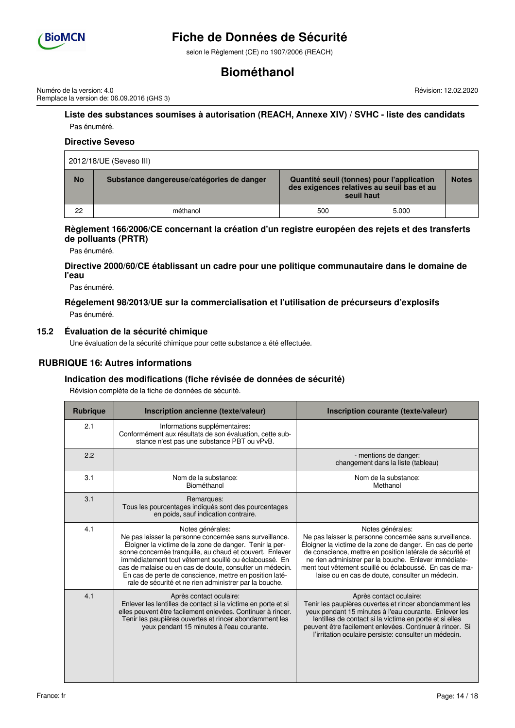### Liste des substances soumises à autorisation (REACH, Annexe XIV) / SVHC - liste des candidats

Pas énuméré.

### Directive Seveso

| 2012/18/UE (Seveso III) | | | | |
|---|---|---|---|---|
| **No** | **Substance dangereuse/catégories de danger** | **Quantité seuil (tonnes) pour l'application des exigences relatives au seuil bas et au seuil haut** | | **Notes** |
| 22 | méthanol | 500 | 5.000 | |

### Règlement 166/2006/CE concernant la création d'un registre européen des rejets et des transferts de polluants (PRTR)

Pas énuméré.

### Directive 2000/60/CE établissant un cadre pour une politique communautaire dans le domaine de l'eau

Pas énuméré.

### Régelement 98/2013/UE sur la commercialisation et l'utilisation de précurseurs d'explosifs

Pas énuméré.

## 15.2 Évaluation de la sécurité chimique

Une évaluation de la sécurité chimique pour cette substance a été effectuée.

## RUBRIQUE 16: Autres informations

### Indication des modifications (fiche révisée de données de sécurité)

Révision complète de la fiche de données de sécurité.

| Rubrique | Inscription ancienne (texte/valeur) | Inscription courante (texte/valeur) |
|---|---|---|
| 2.1 | Informations supplémentaires: Conformément aux résultats de son évaluation, cette substance n'est pas une substance PBT ou vPvB. | |
| 2.2 | | - mentions de danger: changement dans la liste (tableau) |
| 3.1 | Nom de la substance: Biométhanol | Nom de la substance: Methanol |
| 3.1 | Remarques: Tous les pourcentages indiqués sont des pourcentages en poids, sauf indication contraire. | |
| 4.1 | Notes générales: Ne pas laisser la personne concernée sans surveillance. Éloigner la victime de la zone de danger. Tenir la personne concernée tranquille, au chaud et couvert. Enlever immédiatement tout vêtement souillé ou éclaboussé. En cas de malaise ou en cas de doute, consulter un médecin. En cas de perte de conscience, mettre en position latérale de sécurité et ne rien administrer par la bouche. | Notes générales: Ne pas laisser la personne concernée sans surveillance. Éloigner la victime de la zone de danger. En cas de perte de conscience, mettre en position latérale de sécurité et ne rien administrer par la bouche. Enlever immédiatement tout vêtement souillé ou éclaboussé. En cas de malaise ou en cas de doute, consulter un médecin. |
| 4.1 | Après contact oculaire: Enlever les lentilles de contact si la victime en porte et si elles peuvent être facilement enlevées. Continuer à rincer. Tenir les paupières ouvertes et rincer abondamment les yeux pendant 15 minutes à l'eau courante. | Après contact oculaire: Tenir les paupières ouvertes et rincer abondamment les yeux pendant 15 minutes à l'eau courante. Enlever les lentilles de contact si la victime en porte et si elles peuvent être facilement enlevées. Continuer à rincer. Si l'irritation oculaire persiste: consulter un médecin. |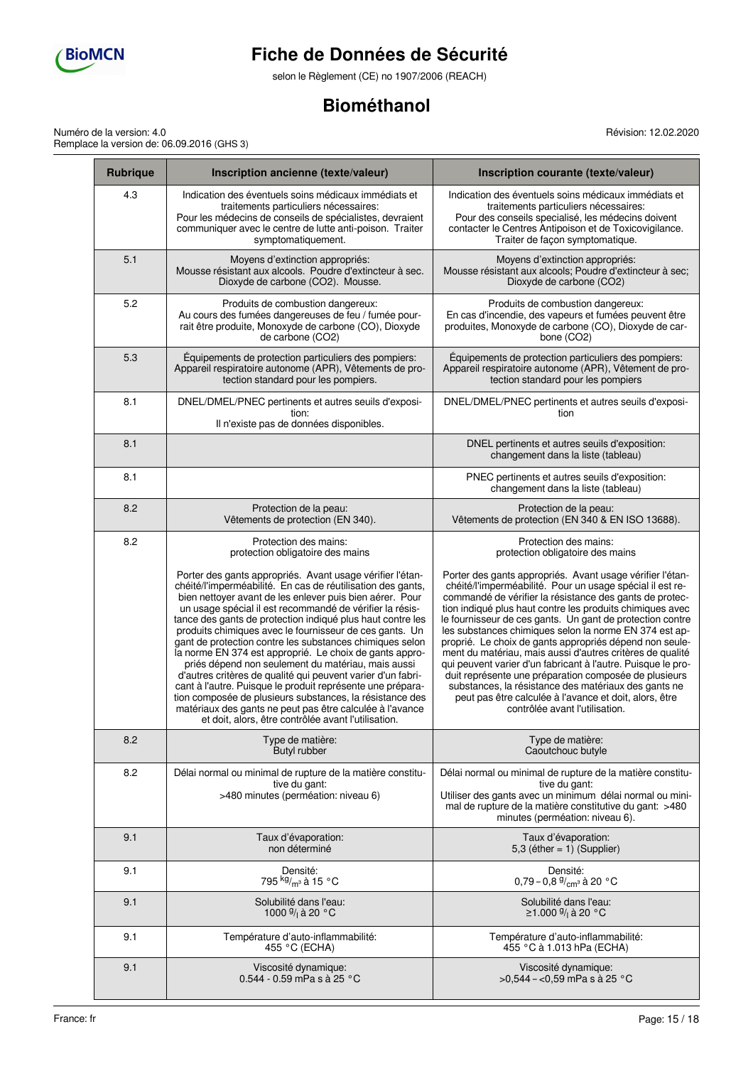| Rubrique | Inscription ancienne (texte/valeur) | Inscription courante (texte/valeur) |
|---|---|---|
| 4.3 | Indication des éventuels soins médicaux immédiats et traitements particuliers nécessaires: Pour les médecins de conseils de spécialistes, devraient communiquer avec le centre de lutte anti-poison. Traiter symptomatiquement. | Indication des éventuels soins médicaux immédiats et traitements particuliers nécessaires: Pour des conseils specialisé, les médecins doivent contacter le Centres Antipoison et de Toxicovigilance. Traiter de façon symptomatique. |
| 5.1 | Moyens d'extinction appropriés: Mousse résistant aux alcools. Poudre d'extincteur à sec. Dioxyde de carbone ($CO_2$). Mousse. | Moyens d'extinction appropriés: Mousse résistant aux alcools; Poudre d'extincteur à sec; Dioxyde de carbone ($CO_2$) |
| 5.2 | Produits de combustion dangereux: Au cours des fumées dangereuses de feu / fumée pourrait être produite, Monoxyde de carbone (CO), Dioxyde de carbone ($CO_2$) | Produits de combustion dangereux: En cas d'incendie, des vapeurs et fumées peuvent être produites, Monoxyde de carbone (CO), Dioxyde de carbone ($CO_2$) |
| 5.3 | Équipements de protection particuliers des pompiers: Appareil respiratoire autonome (APR), Vêtements de protection standard pour les pompiers. | Équipements de protection particuliers des pompiers: Appareil respiratoire autonome (APR), Vêtement de protection standard pour les pompiers |
| 8.1 | DNEL/DMEL/PNEC pertinents et autres seuils d'exposition: Il n'existe pas de données disponibles. | DNEL/DMEL/PNEC pertinents et autres seuils d'exposition |
| 8.1 | | DNEL pertinents et autres seuils d'exposition: changement dans la liste (tableau) |
| 8.1 | | PNEC pertinents et autres seuils d'exposition: changement dans la liste (tableau) |
| 8.2 | Protection de la peau: Vêtements de protection (EN 340). | Protection de la peau: Vêtements de protection (EN 340 & EN ISO 13688). |
| 8.2 | Protection des mains: protection obligatoire des mains<br><br>Porter des gants appropriés. Avant usage vérifier l'étanchéité/l'imperméabilité. En cas de réutilisation des gants, bien nettoyer avant de les enlever puis bien aérer. Pour un usage spécial il est recommandé de vérifier la résistance des gants de protection indiqué plus haut contre les produits chimiques avec le fournisseur de ces gants. Un gant de protection contre les substances chimiques selon la norme EN 374 est approprié. Le choix de gants appropriés dépend non seulement du matériau, mais aussi d'autres critères de qualité qui peuvent varier d'un fabricant à l'autre. Puisque le produit représente une préparation composée de plusieurs substances, la résistance des matériaux des gants ne peut pas être calculée à l'avance et doit, alors, être contrôlée avant l'utilisation. | Protection des mains: protection obligatoire des mains<br><br>Porter des gants appropriés. Avant usage vérifier l'étanchéité/l'imperméabilité. Pour un usage spécial il est recommandé de vérifier la résistance des gants de protection indiqué plus haut contre les produits chimiques avec le fournisseur de ces gants. Un gant de protection contre les substances chimiques selon la norme EN 374 est approprié. Le choix de gants appropriés dépend non seulement du matériau, mais aussi d'autres critères de qualité qui peuvent varier d'un fabricant à l'autre. Puisque le produit représente une préparation composée de plusieurs substances, la résistance des matériaux des gants ne peut pas être calculée à l'avance et doit, alors, être contrôlée avant l'utilisation. |
| 8.2 | Type de matière: Butyl rubber | Type de matière: Caoutchouc butyle |
| 8.2 | Délai normal ou minimal de rupture de la matière constitutive du gant: >480 minutes (perméation: niveau 6) | Délai normal ou minimal de rupture de la matière constitutive du gant: Utiliser des gants avec un minimum délai normal ou minimal de rupture de la matière constitutive du gant: >480 minutes (perméation: niveau 6). |
| 9.1 | Taux d'évaporation: non déterminé | Taux d'évaporation: 5,3 (éther = 1) (Supplier) |
| 9.1 | Densité: 795 $^{kg}/_{m^3}$ à 15 °C | Densité: 0,79 – 0,8 $^{g}/_{cm^3}$ à 20 °C |
| 9.1 | Solubilité dans l'eau: 1000 $^{g}/_{l}$ à 20 °C | Solubilité dans l'eau: ≥1.000 $^{g}/_{l}$ à 20 °C |
| 9.1 | Température d'auto-inflammabilité: 455 °C (ECHA) | Température d'auto-inflammabilité: 455 °C à 1.013 hPa (ECHA) |
| 9.1 | Viscosité dynamique: 0.544 - 0.59 mPa s à 25 °C | Viscosité dynamique: >0,544 – <0,59 mPa s à 25 °C |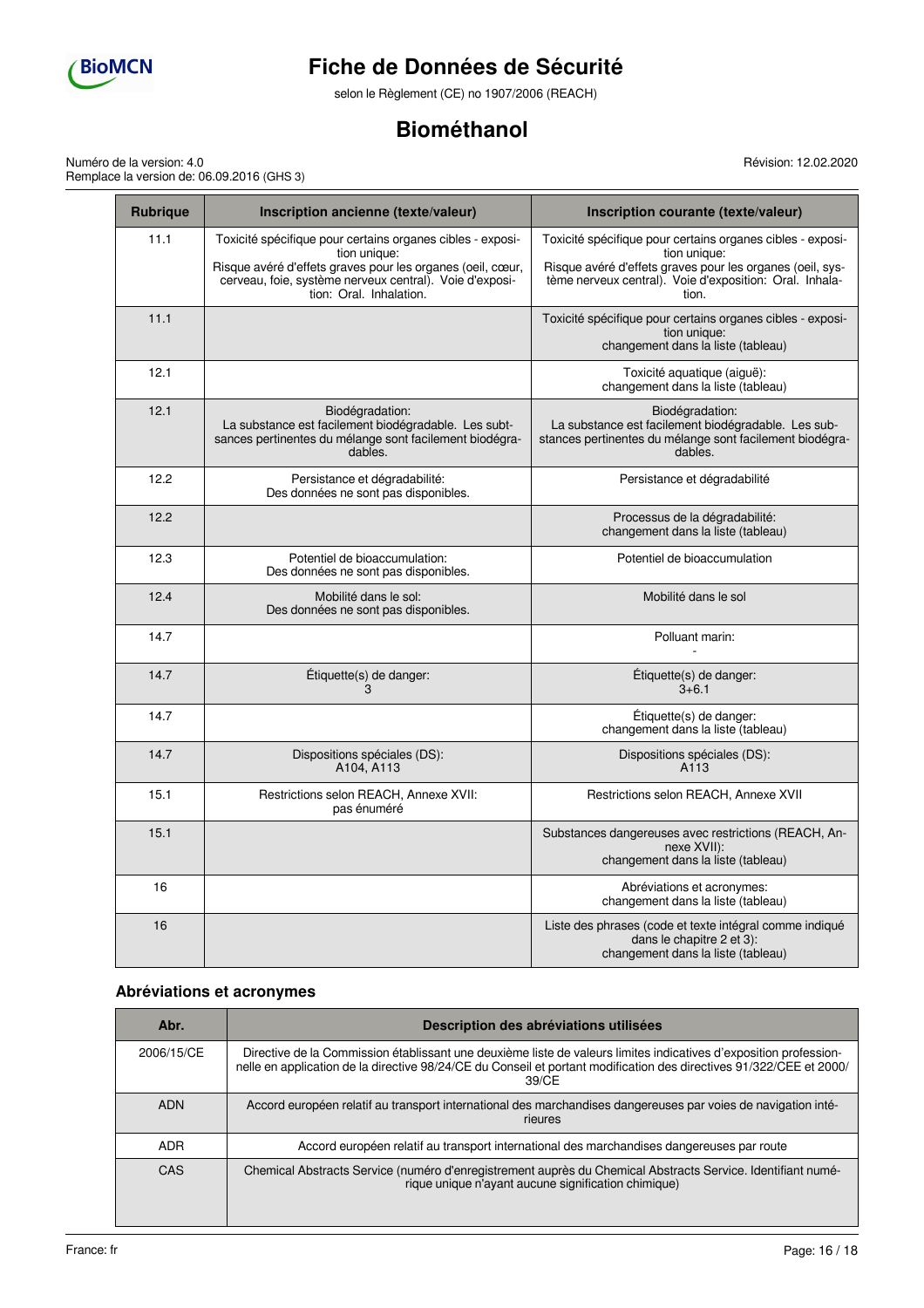| Rubrique | Inscription ancienne (texte/valeur) | Inscription courante (texte/valeur) |
|---|---|---|
| 11.1 | Toxicité spécifique pour certains organes cibles - exposition unique: Risque avéré d'effets graves pour les organes (oeil, cœur, cerveau, foie, système nerveux central). Voie d'exposition: Oral. Inhalation. | Toxicité spécifique pour certains organes cibles - exposition unique: Risque avéré d'effets graves pour les organes (oeil, système nerveux central). Voie d'exposition: Oral. Inhalation. |
| 11.1 | | Toxicité spécifique pour certains organes cibles - exposition unique: changement dans la liste (tableau) |
| 12.1 | | Toxicité aquatique (aiguë): changement dans la liste (tableau) |
| 12.1 | Biodégradation: La substance est facilement biodégradable. Les subtsances pertinentes du mélange sont facilement biodégradables. | Biodégradation: La substance est facilement biodégradable. Les substances pertinentes du mélange sont facilement biodégradables. |
| 12.2 | Persistance et dégradabilité: Des données ne sont pas disponibles. | Persistance et dégradabilité |
| 12.2 | | Processus de la dégradabilité: changement dans la liste (tableau) |
| 12.3 | Potentiel de bioaccumulation: Des données ne sont pas disponibles. | Potentiel de bioaccumulation |
| 12.4 | Mobilité dans le sol: Des données ne sont pas disponibles. | Mobilité dans le sol |
| 14.7 | | Polluant marin: - |
| 14.7 | Étiquette(s) de danger: 3 | Étiquette(s) de danger: 3+6.1 |
| 14.7 | | Étiquette(s) de danger: changement dans la liste (tableau) |
| 14.7 | Dispositions spéciales (DS): A104, A113 | Dispositions spéciales (DS): A113 |
| 15.1 | Restrictions selon REACH, Annexe XVII: pas énuméré | Restrictions selon REACH, Annexe XVII |
| 15.1 | | Substances dangereuses avec restrictions (REACH, Annexe XVII): changement dans la liste (tableau) |
| 16 | | Abréviations et acronymes: changement dans la liste (tableau) |
| 16 | | Liste des phrases (code et texte intégral comme indiqué dans le chapitre 2 et 3): changement dans la liste (tableau) |

### Abréviations et acronymes

| Abr. | Description des abréviations utilisées |
|---|---|
| 2006/15/CE | Directive de la Commission établissant une deuxième liste de valeurs limites indicatives d'exposition professionnelle en application de la directive 98/24/CE du Conseil et portant modification des directives 91/322/CEE et 2000/39/CE |
| ADN | Accord européen relatif au transport international des marchandises dangereuses par voies de navigation intérieures |
| ADR | Accord européen relatif au transport international des marchandises dangereuses par route |
| CAS | Chemical Abstracts Service (numéro d'enregistrement auprès du Chemical Abstracts Service. Identifiant numérique unique n'ayant aucune signification chimique) |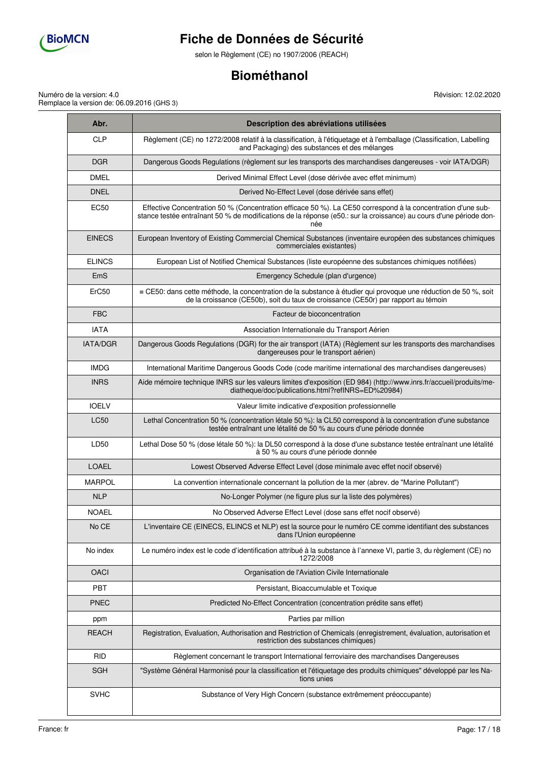| Abr. | Description des abréviations utilisées |
|---|---|
| CLP | Règlement (CE) no 1272/2008 relatif à la classification, à l'étiquetage et à l'emballage (Classification, Labelling and Packaging) des substances et des mélanges |
| DGR | Dangerous Goods Regulations (règlement sur les transports des marchandises dangereuses - voir IATA/DGR) |
| DMEL | Derived Minimal Effect Level (dose dérivée avec effet minimum) |
| DNEL | Derived No-Effect Level (dose dérivée sans effet) |
| EC50 | Effective Concentration 50 % (Concentration efficace 50 %). La CE50 correspond à la concentration d'une substance testée entraînant 50 % de modifications de la réponse (e50.: sur la croissance) au cours d'une période donnée |
| EINECS | European Inventory of Existing Commercial Chemical Substances (inventaire européen des substances chimiques commerciales existantes) |
| ELINCS | European List of Notified Chemical Substances (liste européenne des substances chimiques notifiées) |
| EmS | Emergency Schedule (plan d'urgence) |
| ErC50 | ≡ CE50: dans cette méthode, la concentration de la substance à étudier qui provoque une réduction de 50 %, soit de la croissance (CE50b), soit du taux de croissance (CE50r) par rapport au témoin |
| FBC | Facteur de bioconcentration |
| IATA | Association Internationale du Transport Aérien |
| IATA/DGR | Dangerous Goods Regulations (DGR) for the air transport (IATA) (Règlement sur les transports des marchandises dangereuses pour le transport aérien) |
| IMDG | International Maritime Dangerous Goods Code (code maritime international des marchandises dangereuses) |
| INRS | Aide mémoire technique INRS sur les valeurs limites d'exposition (ED 984) (http://www.inrs.fr/accueil/produits/mediatheque/doc/publications.html?refINRS=ED%20984) |
| IOELV | Valeur limite indicative d'exposition professionnelle |
| LC50 | Lethal Concentration 50 % (concentration létale 50 %): la CL50 correspond à la concentration d'une substance testée entraînant une létalité de 50 % au cours d'une période donnée |
| LD50 | Lethal Dose 50 % (dose létale 50 %): la DL50 correspond à la dose d'une substance testée entraînant une létalité à 50 % au cours d'une période donnée |
| LOAEL | Lowest Observed Adverse Effect Level (dose minimale avec effet nocif observé) |
| MARPOL | La convention internationale concernant la pollution de la mer (abrev. de "Marine Pollutant") |
| NLP | No-Longer Polymer (ne figure plus sur la liste des polymères) |
| NOAEL | No Observed Adverse Effect Level (dose sans effet nocif observé) |
| No CE | L'inventaire CE (EINECS, ELINCS et NLP) est la source pour le numéro CE comme identifiant des substances dans l'Union européenne |
| No index | Le numéro index est le code d'identification attribué à la substance à l'annexe VI, partie 3, du règlement (CE) no 1272/2008 |
| OACI | Organisation de l'Aviation Civile Internationale |
| PBT | Persistant, Bioaccumulable et Toxique |
| PNEC | Predicted No-Effect Concentration (concentration prédite sans effet) |
| ppm | Parties par million |
| REACH | Registration, Evaluation, Authorisation and Restriction of Chemicals (enregistrement, évaluation, autorisation et restriction des substances chimiques) |
| RID | Règlement concernant le transport International ferroviaire des marchandises Dangereuses |
| SGH | "Système Général Harmonisé pour la classification et l'étiquetage des produits chimiques" développé par les Nations unies |
| SVHC | Substance of Very High Concern (substance extrêmement préoccupante) |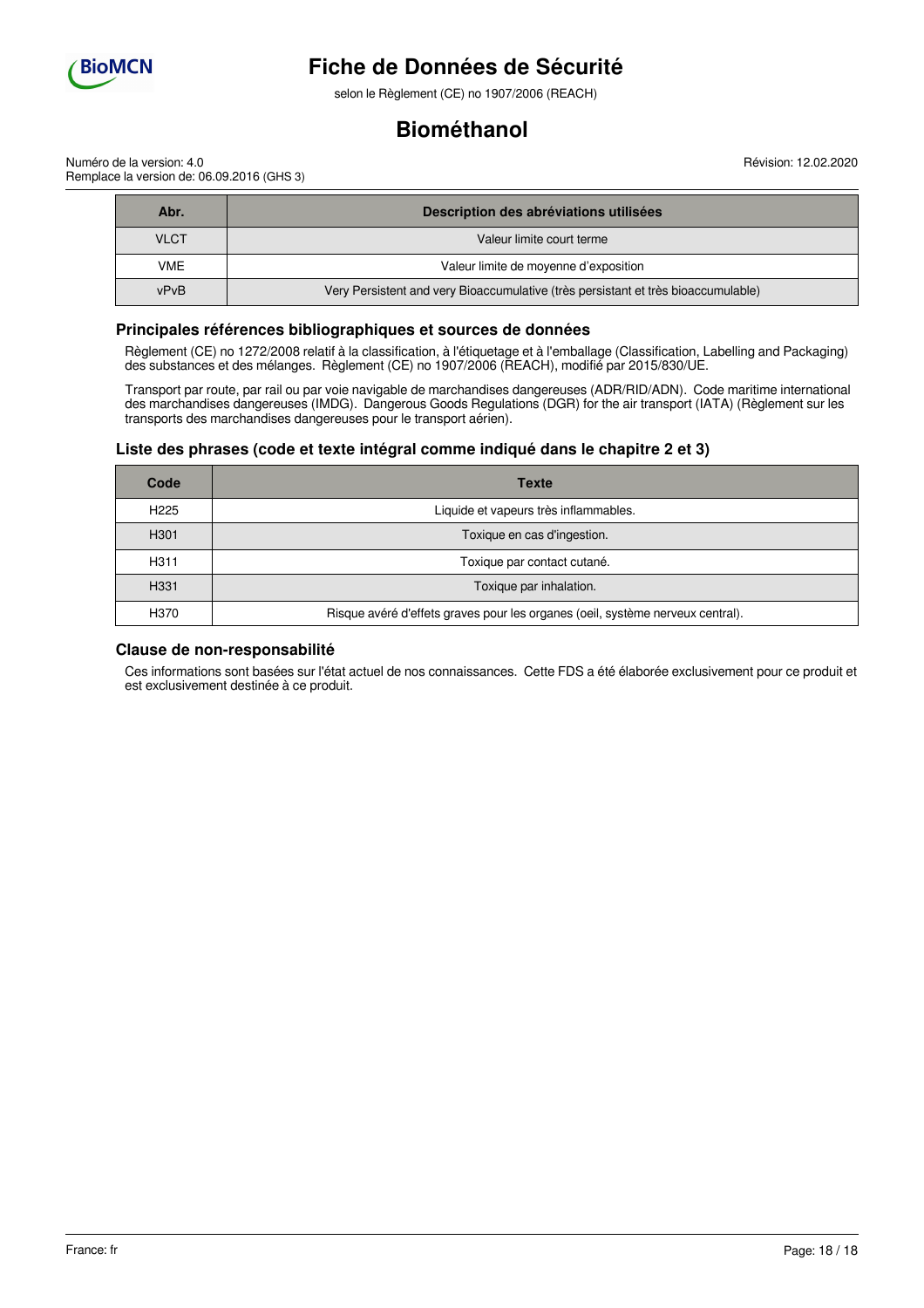| Abr. | Description des abréviations utilisées |
| --- | --- |
| VLCT | Valeur limite court terme |
| VME | Valeur limite de moyenne d'exposition |
| vPvB | Very Persistent and very Bioaccumulative (très persistant et très bioaccumulable) |

### Principales références bibliographiques et sources de données

Règlement (CE) no 1272/2008 relatif à la classification, à l'étiquetage et à l'emballage (Classification, Labelling and Packaging) des substances et des mélanges. Règlement (CE) no 1907/2006 (REACH), modifié par 2015/830/UE.

Transport par route, par rail ou par voie navigable de marchandises dangereuses (ADR/RID/ADN). Code maritime international des marchandises dangereuses (IMDG). Dangerous Goods Regulations (DGR) for the air transport (IATA) (Règlement sur les transports des marchandises dangereuses pour le transport aérien).

### Liste des phrases (code et texte intégral comme indiqué dans le chapitre 2 et 3)

| Code | Texte |
| --- | --- |
| H225 | Liquide et vapeurs très inflammables. |
| H301 | Toxique en cas d'ingestion. |
| H311 | Toxique par contact cutané. |
| H331 | Toxique par inhalation. |
| H370 | Risque avéré d'effets graves pour les organes (oeil, système nerveux central). |

### Clause de non-responsabilité

Ces informations sont basées sur l'état actuel de nos connaissances. Cette FDS a été élaborée exclusivement pour ce produit et est exclusivement destinée à ce produit.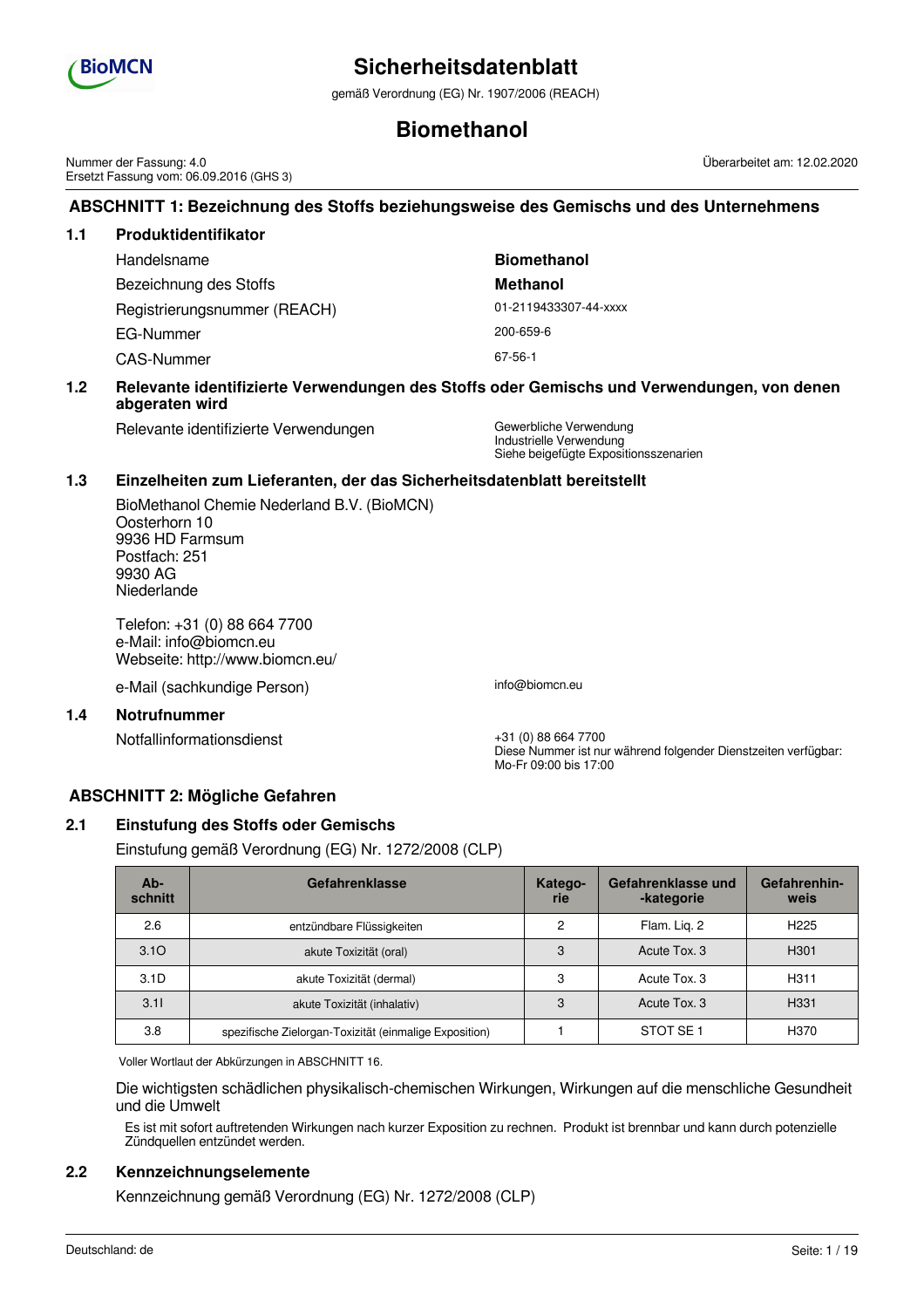# Sicherheitsdatenblatt

gemäß Verordnung (EG) Nr. 1907/2006 (REACH)

# Biomethanol

Nummer der Fassung: 4.0
Ersetzt Fassung vom: 06.09.2016 (GHS 3)

Überarbeitet am: 12.02.2020

## ABSCHNITT 1: Bezeichnung des Stoffs beziehungsweise des Gemischs und des Unternehmens

### 1.1 Produktidentifikator

| | |
|---|---|
| Handelsname | **Biomethanol** |
| Bezeichnung des Stoffs | **Methanol** |
| Registrierungsnummer (REACH) | 01-2119433307-44-xxxx |
| EG-Nummer | 200-659-6 |
| CAS-Nummer | 67-56-1 |

### 1.2 Relevante identifizierte Verwendungen des Stoffs oder Gemischs und Verwendungen, von denen abgeraten wird

Relevante identifizierte Verwendungen: Gewerbliche Verwendung
Industrielle Verwendung
Siehe beigefügte Expositionsszenarien

### 1.3 Einzelheiten zum Lieferanten, der das Sicherheitsdatenblatt bereitstellt

BioMethanol Chemie Nederland B.V. (BioMCN)
Oosterhorn 10
9936 HD Farmsum
Postfach: 251
9930 AG
Niederlande

Telefon: +31 (0) 88 664 7700
e-Mail: info@biomcn.eu
Webseite: http://www.biomcn.eu/

e-Mail (sachkundige Person): info@biomcn.eu

### 1.4 Notrufnummer

Notfallinformationsdienst: +31 (0) 88 664 7700
Diese Nummer ist nur während folgender Dienstzeiten verfügbar: Mo-Fr 09:00 bis 17:00

## ABSCHNITT 2: Mögliche Gefahren

### 2.1 Einstufung des Stoffs oder Gemischs

Einstufung gemäß Verordnung (EG) Nr. 1272/2008 (CLP)

| Abschnitt | Gefahrenklasse | Kategorie | Gefahrenklasse und -kategorie | Gefahrenhinweis |
|---|---|---|---|---|
| 2.6 | entzündbare Flüssigkeiten | 2 | Flam. Liq. 2 | H225 |
| 3.1O | akute Toxizität (oral) | 3 | Acute Tox. 3 | H301 |
| 3.1D | akute Toxizität (dermal) | 3 | Acute Tox. 3 | H311 |
| 3.1I | akute Toxizität (inhalativ) | 3 | Acute Tox. 3 | H331 |
| 3.8 | spezifische Zielorgan-Toxizität (einmalige Exposition) | 1 | STOT SE 1 | H370 |

Voller Wortlaut der Abkürzungen in ABSCHNITT 16.

Die wichtigsten schädlichen physikalisch-chemischen Wirkungen, Wirkungen auf die menschliche Gesundheit und die Umwelt

Es ist mit sofort auftretenden Wirkungen nach kurzer Exposition zu rechnen. Produkt ist brennbar und kann durch potenzielle Zündquellen entzündet werden.

### 2.2 Kennzeichnungselemente

Kennzeichnung gemäß Verordnung (EG) Nr. 1272/2008 (CLP)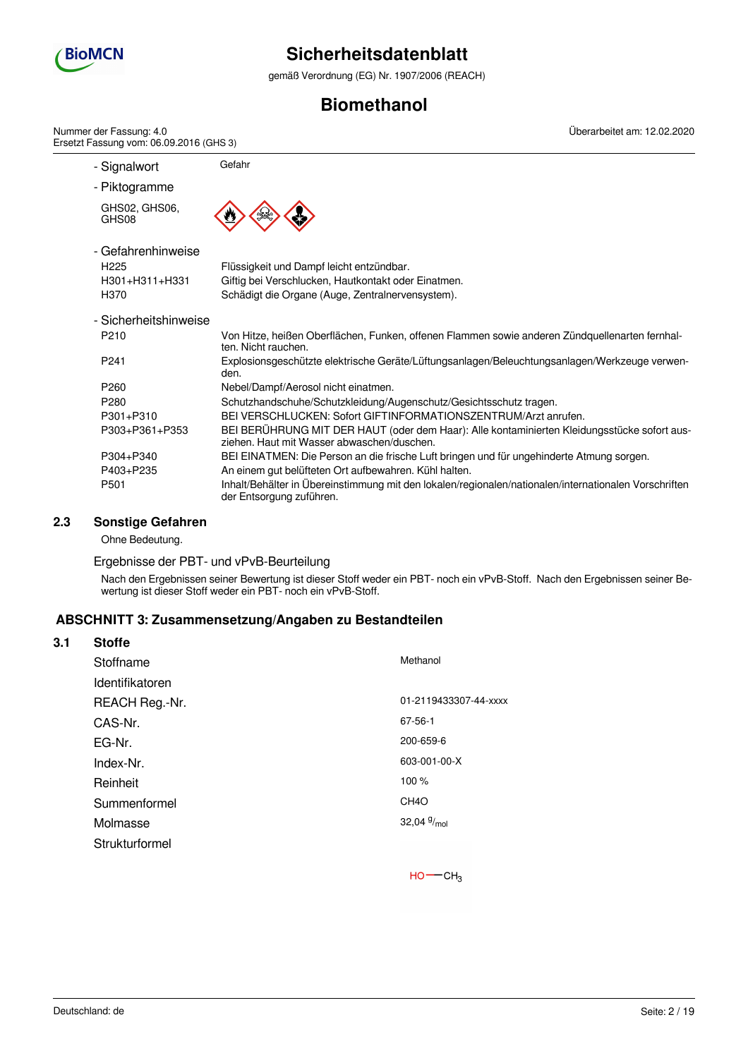- Signalwort: Gefahr

- Piktogramme

GHS02, GHS06, GHS08

- Gefahrenhinweise

| | |
|---|---|
| H225 | Flüssigkeit und Dampf leicht entzündbar. |
| H301+H311+H331 | Giftig bei Verschlucken, Hautkontakt oder Einatmen. |
| H370 | Schädigt die Organe (Auge, Zentralnervensystem). |

- Sicherheitshinweise

| | |
|---|---|
| P210 | Von Hitze, heißen Oberflächen, Funken, offenen Flammen sowie anderen Zündquellenarten fernhalten. Nicht rauchen. |
| P241 | Explosionsgeschützte elektrische Geräte/Lüftungsanlagen/Beleuchtungsanlagen/Werkzeuge verwenden. |
| P260 | Nebel/Dampf/Aerosol nicht einatmen. |
| P280 | Schutzhandschuhe/Schutzkleidung/Augenschutz/Gesichtsschutz tragen. |
| P301+P310 | BEI VERSCHLUCKEN: Sofort GIFTINFORMATIONSZENTRUM/Arzt anrufen. |
| P303+P361+P353 | BEI BERÜHRUNG MIT DER HAUT (oder dem Haar): Alle kontaminierten Kleidungsstücke sofort ausziehen. Haut mit Wasser abwaschen/duschen. |
| P304+P340 | BEI EINATMEN: Die Person an die frische Luft bringen und für ungehinderte Atmung sorgen. |
| P403+P235 | An einem gut belüfteten Ort aufbewahren. Kühl halten. |
| P501 | Inhalt/Behälter in Übereinstimmung mit den lokalen/regionalen/nationalen/internationalen Vorschriften der Entsorgung zuführen. |

### 2.3 Sonstige Gefahren

Ohne Bedeutung.

Ergebnisse der PBT- und vPvB-Beurteilung

Nach den Ergebnissen seiner Bewertung ist dieser Stoff weder ein PBT- noch ein vPvB-Stoff. Nach den Ergebnissen seiner Bewertung ist dieser Stoff weder ein PBT- noch ein vPvB-Stoff.

## ABSCHNITT 3: Zusammensetzung/Angaben zu Bestandteilen

### 3.1 Stoffe

| | |
|---|---|
| Stoffname | Methanol |
| Identifikatoren | |
| REACH Reg.-Nr. | 01-2119433307-44-xxxx |
| CAS-Nr. | 67-56-1 |
| EG-Nr. | 200-659-6 |
| Index-Nr. | 603-001-00-X |
| Reinheit | 100 % |
| Summenformel | $CH_4O$ |
| Molmasse | 32,04 $^{g}/_{mol}$ |
| Strukturformel | HO—$CH_3$ |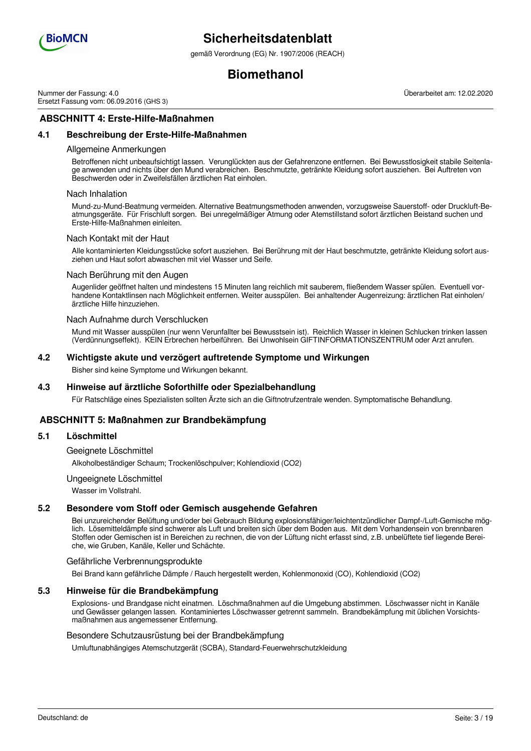## ABSCHNITT 4: Erste-Hilfe-Maßnahmen

### 4.1 Beschreibung der Erste-Hilfe-Maßnahmen

#### Allgemeine Anmerkungen

Betroffenen nicht unbeaufsichtigt lassen. Verunglückten aus der Gefahrenzone entfernen. Bei Bewusstlosigkeit stabile Seitenlage anwenden und nichts über den Mund verabreichen. Beschmutzte, getränkte Kleidung sofort ausziehen. Bei Auftreten von Beschwerden oder in Zweifelsfällen ärztlichen Rat einholen.

#### Nach Inhalation

Mund-zu-Mund-Beatmung vermeiden. Alternative Beatmungsmethoden anwenden, vorzugsweise Sauerstoff- oder Druckluft-Beatmungsgeräte. Für Frischluft sorgen. Bei unregelmäßiger Atmung oder Atemstillstand sofort ärztlichen Beistand suchen und Erste-Hilfe-Maßnahmen einleiten.

#### Nach Kontakt mit der Haut

Alle kontaminierten Kleidungsstücke sofort ausziehen. Bei Berührung mit der Haut beschmutzte, getränkte Kleidung sofort ausziehen und Haut sofort abwaschen mit viel Wasser und Seife.

#### Nach Berührung mit den Augen

Augenlider geöffnet halten und mindestens 15 Minuten lang reichlich mit sauberem, fließendem Wasser spülen. Eventuell vorhandene Kontaktlinsen nach Möglichkeit entfernen. Weiter ausspülen. Bei anhaltender Augenreizung: ärztlichen Rat einholen/ärztliche Hilfe hinzuziehen.

#### Nach Aufnahme durch Verschlucken

Mund mit Wasser ausspülen (nur wenn Verunfallter bei Bewusstsein ist). Reichlich Wasser in kleinen Schlucken trinken lassen (Verdünnungseffekt). KEIN Erbrechen herbeiführen. Bei Unwohlsein GIFTINFORMATIONSZENTRUM oder Arzt anrufen.

### 4.2 Wichtigste akute und verzögert auftretende Symptome und Wirkungen

Bisher sind keine Symptome und Wirkungen bekannt.

### 4.3 Hinweise auf ärztliche Soforthilfe oder Spezialbehandlung

Für Ratschläge eines Spezialisten sollten Ärzte sich an die Giftnotrufzentrale wenden. Symptomatische Behandlung.

## ABSCHNITT 5: Maßnahmen zur Brandbekämpfung

### 5.1 Löschmittel

#### Geeignete Löschmittel

Alkoholbeständiger Schaum; Trockenlöschpulver; Kohlendioxid ($CO_2$)

#### Ungeeignete Löschmittel

Wasser im Vollstrahl.

### 5.2 Besondere vom Stoff oder Gemisch ausgehende Gefahren

Bei unzureichender Belüftung und/oder bei Gebrauch Bildung explosionsfähiger/leichtentzündlicher Dampf-/Luft-Gemische möglich. Lösemitteldämpfe sind schwerer als Luft und breiten sich über dem Boden aus. Mit dem Vorhandensein von brennbaren Stoffen oder Gemischen ist in Bereichen zu rechnen, die von der Lüftung nicht erfasst sind, z.B. unbelüftete tief liegende Bereiche, wie Gruben, Kanäle, Keller und Schächte.

#### Gefährliche Verbrennungsprodukte

Bei Brand kann gefährliche Dämpfe / Rauch hergestellt werden, Kohlenmonoxid (CO), Kohlendioxid ($CO_2$)

### 5.3 Hinweise für die Brandbekämpfung

Explosions- und Brandgase nicht einatmen. Löschmaßnahmen auf die Umgebung abstimmen. Löschwasser nicht in Kanäle und Gewässer gelangen lassen. Kontaminiertes Löschwasser getrennt sammeln. Brandbekämpfung mit üblichen Vorsichtsmaßnahmen aus angemessener Entfernung.

#### Besondere Schutzausrüstung bei der Brandbekämpfung

Umluftunabhängiges Atemschutzgerät (SCBA), Standard-Feuerwehrschutzkleidung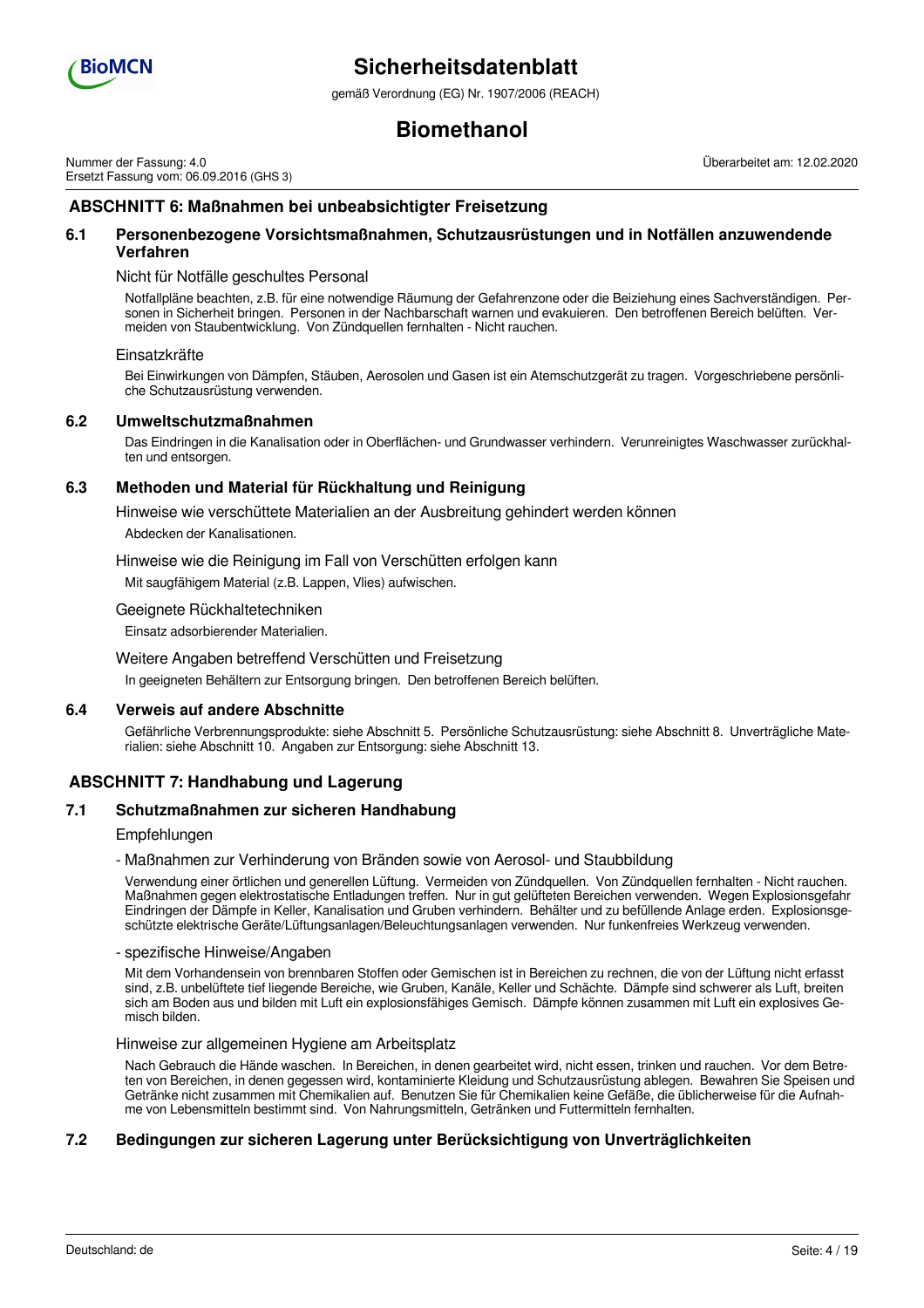## ABSCHNITT 6: Maßnahmen bei unbeabsichtigter Freisetzung

### 6.1 Personenbezogene Vorsichtsmaßnahmen, Schutzausrüstungen und in Notfällen anzuwendende Verfahren

Nicht für Notfälle geschultes Personal

Notfallpläne beachten, z.B. für eine notwendige Räumung der Gefahrenzone oder die Beiziehung eines Sachverständigen. Personen in Sicherheit bringen. Personen in der Nachbarschaft warnen und evakuieren. Den betroffenen Bereich belüften. Vermeiden von Staubentwicklung. Von Zündquellen fernhalten - Nicht rauchen.

Einsatzkräfte

Bei Einwirkungen von Dämpfen, Stäuben, Aerosolen und Gasen ist ein Atemschutzgerät zu tragen. Vorgeschriebene persönliche Schutzausrüstung verwenden.

### 6.2 Umweltschutzmaßnahmen

Das Eindringen in die Kanalisation oder in Oberflächen- und Grundwasser verhindern. Verunreinigtes Waschwasser zurückhalten und entsorgen.

### 6.3 Methoden und Material für Rückhaltung und Reinigung

Hinweise wie verschüttete Materialien an der Ausbreitung gehindert werden können

Abdecken der Kanalisationen.

Hinweise wie die Reinigung im Fall von Verschütten erfolgen kann

Mit saugfähigem Material (z.B. Lappen, Vlies) aufwischen.

Geeignete Rückhaltetechniken

Einsatz adsorbierender Materialien.

Weitere Angaben betreffend Verschütten und Freisetzung

In geeigneten Behältern zur Entsorgung bringen. Den betroffenen Bereich belüften.

### 6.4 Verweis auf andere Abschnitte

Gefährliche Verbrennungsprodukte: siehe Abschnitt 5. Persönliche Schutzausrüstung: siehe Abschnitt 8. Unverträgliche Materialien: siehe Abschnitt 10. Angaben zur Entsorgung: siehe Abschnitt 13.

## ABSCHNITT 7: Handhabung und Lagerung

### 7.1 Schutzmaßnahmen zur sicheren Handhabung

Empfehlungen

- Maßnahmen zur Verhinderung von Bränden sowie von Aerosol- und Staubbildung

Verwendung einer örtlichen und generellen Lüftung. Vermeiden von Zündquellen. Von Zündquellen fernhalten - Nicht rauchen. Maßnahmen gegen elektrostatische Entladungen treffen. Nur in gut gelüfteten Bereichen verwenden. Wegen Explosionsgefahr Eindringen der Dämpfe in Keller, Kanalisation und Gruben verhindern. Behälter und zu befüllende Anlage erden. Explosionsgeschützte elektrische Geräte/Lüftungsanlagen/Beleuchtungsanlagen verwenden. Nur funkenfreies Werkzeug verwenden.

- spezifische Hinweise/Angaben

Mit dem Vorhandensein von brennbaren Stoffen oder Gemischen ist in Bereichen zu rechnen, die von der Lüftung nicht erfasst sind, z.B. unbelüftete tief liegende Bereiche, wie Gruben, Kanäle, Keller und Schächte. Dämpfe sind schwerer als Luft, breiten sich am Boden aus und bilden mit Luft ein explosionsfähiges Gemisch. Dämpfe können zusammen mit Luft ein explosives Gemisch bilden.

Hinweise zur allgemeinen Hygiene am Arbeitsplatz

Nach Gebrauch die Hände waschen. In Bereichen, in denen gearbeitet wird, nicht essen, trinken und rauchen. Vor dem Betreten von Bereichen, in denen gegessen wird, kontaminierte Kleidung und Schutzausrüstung ablegen. Bewahren Sie Speisen und Getränke nicht zusammen mit Chemikalien auf. Benutzen Sie für Chemikalien keine Gefäße, die üblicherweise für die Aufnahme von Lebensmitteln bestimmt sind. Von Nahrungsmitteln, Getränken und Futtermitteln fernhalten.

### 7.2 Bedingungen zur sicheren Lagerung unter Berücksichtigung von Unverträglichkeiten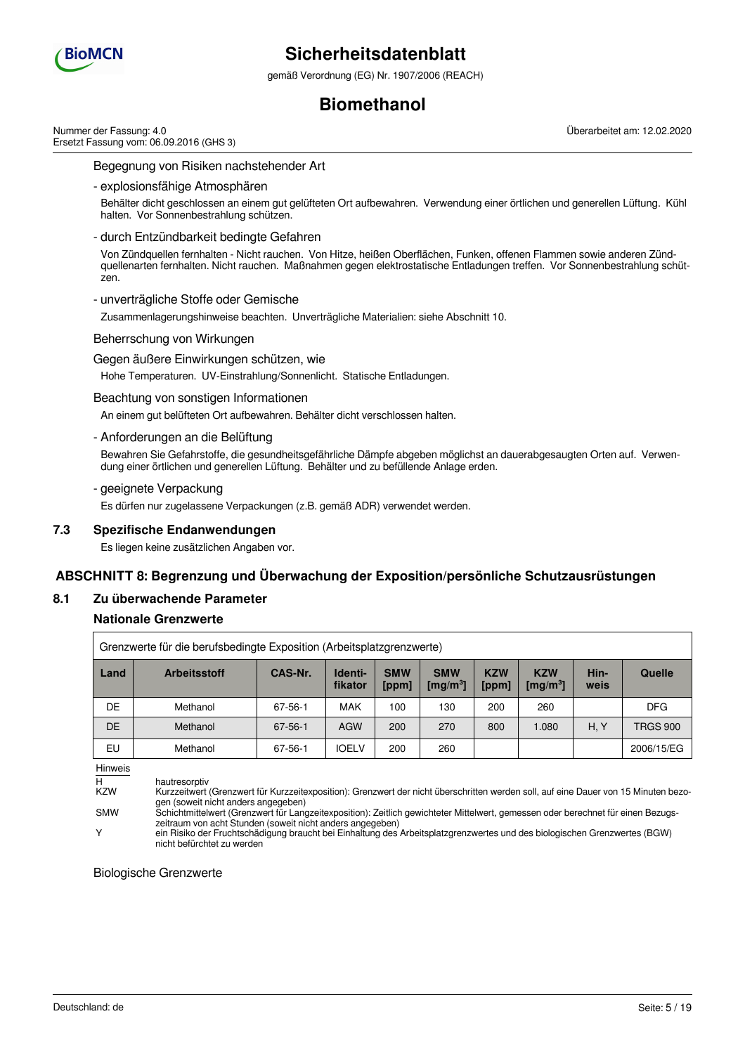Begegnung von Risiken nachstehender Art

- explosionsfähige Atmosphären

Behälter dicht geschlossen an einem gut gelüfteten Ort aufbewahren. Verwendung einer örtlichen und generellen Lüftung. Kühl halten. Vor Sonnenbestrahlung schützen.

- durch Entzündbarkeit bedingte Gefahren

Von Zündquellen fernhalten - Nicht rauchen. Von Hitze, heißen Oberflächen, Funken, offenen Flammen sowie anderen Zündquellenarten fernhalten. Nicht rauchen. Maßnahmen gegen elektrostatische Entladungen treffen. Vor Sonnenbestrahlung schützen.

- unverträgliche Stoffe oder Gemische

Zusammenlagerungshinweise beachten. Unverträgliche Materialien: siehe Abschnitt 10.

Beherrschung von Wirkungen

Gegen äußere Einwirkungen schützen, wie

Hohe Temperaturen. UV-Einstrahlung/Sonnenlicht. Statische Entladungen.

Beachtung von sonstigen Informationen

An einem gut belüfteten Ort aufbewahren. Behälter dicht verschlossen halten.

- Anforderungen an die Belüftung

Bewahren Sie Gefahrstoffe, die gesundheitsgefährliche Dämpfe abgeben möglichst an dauerabgesaugten Orten auf. Verwendung einer örtlichen und generellen Lüftung. Behälter und zu befüllende Anlage erden.

- geeignete Verpackung

Es dürfen nur zugelassene Verpackungen (z.B. gemäß ADR) verwendet werden.

### 7.3 Spezifische Endanwendungen

Es liegen keine zusätzlichen Angaben vor.

## ABSCHNITT 8: Begrenzung und Überwachung der Exposition/persönliche Schutzausrüstungen

### 8.1 Zu überwachende Parameter

**Nationale Grenzwerte**

Grenzwerte für die berufsbedingte Exposition (Arbeitsplatzgrenzwerte)

| Land | Arbeitsstoff | CAS-Nr. | Identifikator | SMW [ppm] | SMW [mg/m³] | KZW [ppm] | KZW [mg/m³] | Hinweis | Quelle |
|---|---|---|---|---|---|---|---|---|---|
| DE | Methanol | 67-56-1 | MAK | 100 | 130 | 200 | 260 | | DFG |
| DE | Methanol | 67-56-1 | AGW | 200 | 270 | 800 | 1.080 | H, Y | TRGS 900 |
| EU | Methanol | 67-56-1 | IOELV | 200 | 260 | | | | 2006/15/EG |

Hinweis

- H: hautresorptiv
- KZW: Kurzzeitwert (Grenzwert für Kurzzeitexposition): Grenzwert der nicht überschritten werden soll, auf eine Dauer von 15 Minuten bezogen (soweit nicht anders angegeben)
- SMW: Schichtmittelwert (Grenzwert für Langzeitexposition): Zeitlich gewichteter Mittelwert, gemessen oder berechnet für einen Bezugszeitraum von acht Stunden (soweit nicht anders angegeben)
- Y: ein Risiko der Fruchtschädigung braucht bei Einhaltung des Arbeitsplatzgrenzwertes und des biologischen Grenzwertes (BGW) nicht befürchtet zu werden

Biologische Grenzwerte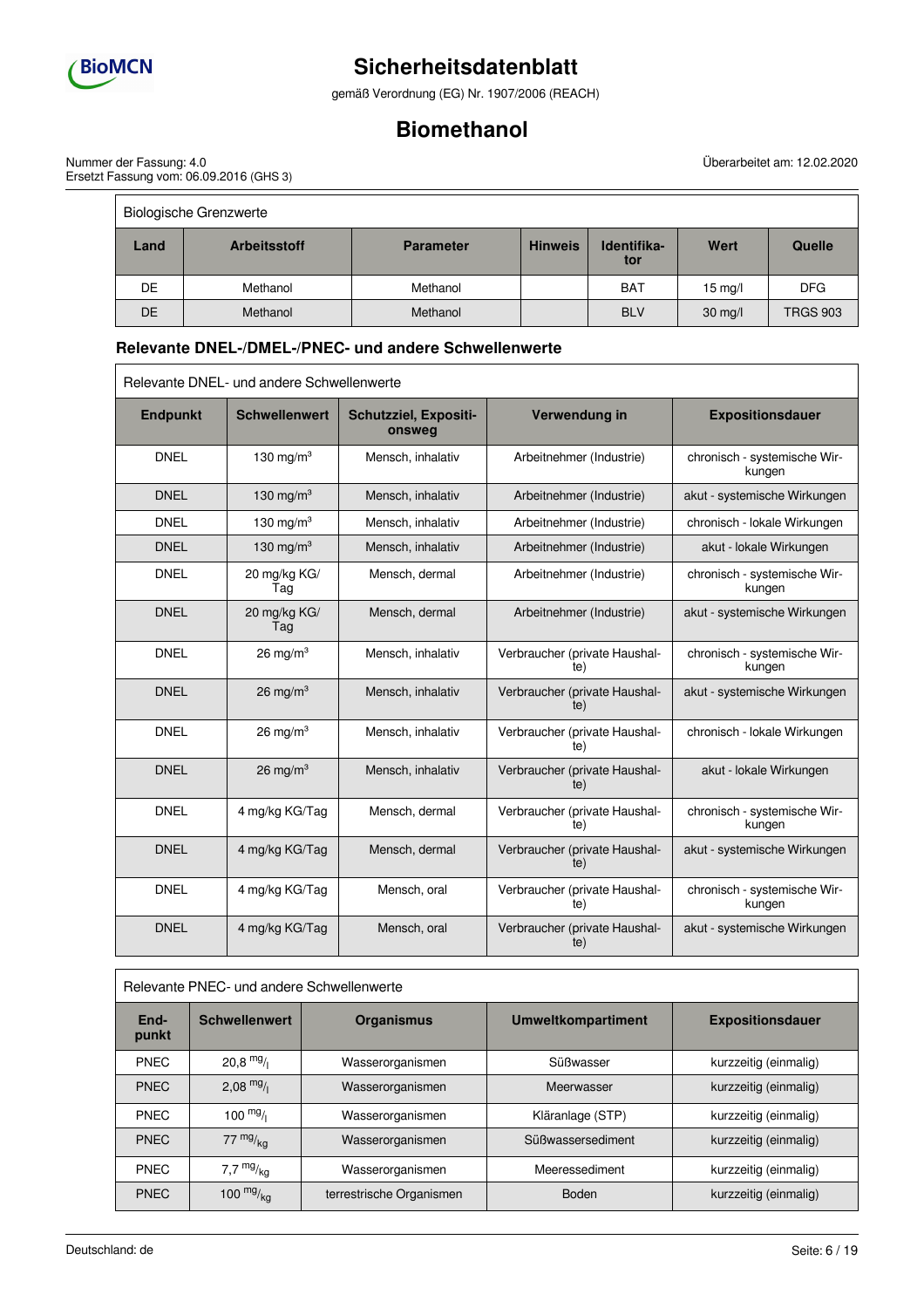| Biologische Grenzwerte | | | | | | |
|---|---|---|---|---|---|---|
| **Land** | **Arbeitsstoff** | **Parameter** | **Hinweis** | **Identifikator** | **Wert** | **Quelle** |
| DE | Methanol | Methanol | | BAT | 15 mg/l | DFG |
| DE | Methanol | Methanol | | BLV | 30 mg/l | TRGS 903 |

### Relevante DNEL-/DMEL-/PNEC- und andere Schwellenwerte

| Relevante DNEL- und andere Schwellenwerte | | | | |
|---|---|---|---|---|
| **Endpunkt** | **Schwellenwert** | **Schutzziel, Expositionsweg** | **Verwendung in** | **Expositionsdauer** |
| DNEL | 130 mg/m³ | Mensch, inhalativ | Arbeitnehmer (Industrie) | chronisch - systemische Wirkungen |
| DNEL | 130 mg/m³ | Mensch, inhalativ | Arbeitnehmer (Industrie) | akut - systemische Wirkungen |
| DNEL | 130 mg/m³ | Mensch, inhalativ | Arbeitnehmer (Industrie) | chronisch - lokale Wirkungen |
| DNEL | 130 mg/m³ | Mensch, inhalativ | Arbeitnehmer (Industrie) | akut - lokale Wirkungen |
| DNEL | 20 mg/kg KG/Tag | Mensch, dermal | Arbeitnehmer (Industrie) | chronisch - systemische Wirkungen |
| DNEL | 20 mg/kg KG/Tag | Mensch, dermal | Arbeitnehmer (Industrie) | akut - systemische Wirkungen |
| DNEL | 26 mg/m³ | Mensch, inhalativ | Verbraucher (private Haushalte) | chronisch - systemische Wirkungen |
| DNEL | 26 mg/m³ | Mensch, inhalativ | Verbraucher (private Haushalte) | akut - systemische Wirkungen |
| DNEL | 26 mg/m³ | Mensch, inhalativ | Verbraucher (private Haushalte) | chronisch - lokale Wirkungen |
| DNEL | 26 mg/m³ | Mensch, inhalativ | Verbraucher (private Haushalte) | akut - lokale Wirkungen |
| DNEL | 4 mg/kg KG/Tag | Mensch, dermal | Verbraucher (private Haushalte) | chronisch - systemische Wirkungen |
| DNEL | 4 mg/kg KG/Tag | Mensch, dermal | Verbraucher (private Haushalte) | akut - systemische Wirkungen |
| DNEL | 4 mg/kg KG/Tag | Mensch, oral | Verbraucher (private Haushalte) | chronisch - systemische Wirkungen |
| DNEL | 4 mg/kg KG/Tag | Mensch, oral | Verbraucher (private Haushalte) | akut - systemische Wirkungen |

| Relevante PNEC- und andere Schwellenwerte | | | | |
|---|---|---|---|---|
| **Endpunkt** | **Schwellenwert** | **Organismus** | **Umweltkompartiment** | **Expositionsdauer** |
| PNEC | 20,8 mg/l | Wasserorganismen | Süßwasser | kurzzeitig (einmalig) |
| PNEC | 2,08 mg/l | Wasserorganismen | Meerwasser | kurzzeitig (einmalig) |
| PNEC | 100 mg/l | Wasserorganismen | Kläranlage (STP) | kurzzeitig (einmalig) |
| PNEC | 77 mg/kg | Wasserorganismen | Süßwassersediment | kurzzeitig (einmalig) |
| PNEC | 7,7 mg/kg | Wasserorganismen | Meeressediment | kurzzeitig (einmalig) |
| PNEC | 100 mg/kg | terrestrische Organismen | Boden | kurzzeitig (einmalig) |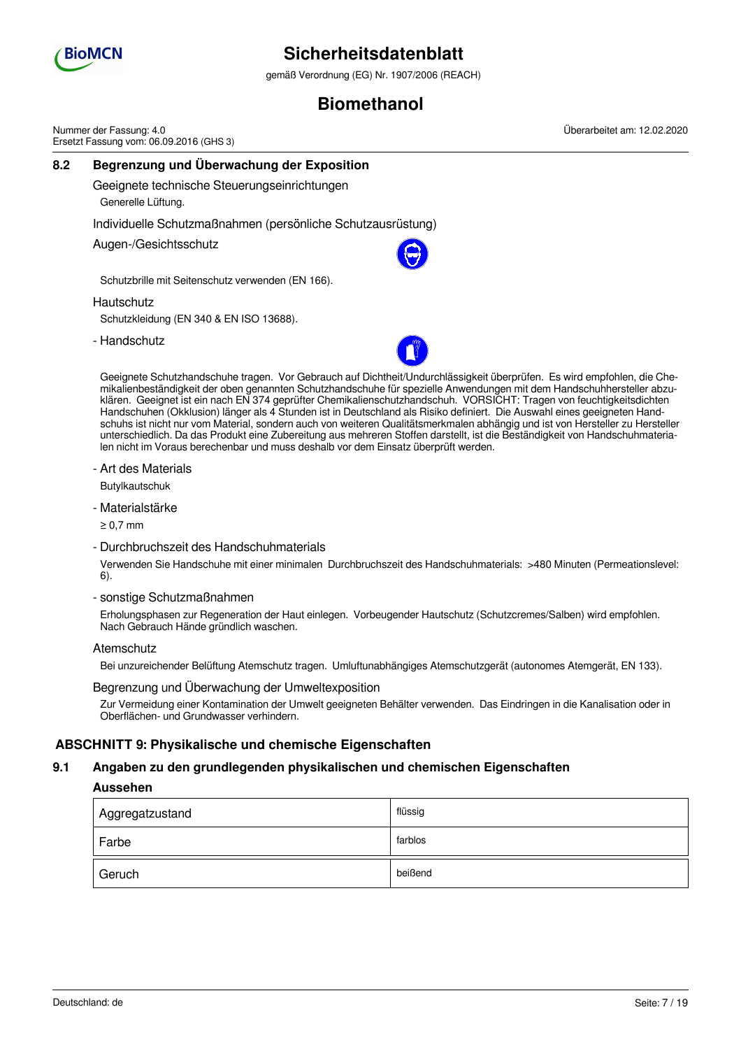### 8.2 Begrenzung und Überwachung der Exposition

Geeignete technische Steuerungseinrichtungen

Generelle Lüftung.

Individuelle Schutzmaßnahmen (persönliche Schutzausrüstung)

Augen-/Gesichtsschutz

Schutzbrille mit Seitenschutz verwenden (EN 166).

Hautschutz

Schutzkleidung (EN 340 & EN ISO 13688).

- Handschutz

Geeignete Schutzhandschuhe tragen. Vor Gebrauch auf Dichtheit/Undurchlässigkeit überprüfen. Es wird empfohlen, die Chemikalienbeständigkeit der oben genannten Schutzhandschuhe für spezielle Anwendungen mit dem Handschuhhersteller abzuklären. Geeignet ist ein nach EN 374 geprüfter Chemikalienschutzhandschuh. VORSICHT: Tragen von feuchtigkeitsdichten Handschuhen (Okklusion) länger als 4 Stunden ist in Deutschland als Risiko definiert. Die Auswahl eines geeigneten Handschuhs ist nicht nur vom Material, sondern auch von weiteren Qualitätsmerkmalen abhängig und ist von Hersteller zu Hersteller unterschiedlich. Da das Produkt eine Zubereitung aus mehreren Stoffen darstellt, ist die Beständigkeit von Handschuhmaterialen nicht im Voraus berechenbar und muss deshalb vor dem Einsatz überprüft werden.

- Art des Materials

Butylkautschuk

- Materialstärke

≥ 0,7 mm

- Durchbruchszeit des Handschuhmaterials

Verwenden Sie Handschuhe mit einer minimalen Durchbruchszeit des Handschuhmaterials: >480 Minuten (Permeationslevel: 6).

- sonstige Schutzmaßnahmen

Erholungsphasen zur Regeneration der Haut einlegen. Vorbeugender Hautschutz (Schutzcremes/Salben) wird empfohlen. Nach Gebrauch Hände gründlich waschen.

Atemschutz

Bei unzureichender Belüftung Atemschutz tragen. Umluftunabhängiges Atemschutzgerät (autonomes Atemgerät, EN 133).

Begrenzung und Überwachung der Umweltexposition

Zur Vermeidung einer Kontamination der Umwelt geeigneten Behälter verwenden. Das Eindringen in die Kanalisation oder in Oberflächen- und Grundwasser verhindern.

## ABSCHNITT 9: Physikalische und chemische Eigenschaften

### 9.1 Angaben zu den grundlegenden physikalischen und chemischen Eigenschaften

**Aussehen**

| Eigenschaft | Wert |
|---|---|
| Aggregatzustand | flüssig |
| Farbe | farblos |
| Geruch | beißend |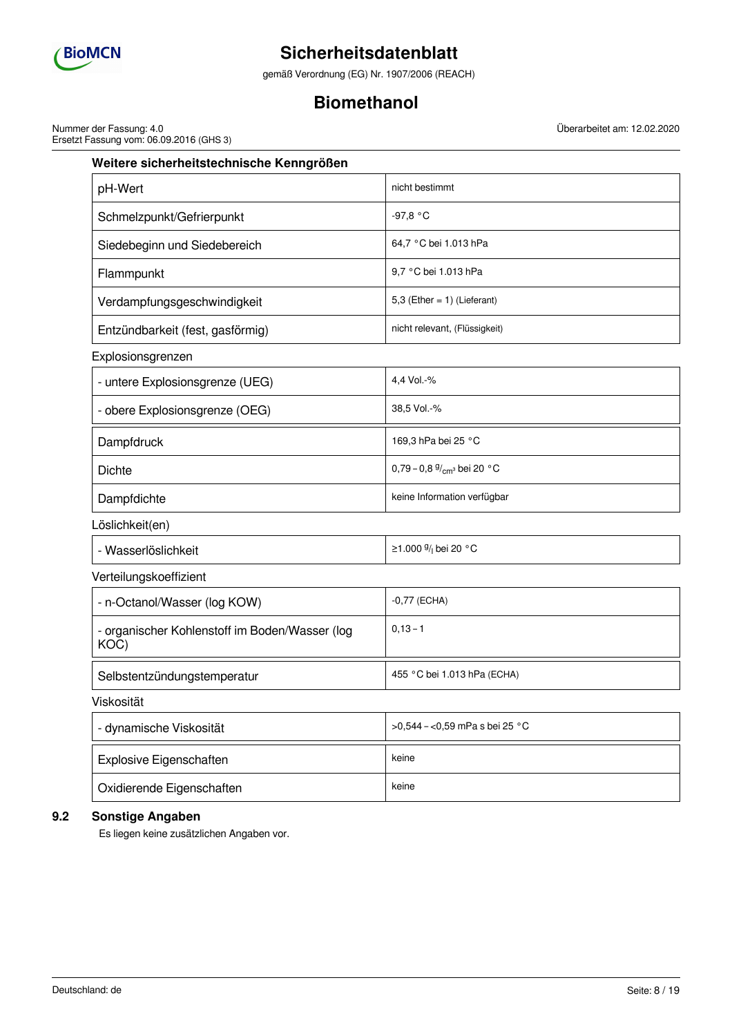### Weitere sicherheitstechnische Kenngrößen

| | |
|---|---|
| pH-Wert | nicht bestimmt |
| Schmelzpunkt/Gefrierpunkt | -97,8 °C |
| Siedebeginn und Siedebereich | 64,7 °C bei 1.013 hPa |
| Flammpunkt | 9,7 °C bei 1.013 hPa |
| Verdampfungsgeschwindigkeit | 5,3 (Ether = 1) (Lieferant) |
| Entzündbarkeit (fest, gasförmig) | nicht relevant, (Flüssigkeit) |

Explosionsgrenzen

| | |
|---|---|
| - untere Explosionsgrenze (UEG) | 4,4 Vol.-% |
| - obere Explosionsgrenze (OEG) | 38,5 Vol.-% |

| | |
|---|---|
| Dampfdruck | 169,3 hPa bei 25 °C |
| Dichte | 0,79 – 0,8 $^{g}/_{cm^3}$ bei 20 °C |
| Dampfdichte | keine Information verfügbar |

Löslichkeit(en)

| | |
|---|---|
| - Wasserlöslichkeit | ≥1.000 $^{g}/_{l}$ bei 20 °C |

Verteilungskoeffizient

| | |
|---|---|
| - n-Octanol/Wasser (log KOW) | -0,77 (ECHA) |
| - organischer Kohlenstoff im Boden/Wasser (log KOC) | 0,13 – 1 |

| | |
|---|---|
| Selbstentzündungstemperatur | 455 °C bei 1.013 hPa (ECHA) |

Viskosität

| | |
|---|---|
| - dynamische Viskosität | >0,544 – <0,59 mPa s bei 25 °C |

| | |
|---|---|
| Explosive Eigenschaften | keine |
| Oxidierende Eigenschaften | keine |

## 9.2 Sonstige Angaben

Es liegen keine zusätzlichen Angaben vor.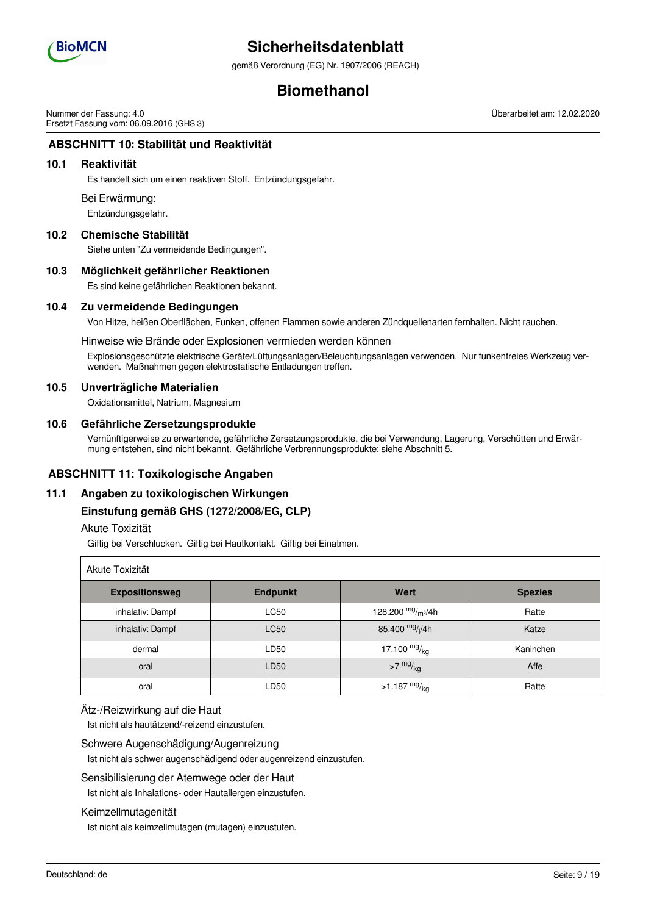## ABSCHNITT 10: Stabilität und Reaktivität

### 10.1 Reaktivität

Es handelt sich um einen reaktiven Stoff. Entzündungsgefahr.

Bei Erwärmung:

Entzündungsgefahr.

### 10.2 Chemische Stabilität

Siehe unten "Zu vermeidende Bedingungen".

### 10.3 Möglichkeit gefährlicher Reaktionen

Es sind keine gefährlichen Reaktionen bekannt.

### 10.4 Zu vermeidende Bedingungen

Von Hitze, heißen Oberflächen, Funken, offenen Flammen sowie anderen Zündquellenarten fernhalten. Nicht rauchen.

Hinweise wie Brände oder Explosionen vermieden werden können

Explosionsgeschützte elektrische Geräte/Lüftungsanlagen/Beleuchtungsanlagen verwenden. Nur funkenfreies Werkzeug verwenden. Maßnahmen gegen elektrostatische Entladungen treffen.

### 10.5 Unverträgliche Materialien

Oxidationsmittel, Natrium, Magnesium

### 10.6 Gefährliche Zersetzungsprodukte

Vernünftigerweise zu erwartende, gefährliche Zersetzungsprodukte, die bei Verwendung, Lagerung, Verschütten und Erwärmung entstehen, sind nicht bekannt. Gefährliche Verbrennungsprodukte: siehe Abschnitt 5.

## ABSCHNITT 11: Toxikologische Angaben

### 11.1 Angaben zu toxikologischen Wirkungen

**Einstufung gemäß GHS (1272/2008/EG, CLP)**

Akute Toxizität

Giftig bei Verschlucken. Giftig bei Hautkontakt. Giftig bei Einatmen.

Akute Toxizität

| Expositionsweg | Endpunkt | Wert | Spezies |
|---|---|---|---|
| inhalativ: Dampf | LC50 | 128.200 $^{mg}/_{m^3}$/4h | Ratte |
| inhalativ: Dampf | LC50 | 85.400 $^{mg}/_{l}$/4h | Katze |
| dermal | LD50 | 17.100 $^{mg}/_{kg}$ | Kaninchen |
| oral | LD50 | >7 $^{mg}/_{kg}$ | Affe |
| oral | LD50 | >1.187 $^{mg}/_{kg}$ | Ratte |

Ätz-/Reizwirkung auf die Haut

Ist nicht als hautätzend/-reizend einzustufen.

Schwere Augenschädigung/Augenreizung

Ist nicht als schwer augenschädigend oder augenreizend einzustufen.

Sensibilisierung der Atemwege oder der Haut

Ist nicht als Inhalations- oder Hautallergen einzustufen.

Keimzellmutagenität

Ist nicht als keimzellmutagen (mutagen) einzustufen.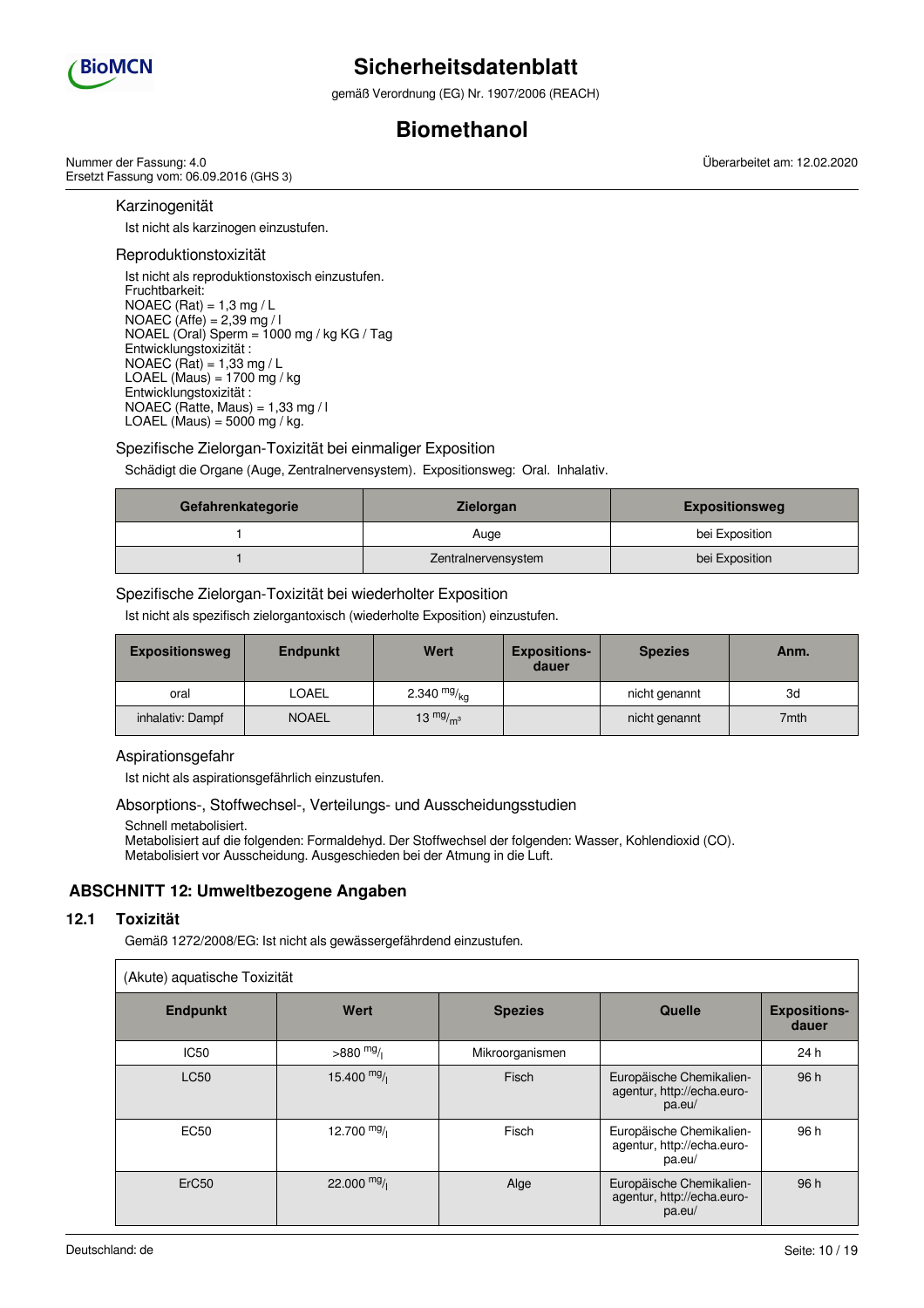### Karzinogenität

Ist nicht als karzinogen einzustufen.

### Reproduktionstoxizität

Ist nicht als reproduktionstoxisch einzustufen.
Fruchtbarkeit:
NOAEC (Rat) = 1,3 mg / L
NOAEC (Affe) = 2,39 mg / l
NOAEL (Oral) Sperm = 1000 mg / kg KG / Tag
Entwicklungstoxizität :
NOAEC (Rat) = 1,33 mg / L
LOAEL (Maus) = 1700 mg / kg
Entwicklungstoxizität :
NOAEC (Ratte, Maus) = 1,33 mg / l
LOAEL (Maus) = 5000 mg / kg.

### Spezifische Zielorgan-Toxizität bei einmaliger Exposition

Schädigt die Organe (Auge, Zentralnervensystem). Expositionsweg: Oral. Inhalativ.

| Gefahrenkategorie | Zielorgan | Expositionsweg |
|---|---|---|
| 1 | Auge | bei Exposition |
| 1 | Zentralnervensystem | bei Exposition |

### Spezifische Zielorgan-Toxizität bei wiederholter Exposition

Ist nicht als spezifisch zielorgantoxisch (wiederholte Exposition) einzustufen.

| Expositionsweg | Endpunkt | Wert | Expositions-dauer | Spezies | Anm. |
|---|---|---|---|---|---|
| oral | LOAEL | 2.340 $^{mg}/_{kg}$ | | nicht genannt | 3d |
| inhalativ: Dampf | NOAEL | 13 $^{mg}/_{m^3}$ | | nicht genannt | 7mth |

### Aspirationsgefahr

Ist nicht als aspirationsgefährlich einzustufen.

### Absorptions-, Stoffwechsel-, Verteilungs- und Ausscheidungsstudien

Schnell metabolisiert.
Metabolisiert auf die folgenden: Formaldehyd. Der Stoffwechsel der folgenden: Wasser, Kohlendioxid (CO).
Metabolisiert vor Ausscheidung. Ausgeschieden bei der Atmung in die Luft.

## ABSCHNITT 12: Umweltbezogene Angaben

### 12.1 Toxizität

Gemäß 1272/2008/EG: Ist nicht als gewässergefährdend einzustufen.

| (Akute) aquatische Toxizität | | | | |
|---|---|---|---|---|
| **Endpunkt** | **Wert** | **Spezies** | **Quelle** | **Expositions-dauer** |
| IC50 | >880 $^{mg}/_{l}$ | Mikroorganismen | | 24 h |
| LC50 | 15.400 $^{mg}/_{l}$ | Fisch | Europäische Chemikalien-agentur, http://echa.europa.eu/ | 96 h |
| EC50 | 12.700 $^{mg}/_{l}$ | Fisch | Europäische Chemikalien-agentur, http://echa.europa.eu/ | 96 h |
| ErC50 | 22.000 $^{mg}/_{l}$ | Alge | Europäische Chemikalien-agentur, http://echa.europa.eu/ | 96 h |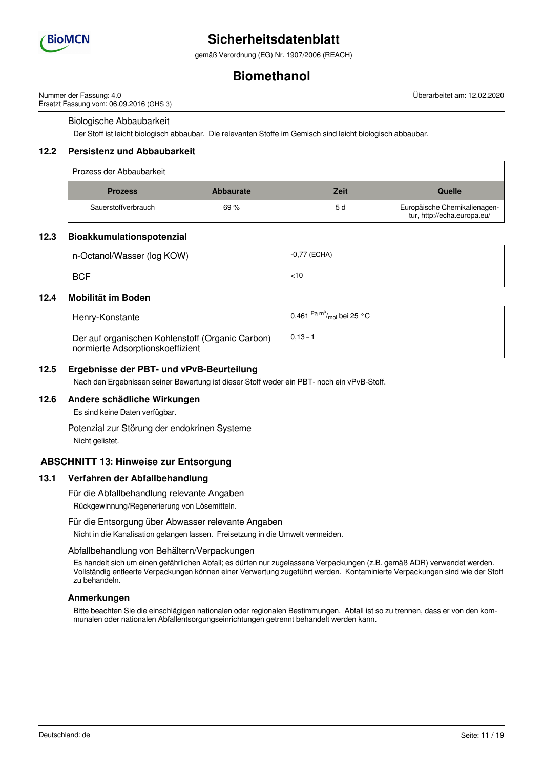Biologische Abbaubarkeit

Der Stoff ist leicht biologisch abbaubar. Die relevanten Stoffe im Gemisch sind leicht biologisch abbaubar.

## 12.2 Persistenz und Abbaubarkeit

| Prozess der Abbaubarkeit | | | |
|---|---|---|---|
| **Prozess** | **Abbaurate** | **Zeit** | **Quelle** |
| Sauerstoffverbrauch | 69 % | 5 d | Europäische Chemikalienagentur, http://echa.europa.eu/ |

## 12.3 Bioakkumulationspotenzial

| | |
|---|---|
| n-Octanol/Wasser (log KOW) | -0,77 (ECHA) |
| BCF | <10 |

## 12.4 Mobilität im Boden

| | |
|---|---|
| Henry-Konstante | 0,461 $^{Pa\,m^3}/_{mol}$ bei 25 °C |
| Der auf organischen Kohlenstoff (Organic Carbon) normierte Adsorptionskoeffizient | 0,13 – 1 |

## 12.5 Ergebnisse der PBT- und vPvB-Beurteilung

Nach den Ergebnissen seiner Bewertung ist dieser Stoff weder ein PBT- noch ein vPvB-Stoff.

## 12.6 Andere schädliche Wirkungen

Es sind keine Daten verfügbar.

Potenzial zur Störung der endokrinen Systeme

Nicht gelistet.

# ABSCHNITT 13: Hinweise zur Entsorgung

## 13.1 Verfahren der Abfallbehandlung

Für die Abfallbehandlung relevante Angaben

Rückgewinnung/Regenerierung von Lösemitteln.

Für die Entsorgung über Abwasser relevante Angaben

Nicht in die Kanalisation gelangen lassen. Freisetzung in die Umwelt vermeiden.

Abfallbehandlung von Behältern/Verpackungen

Es handelt sich um einen gefährlichen Abfall; es dürfen nur zugelassene Verpackungen (z.B. gemäß ADR) verwendet werden. Vollständig entleerte Verpackungen können einer Verwertung zugeführt werden. Kontaminierte Verpackungen sind wie der Stoff zu behandeln.

### Anmerkungen

Bitte beachten Sie die einschlägigen nationalen oder regionalen Bestimmungen. Abfall ist so zu trennen, dass er von den kommunalen oder nationalen Abfallentsorgungseinrichtungen getrennt behandelt werden kann.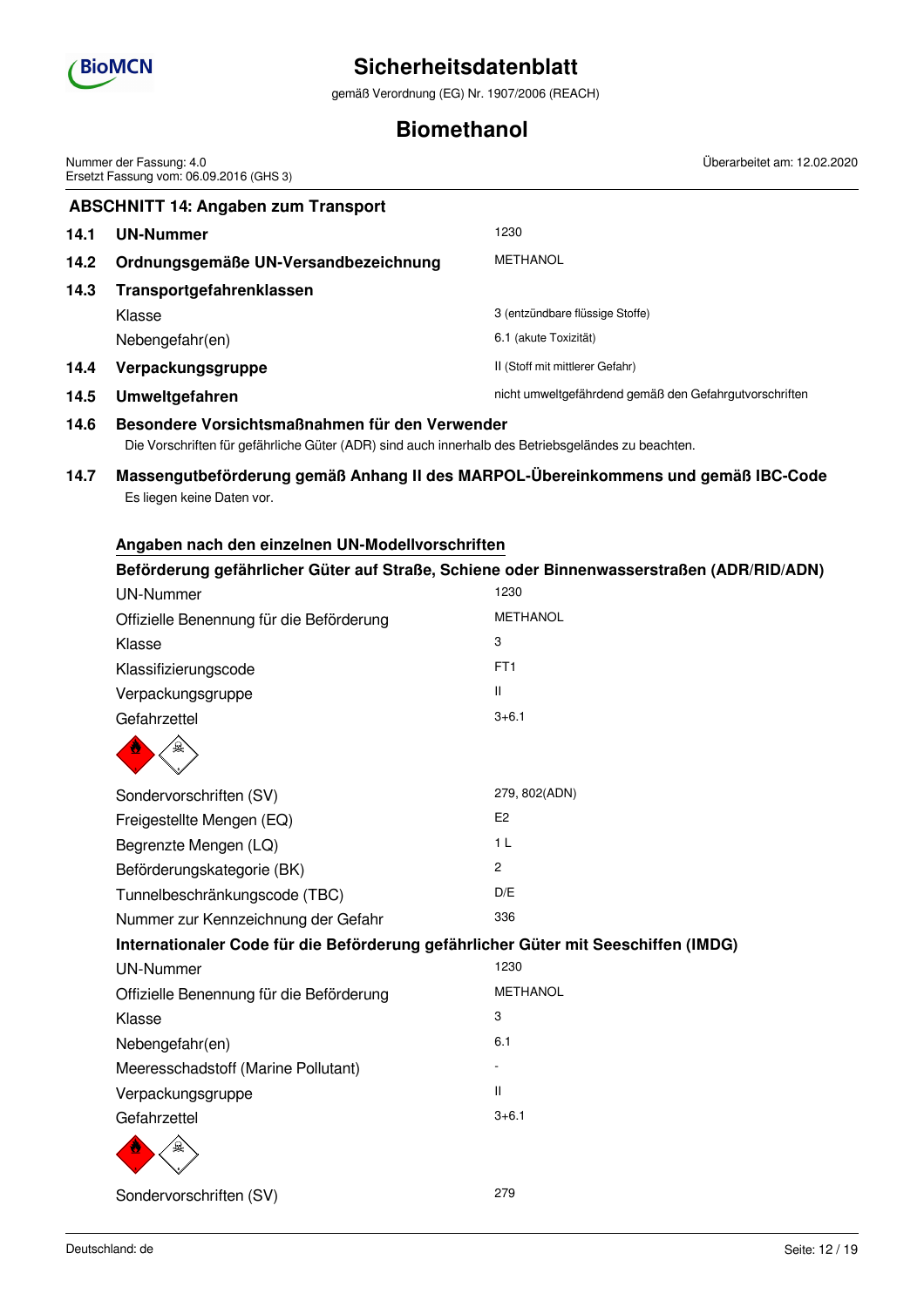## ABSCHNITT 14: Angaben zum Transport

| | | |
|---|---|---|
| **14.1** | **UN-Nummer** | 1230 |
| **14.2** | **Ordnungsgemäße UN-Versandbezeichnung** | METHANOL |
| **14.3** | **Transportgefahrenklassen** | |
| | Klasse | 3 (entzündbare flüssige Stoffe) |
| | Nebengefahr(en) | 6.1 (akute Toxizität) |
| **14.4** | **Verpackungsgruppe** | II (Stoff mit mittlerer Gefahr) |
| **14.5** | **Umweltgefahren** | nicht umweltgefährdend gemäß den Gefahrgutvorschriften |

### 14.6 Besondere Vorsichtsmaßnahmen für den Verwender

Die Vorschriften für gefährliche Güter (ADR) sind auch innerhalb des Betriebsgeländes zu beachten.

### 14.7 Massengutbeförderung gemäß Anhang II des MARPOL-Übereinkommens und gemäß IBC-Code

Es liegen keine Daten vor.

### Angaben nach den einzelnen UN-Modellvorschriften

#### Beförderung gefährlicher Güter auf Straße, Schiene oder Binnenwasserstraßen (ADR/RID/ADN)

| | |
|---|---|
| UN-Nummer | 1230 |
| Offizielle Benennung für die Beförderung | METHANOL |
| Klasse | 3 |
| Klassifizierungscode | FT1 |
| Verpackungsgruppe | II |
| Gefahrzettel | 3+6.1 |
| Sondervorschriften (SV) | 279, 802(ADN) |
| Freigestellte Mengen (EQ) | E2 |
| Begrenzte Mengen (LQ) | 1 L |
| Beförderungskategorie (BK) | 2 |
| Tunnelbeschränkungscode (TBC) | D/E |
| Nummer zur Kennzeichnung der Gefahr | 336 |

#### Internationaler Code für die Beförderung gefährlicher Güter mit Seeschiffen (IMDG)

| | |
|---|---|
| UN-Nummer | 1230 |
| Offizielle Benennung für die Beförderung | METHANOL |
| Klasse | 3 |
| Nebengefahr(en) | 6.1 |
| Meeresschadstoff (Marine Pollutant) | - |
| Verpackungsgruppe | II |
| Gefahrzettel | 3+6.1 |
| Sondervorschriften (SV) | 279 |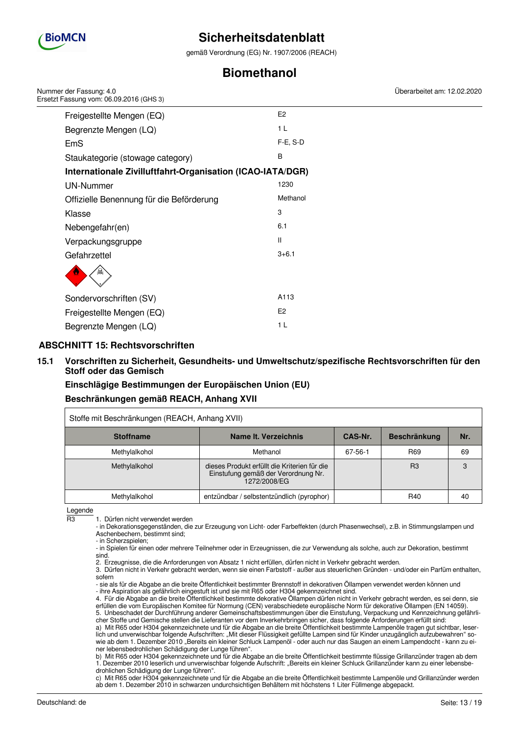| | |
|---|---|
| Freigestellte Mengen (EQ) | E2 |
| Begrenzte Mengen (LQ) | 1 L |
| EmS | F-E, S-D |
| Staukategorie (stowage category) | B |

**Internationale Zivilluftfahrt-Organisation (ICAO-IATA/DGR)**

| | |
|---|---|
| UN-Nummer | 1230 |
| Offizielle Benennung für die Beförderung | Methanol |
| Klasse | 3 |
| Nebengefahr(en) | 6.1 |
| Verpackungsgruppe | II |
| Gefahrzettel | 3+6.1 |
| Sondervorschriften (SV) | A113 |
| Freigestellte Mengen (EQ) | E2 |
| Begrenzte Mengen (LQ) | 1 L |

## ABSCHNITT 15: Rechtsvorschriften

### 15.1 Vorschriften zu Sicherheit, Gesundheits- und Umweltschutz/spezifische Rechtsvorschriften für den Stoff oder das Gemisch

**Einschlägige Bestimmungen der Europäischen Union (EU)**

**Beschränkungen gemäß REACH, Anhang XVII**

Stoffe mit Beschränkungen (REACH, Anhang XVII)

| Stoffname | Name lt. Verzeichnis | CAS-Nr. | Beschränkung | Nr. |
|---|---|---|---|---|
| Methylalkohol | Methanol | 67-56-1 | R69 | 69 |
| Methylalkohol | dieses Produkt erfüllt die Kriterien für die Einstufung gemäß der Verordnung Nr. 1272/2008/EG | | R3 | 3 |
| Methylalkohol | entzündbar / selbstentzündlich (pyrophor) | | R40 | 40 |

Legende

R3
1. Dürfen nicht verwendet werden
- in Dekorationsgegenständen, die zur Erzeugung von Licht- oder Farbeffekten (durch Phasenwechsel), z.B. in Stimmungslampen und Aschenbechern, bestimmt sind;
- in Scherzspielen;
- in Spielen für einen oder mehrere Teilnehmer oder in Erzeugnissen, die zur Verwendung als solche, auch zur Dekoration, bestimmt sind.
2. Erzeugnisse, die die Anforderungen von Absatz 1 nicht erfüllen, dürfen nicht in Verkehr gebracht werden.
3. Dürfen nicht in Verkehr gebracht werden, wenn sie einen Farbstoff - außer aus steuerlichen Gründen - und/oder ein Parfüm enthalten, sofern
- sie als für die Abgabe an die breite Öffentlichkeit bestimmter Brennstoff in dekorativen Öllampen verwendet werden können und
- ihre Aspiration als gefährlich eingestuft ist und sie mit R65 oder H304 gekennzeichnet sind.
4. Für die Abgabe an die breite Öffentlichkeit bestimmte dekorative Öllampen dürfen nicht in Verkehr gebracht werden, es sei denn, sie erfüllen die vom Europäischen Komitee für Normung (CEN) verabschiedete europäische Norm für dekorative Öllampen (EN 14059).
5. Unbeschadet der Durchführung anderer Gemeinschaftsbestimmungen über die Einstufung, Verpackung und Kennzeichnung gefährlicher Stoffe und Gemische stellen die Lieferanten vor dem Inverkehrbringen sicher, dass folgende Anforderungen erfüllt sind:
a) Mit R65 oder H304 gekennzeichnete und für die Abgabe an die breite Öffentlichkeit bestimmte Lampenöle tragen gut sichtbar, leserlich und unverwischbar folgende Aufschriften: „Mit dieser Flüssigkeit gefüllte Lampen sind für Kinder unzugänglich aufzubewahren“ sowie ab dem 1. Dezember 2010 „Bereits ein kleiner Schluck Lampenöl - oder auch nur das Saugen an einem Lampendocht - kann zu einer lebensbedrohlichen Schädigung der Lunge führen“.
b) Mit R65 oder H304 gekennzeichnete und für die Abgabe an die breite Öffentlichkeit bestimmte flüssige Grillanzünder tragen ab dem 1. Dezember 2010 leserlich und unverwischbar folgende Aufschrift: „Bereits ein kleiner Schluck Grillanzünder kann zu einer lebensbedrohlichen Schädigung der Lunge führen“.
c) Mit R65 oder H304 gekennzeichnete und für die Abgabe an die breite Öffentlichkeit bestimmte Lampenöle und Grillanzünder werden ab dem 1. Dezember 2010 in schwarzen undurchsichtigen Behältern mit höchstens 1 Liter Füllmenge abgepackt.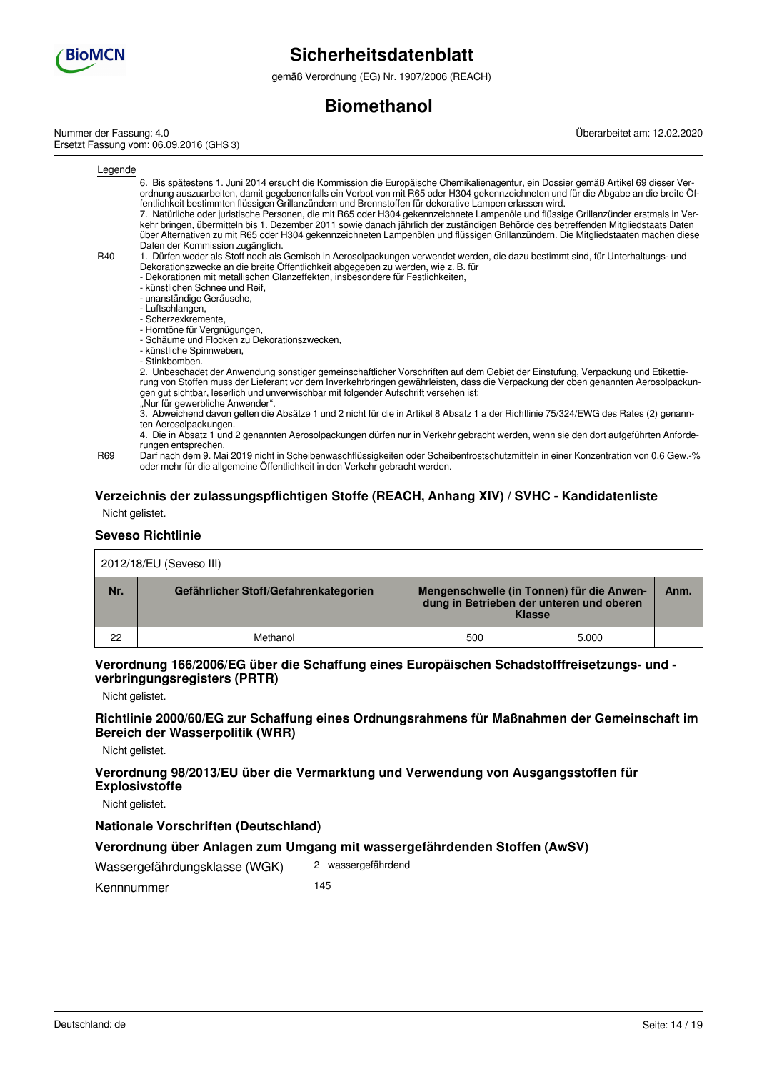Legende

| | |
|---|---|
| | 6. Bis spätestens 1. Juni 2014 ersucht die Kommission die Europäische Chemikalienagentur, ein Dossier gemäß Artikel 69 dieser Verordnung auszuarbeiten, damit gegebenenfalls ein Verbot von mit R65 oder H304 gekennzeichneten und für die Abgabe an die breite Öffentlichkeit bestimmten flüssigen Grillanzündern und Brennstoffen für dekorative Lampen erlassen wird.<br>7. Natürliche oder juristische Personen, die mit R65 oder H304 gekennzeichnete Lampenöle und flüssige Grillanzünder erstmals in Verkehr bringen, übermitteln bis 1. Dezember 2011 sowie danach jährlich der zuständigen Behörde des betreffenden Mitgliedstaats Daten über Alternativen zu mit R65 oder H304 gekennzeichneten Lampenölen und flüssigen Grillanzündern. Die Mitgliedstaaten machen diese Daten der Kommission zugänglich. |
| R40 | 1. Dürfen weder als Stoff noch als Gemisch in Aerosolpackungen verwendet werden, die dazu bestimmt sind, für Unterhaltungs- und Dekorationszwecke an die breite Öffentlichkeit abgegeben zu werden, wie z. B. für<br>- Dekorationen mit metallischen Glanzeffekten, insbesondere für Festlichkeiten,<br>- künstlichen Schnee und Reif,<br>- unanständige Geräusche,<br>- Luftschlangen,<br>- Scherzexkremente,<br>- Horntöne für Vergnügungen,<br>- Schäume und Flocken zu Dekorationszwecken,<br>- künstliche Spinnweben,<br>- Stinkbomben.<br>2. Unbeschadet der Anwendung sonstiger gemeinschaftlicher Vorschriften auf dem Gebiet der Einstufung, Verpackung und Etikettierung von Stoffen muss der Lieferant vor dem Inverkehrbringen gewährleisten, dass die Verpackung der oben genannten Aerosolpackungen gut sichtbar, leserlich und unverwischbar mit folgender Aufschrift versehen ist:<br>„Nur für gewerbliche Anwender".<br>3. Abweichend davon gelten die Absätze 1 und 2 nicht für die in Artikel 8 Absatz 1 a der Richtlinie 75/324/EWG des Rates (2) genannten Aerosolpackungen.<br>4. Die in Absatz 1 und 2 genannten Aerosolpackungen dürfen nur in Verkehr gebracht werden, wenn sie den dort aufgeführten Anforderungen entsprechen. |
| R69 | Darf nach dem 9. Mai 2019 nicht in Scheibenwaschflüssigkeiten oder Scheibenfrostschutzmitteln in einer Konzentration von 0,6 Gew.-% oder mehr für die allgemeine Öffentlichkeit in den Verkehr gebracht werden. |

### Verzeichnis der zulassungspflichtigen Stoffe (REACH, Anhang XIV) / SVHC - Kandidatenliste

Nicht gelistet.

### Seveso Richtlinie

2012/18/EU (Seveso III)

| Nr. | Gefährlicher Stoff/Gefahrenkategorien | Mengenschwelle (in Tonnen) für die Anwendung in Betrieben der unteren und oberen Klasse | | Anm. |
|---|---|---|---|---|
| 22 | Methanol | 500 | 5.000 | |

### Verordnung 166/2006/EG über die Schaffung eines Europäischen Schadstofffreisetzungs- und -verbringungsregisters (PRTR)

Nicht gelistet.

### Richtlinie 2000/60/EG zur Schaffung eines Ordnungsrahmens für Maßnahmen der Gemeinschaft im Bereich der Wasserpolitik (WRR)

Nicht gelistet.

### Verordnung 98/2013/EU über die Vermarktung und Verwendung von Ausgangsstoffen für Explosivstoffe

Nicht gelistet.

### Nationale Vorschriften (Deutschland)

### Verordnung über Anlagen zum Umgang mit wassergefährdenden Stoffen (AwSV)

| | |
|---|---|
| Wassergefährdungsklasse (WGK) | 2 wassergefährdend |
| Kennnummer | 145 |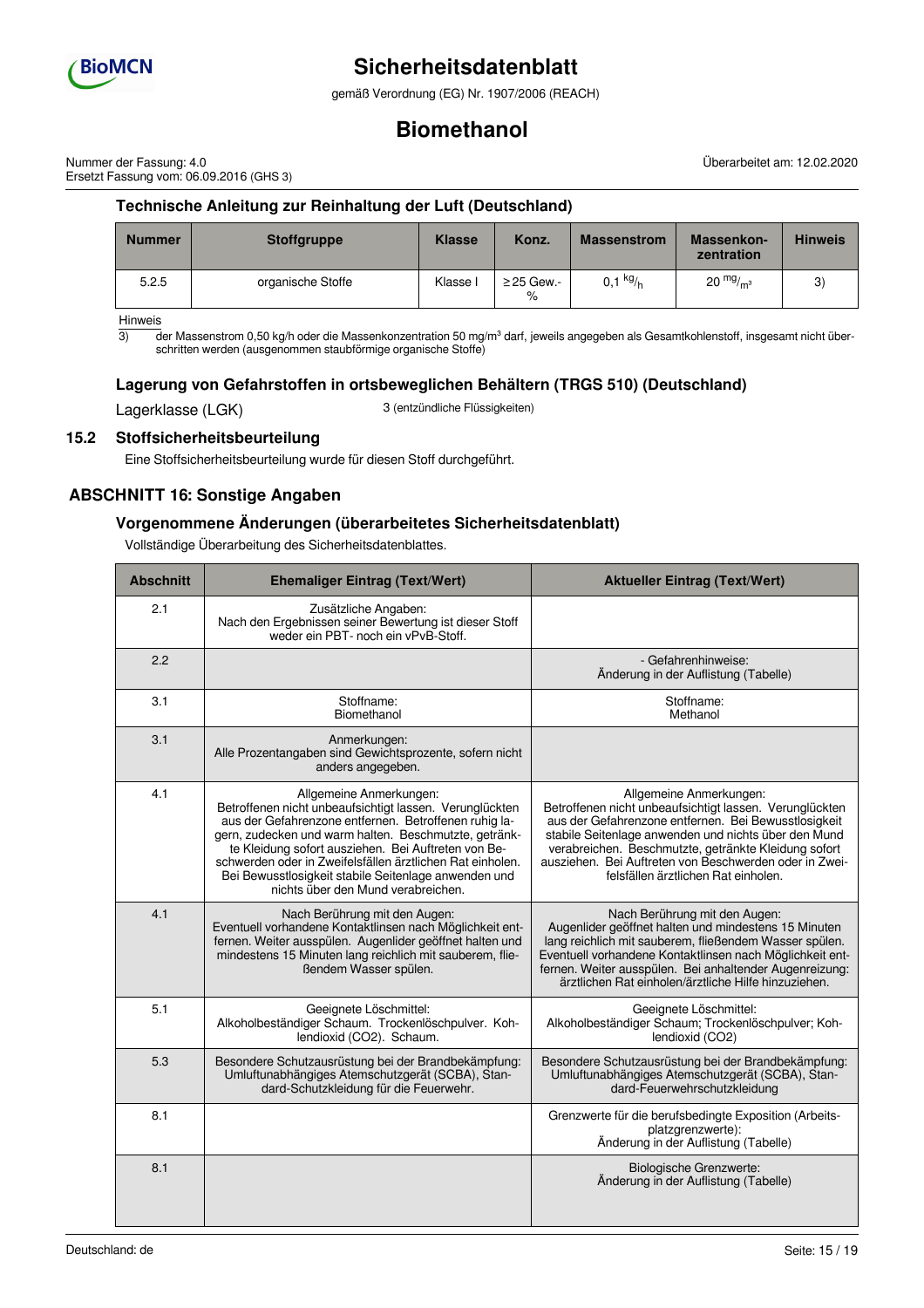### Technische Anleitung zur Reinhaltung der Luft (Deutschland)

| Nummer | Stoffgruppe | Klasse | Konz. | Massenstrom | Massenkonzentration | Hinweis |
|---|---|---|---|---|---|---|
| 5.2.5 | organische Stoffe | Klasse I | ≥ 25 Gew.-% | 0,1 $^{kg}/_{h}$ | 20 $^{mg}/_{m^3}$ | 3) |

Hinweis

3) der Massenstrom 0,50 kg/h oder die Massenkonzentration 50 mg/m³ darf, jeweils angegeben als Gesamtkohlenstoff, insgesamt nicht überschritten werden (ausgenommen staubförmige organische Stoffe)

### Lagerung von Gefahrstoffen in ortsbeweglichen Behältern (TRGS 510) (Deutschland)

Lagerklasse (LGK) 3 (entzündliche Flüssigkeiten)

### 15.2 Stoffsicherheitsbeurteilung

Eine Stoffsicherheitsbeurteilung wurde für diesen Stoff durchgeführt.

## ABSCHNITT 16: Sonstige Angaben

### Vorgenommene Änderungen (überarbeitetes Sicherheitsdatenblatt)

Vollständige Überarbeitung des Sicherheitsdatenblattes.

| Abschnitt | Ehemaliger Eintrag (Text/Wert) | Aktueller Eintrag (Text/Wert) |
|---|---|---|
| 2.1 | Zusätzliche Angaben: Nach den Ergebnissen seiner Bewertung ist dieser Stoff weder ein PBT- noch ein vPvB-Stoff. | |
| 2.2 | | - Gefahrenhinweise: Änderung in der Auflistung (Tabelle) |
| 3.1 | Stoffname: Biomethanol | Stoffname: Methanol |
| 3.1 | Anmerkungen: Alle Prozentangaben sind Gewichtsprozente, sofern nicht anders angegeben. | |
| 4.1 | Allgemeine Anmerkungen: Betroffenen nicht unbeaufsichtigt lassen. Verunglückten aus der Gefahrenzone entfernen. Betroffenen ruhig lagern, zudecken und warm halten. Beschmutzte, getränkte Kleidung sofort ausziehen. Bei Auftreten von Beschwerden oder in Zweifelsfällen ärztlichen Rat einholen. Bei Bewusstlosigkeit stabile Seitenlage anwenden und nichts über den Mund verabreichen. | Allgemeine Anmerkungen: Betroffenen nicht unbeaufsichtigt lassen. Verunglückten aus der Gefahrenzone entfernen. Bei Bewusstlosigkeit stabile Seitenlage anwenden und nichts über den Mund verabreichen. Beschmutzte, getränkte Kleidung sofort ausziehen. Bei Auftreten von Beschwerden oder in Zweifelsfällen ärztlichen Rat einholen. |
| 4.1 | Nach Berührung mit den Augen: Eventuell vorhandene Kontaktlinsen nach Möglichkeit entfernen. Weiter ausspülen. Augenlider geöffnet halten und mindestens 15 Minuten lang reichlich mit sauberem, fließendem Wasser spülen. | Nach Berührung mit den Augen: Augenlider geöffnet halten und mindestens 15 Minuten lang reichlich mit sauberem, fließendem Wasser spülen. Eventuell vorhandene Kontaktlinsen nach Möglichkeit entfernen. Weiter ausspülen. Bei anhaltender Augenreizung: ärztlichen Rat einholen/ärztliche Hilfe hinzuziehen. |
| 5.1 | Geeignete Löschmittel: Alkoholbeständiger Schaum. Trockenlöschpulver. Kohlendioxid (CO2). Schaum. | Geeignete Löschmittel: Alkoholbeständiger Schaum; Trockenlöschpulver; Kohlendioxid (CO2) |
| 5.3 | Besondere Schutzausrüstung bei der Brandbekämpfung: Umluftunabhängiges Atemschutzgerät (SCBA), Standard-Schutzkleidung für die Feuerwehr. | Besondere Schutzausrüstung bei der Brandbekämpfung: Umluftunabhängiges Atemschutzgerät (SCBA), Standard-Feuerwehrschutzkleidung |
| 8.1 | | Grenzwerte für die berufsbedingte Exposition (Arbeitsplatzgrenzwerte): Änderung in der Auflistung (Tabelle) |
| 8.1 | | Biologische Grenzwerte: Änderung in der Auflistung (Tabelle) |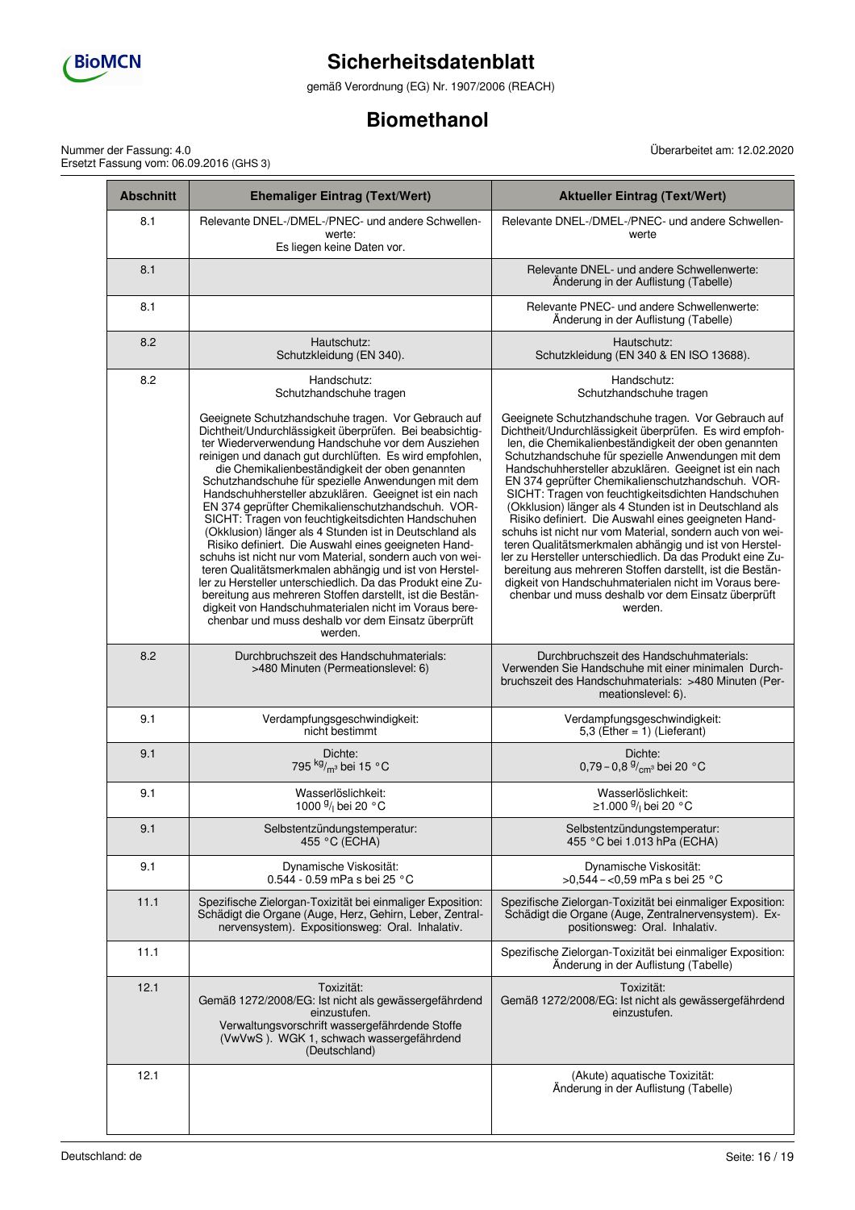| Abschnitt | Ehemaliger Eintrag (Text/Wert) | Aktueller Eintrag (Text/Wert) |
|---|---|---|
| 8.1 | Relevante DNEL-/DMEL-/PNEC- und andere Schwellenwerte: Es liegen keine Daten vor. | Relevante DNEL-/DMEL-/PNEC- und andere Schwellenwerte |
| 8.1 | | Relevante DNEL- und andere Schwellenwerte: Änderung in der Auflistung (Tabelle) |
| 8.1 | | Relevante PNEC- und andere Schwellenwerte: Änderung in der Auflistung (Tabelle) |
| 8.2 | Hautschutz: Schutzkleidung (EN 340). | Hautschutz: Schutzkleidung (EN 340 & EN ISO 13688). |
| 8.2 | Handschutz: Schutzhandschuhe tragen<br><br>Geeignete Schutzhandschuhe tragen. Vor Gebrauch auf Dichtheit/Undurchlässigkeit überprüfen. Bei beabsichtigter Wiederverwendung Handschuhe vor dem Ausziehen reinigen und danach gut durchlüften. Es wird empfohlen, die Chemikalienbeständigkeit der oben genannten Schutzhandschuhe für spezielle Anwendungen mit dem Handschuhhersteller abzuklären. Geeignet ist ein nach EN 374 geprüfter Chemikalienschutzhandschuh. VORSICHT: Tragen von feuchtigkeitsdichten Handschuhen (Okklusion) länger als 4 Stunden ist in Deutschland als Risiko definiert. Die Auswahl eines geeigneten Handschuhs ist nicht nur vom Material, sondern auch von weiteren Qualitätsmerkmalen abhängig und ist von Hersteller zu Hersteller unterschiedlich. Da das Produkt eine Zubereitung aus mehreren Stoffen darstellt, ist die Beständigkeit von Handschuhmaterialen nicht im Voraus berechenbar und muss deshalb vor dem Einsatz überprüft werden. | Handschutz: Schutzhandschuhe tragen<br><br>Geeignete Schutzhandschuhe tragen. Vor Gebrauch auf Dichtheit/Undurchlässigkeit überprüfen. Es wird empfohlen, die Chemikalienbeständigkeit der oben genannten Schutzhandschuhe für spezielle Anwendungen mit dem Handschuhhersteller abzuklären. Geeignet ist ein nach EN 374 geprüfter Chemikalienschutzhandschuh. VORSICHT: Tragen von feuchtigkeitsdichten Handschuhen (Okklusion) länger als 4 Stunden ist in Deutschland als Risiko definiert. Die Auswahl eines geeigneten Handschuhs ist nicht nur vom Material, sondern auch von weiteren Qualitätsmerkmalen abhängig und ist von Hersteller zu Hersteller unterschiedlich. Da das Produkt eine Zubereitung aus mehreren Stoffen darstellt, ist die Beständigkeit von Handschuhmaterialen nicht im Voraus berechenbar und muss deshalb vor dem Einsatz überprüft werden. |
| 8.2 | Durchbruchszeit des Handschuhmaterials: >480 Minuten (Permeationslevel: 6) | Durchbruchszeit des Handschuhmaterials: Verwenden Sie Handschuhe mit einer minimalen Durchbruchszeit des Handschuhmaterials: >480 Minuten (Permeationslevel: 6). |
| 9.1 | Verdampfungsgeschwindigkeit: nicht bestimmt | Verdampfungsgeschwindigkeit: 5,3 (Ether = 1) (Lieferant) |
| 9.1 | Dichte: 795 $^{kg}/_{m^3}$ bei 15 °C | Dichte: 0,79 – 0,8 $^{g}/_{cm^3}$ bei 20 °C |
| 9.1 | Wasserlöslichkeit: 1000 $^{g}/_{l}$ bei 20 °C | Wasserlöslichkeit: ≥1.000 $^{g}/_{l}$ bei 20 °C |
| 9.1 | Selbstentzündungstemperatur: 455 °C (ECHA) | Selbstentzündungstemperatur: 455 °C bei 1.013 hPa (ECHA) |
| 9.1 | Dynamische Viskosität: 0.544 - 0.59 mPa s bei 25 °C | Dynamische Viskosität: >0,544 – <0,59 mPa s bei 25 °C |
| 11.1 | Spezifische Zielorgan-Toxizität bei einmaliger Exposition: Schädigt die Organe (Auge, Herz, Gehirn, Leber, Zentralnervensystem). Expositionsweg: Oral. Inhalativ. | Spezifische Zielorgan-Toxizität bei einmaliger Exposition: Schädigt die Organe (Auge, Zentralnervensystem). Expositionsweg: Oral. Inhalativ. |
| 11.1 | | Spezifische Zielorgan-Toxizität bei einmaliger Exposition: Änderung in der Auflistung (Tabelle) |
| 12.1 | Toxizität: Gemäß 1272/2008/EG: Ist nicht als gewässergefährdend einzustufen. Verwaltungsvorschrift wassergefährdende Stoffe (VwVwS ). WGK 1, schwach wassergefährdend (Deutschland) | Toxizität: Gemäß 1272/2008/EG: Ist nicht als gewässergefährdend einzustufen. |
| 12.1 | | (Akute) aquatische Toxizität: Änderung in der Auflistung (Tabelle) |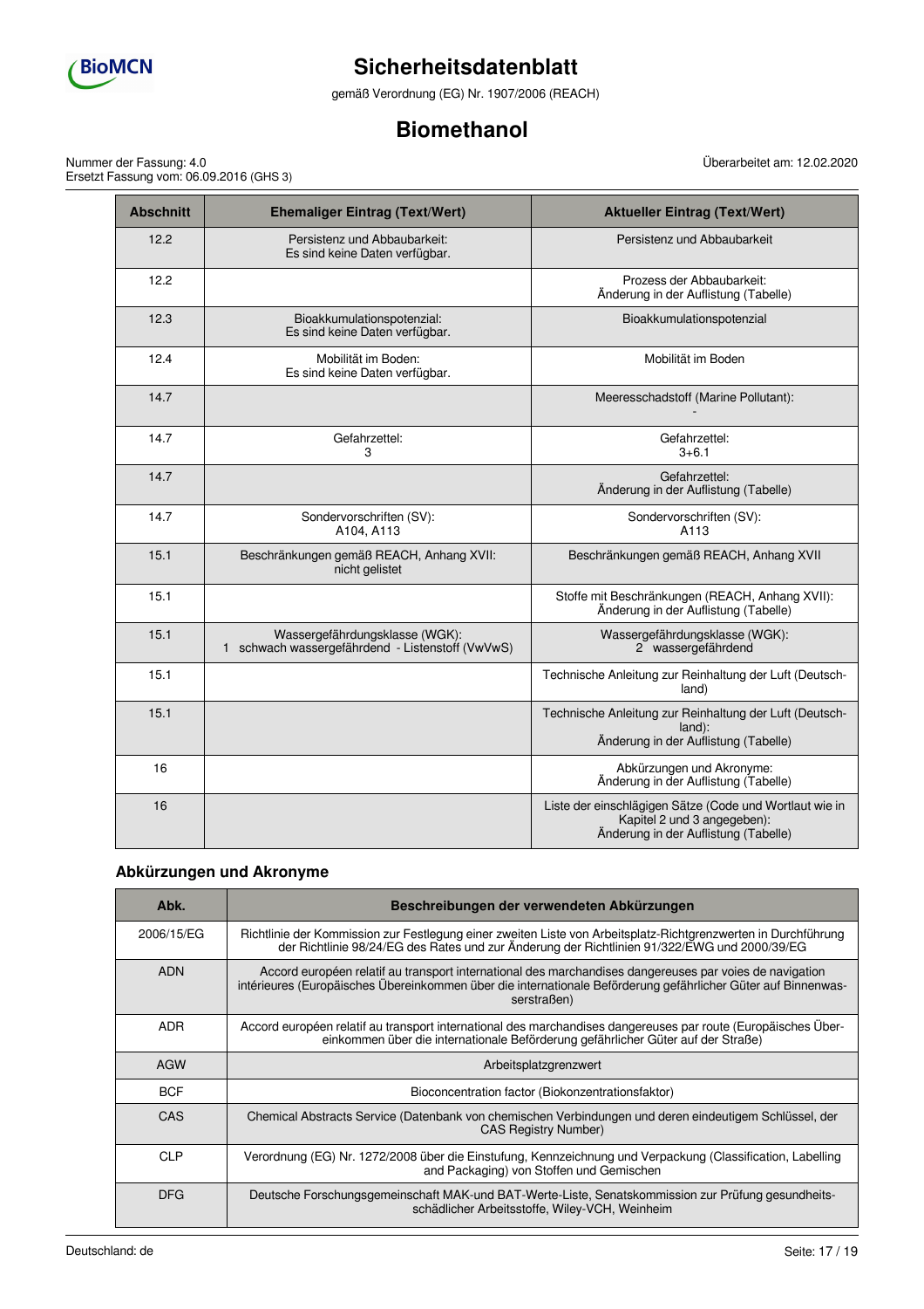| Abschnitt | Ehemaliger Eintrag (Text/Wert) | Aktueller Eintrag (Text/Wert) |
|---|---|---|
| 12.2 | Persistenz und Abbaubarkeit: Es sind keine Daten verfügbar. | Persistenz und Abbaubarkeit |
| 12.2 | | Prozess der Abbaubarkeit: Änderung in der Auflistung (Tabelle) |
| 12.3 | Bioakkumulationspotenzial: Es sind keine Daten verfügbar. | Bioakkumulationspotenzial |
| 12.4 | Mobilität im Boden: Es sind keine Daten verfügbar. | Mobilität im Boden |
| 14.7 | | Meeresschadstoff (Marine Pollutant): - |
| 14.7 | Gefahrzettel: 3 | Gefahrzettel: 3+6.1 |
| 14.7 | | Gefahrzettel: Änderung in der Auflistung (Tabelle) |
| 14.7 | Sondervorschriften (SV): A104, A113 | Sondervorschriften (SV): A113 |
| 15.1 | Beschränkungen gemäß REACH, Anhang XVII: nicht gelistet | Beschränkungen gemäß REACH, Anhang XVII |
| 15.1 | | Stoffe mit Beschränkungen (REACH, Anhang XVII): Änderung in der Auflistung (Tabelle) |
| 15.1 | Wassergefährdungsklasse (WGK): 1 schwach wassergefährdend - Listenstoff (VwVwS) | Wassergefährdungsklasse (WGK): 2 wassergefährdend |
| 15.1 | | Technische Anleitung zur Reinhaltung der Luft (Deutschland) |
| 15.1 | | Technische Anleitung zur Reinhaltung der Luft (Deutschland): Änderung in der Auflistung (Tabelle) |
| 16 | | Abkürzungen und Akronyme: Änderung in der Auflistung (Tabelle) |
| 16 | | Liste der einschlägigen Sätze (Code und Wortlaut wie in Kapitel 2 und 3 angegeben): Änderung in der Auflistung (Tabelle) |

### Abkürzungen und Akronyme

| Abk. | Beschreibungen der verwendeten Abkürzungen |
|---|---|
| 2006/15/EG | Richtlinie der Kommission zur Festlegung einer zweiten Liste von Arbeitsplatz-Richtgrenzwerten in Durchführung der Richtlinie 98/24/EG des Rates und zur Änderung der Richtlinien 91/322/EWG und 2000/39/EG |
| ADN | Accord européen relatif au transport international des marchandises dangereuses par voies de navigation intérieures (Europäisches Übereinkommen über die internationale Beförderung gefährlicher Güter auf Binnenwasserstraßen) |
| ADR | Accord européen relatif au transport international des marchandises dangereuses par route (Europäisches Übereinkommen über die internationale Beförderung gefährlicher Güter auf der Straße) |
| AGW | Arbeitsplatzgrenzwert |
| BCF | Bioconcentration factor (Biokonzentrationsfaktor) |
| CAS | Chemical Abstracts Service (Datenbank von chemischen Verbindungen und deren eindeutigem Schlüssel, der CAS Registry Number) |
| CLP | Verordnung (EG) Nr. 1272/2008 über die Einstufung, Kennzeichnung und Verpackung (Classification, Labelling and Packaging) von Stoffen und Gemischen |
| DFG | Deutsche Forschungsgemeinschaft MAK-und BAT-Werte-Liste, Senatskommission zur Prüfung gesundheitsschädlicher Arbeitsstoffe, Wiley-VCH, Weinheim |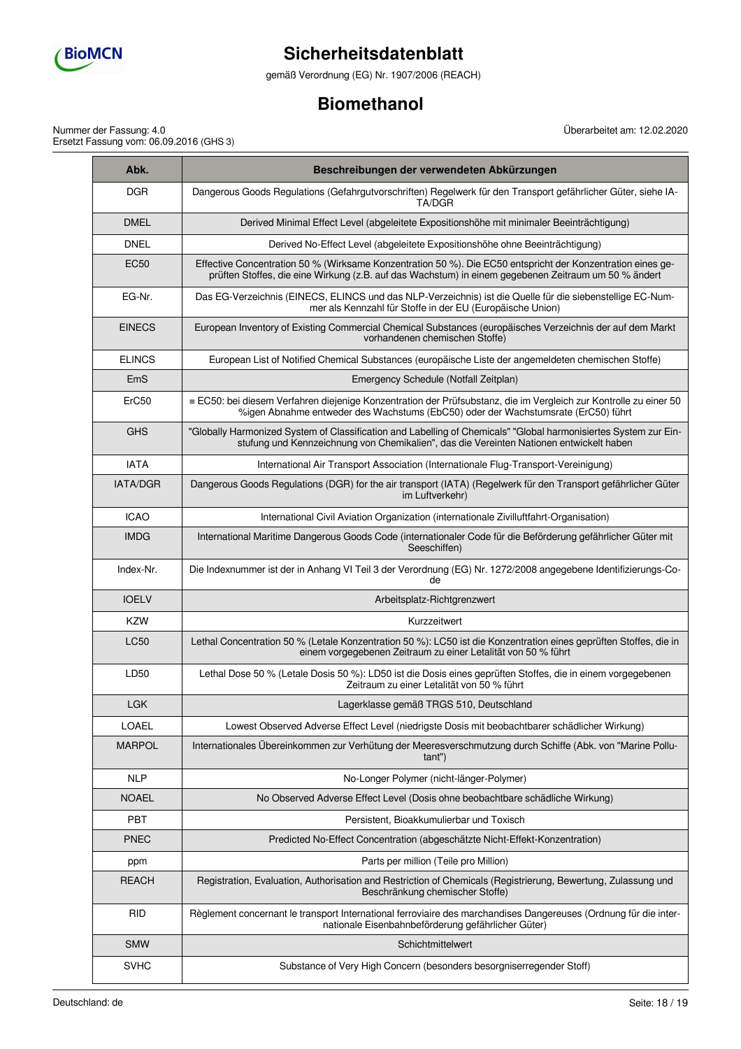| Abk. | Beschreibungen der verwendeten Abkürzungen |
|---|---|
| DGR | Dangerous Goods Regulations (Gefahrgutvorschriften) Regelwerk für den Transport gefährlicher Güter, siehe IATA/DGR |
| DMEL | Derived Minimal Effect Level (abgeleitete Expositionshöhe mit minimaler Beeinträchtigung) |
| DNEL | Derived No-Effect Level (abgeleitete Expositionshöhe ohne Beeinträchtigung) |
| EC50 | Effective Concentration 50 % (Wirksame Konzentration 50 %). Die EC50 entspricht der Konzentration eines geprüften Stoffes, die eine Wirkung (z.B. auf das Wachstum) in einem gegebenen Zeitraum um 50 % ändert |
| EG-Nr. | Das EG-Verzeichnis (EINECS, ELINCS und das NLP-Verzeichnis) ist die Quelle für die siebenstellige EC-Nummer als Kennzahl für Stoffe in der EU (Europäische Union) |
| EINECS | European Inventory of Existing Commercial Chemical Substances (europäisches Verzeichnis der auf dem Markt vorhandenen chemischen Stoffe) |
| ELINCS | European List of Notified Chemical Substances (europäische Liste der angemeldeten chemischen Stoffe) |
| EmS | Emergency Schedule (Notfall Zeitplan) |
| ErC50 | ≡ EC50: bei diesem Verfahren diejenige Konzentration der Prüfsubstanz, die im Vergleich zur Kontrolle zu einer 50 %igen Abnahme entweder des Wachstums (EbC50) oder der Wachstumsrate (ErC50) führt |
| GHS | "Globally Harmonized System of Classification and Labelling of Chemicals" "Global harmonisiertes System zur Einstufung und Kennzeichnung von Chemikalien", das die Vereinten Nationen entwickelt haben |
| IATA | International Air Transport Association (Internationale Flug-Transport-Vereinigung) |
| IATA/DGR | Dangerous Goods Regulations (DGR) for the air transport (IATA) (Regelwerk für den Transport gefährlicher Güter im Luftverkehr) |
| ICAO | International Civil Aviation Organization (internationale Zivilluftfahrt-Organisation) |
| IMDG | International Maritime Dangerous Goods Code (internationaler Code für die Beförderung gefährlicher Güter mit Seeschiffen) |
| Index-Nr. | Die Indexnummer ist der in Anhang VI Teil 3 der Verordnung (EG) Nr. 1272/2008 angegebene Identifizierungs-Code |
| IOELV | Arbeitsplatz-Richtgrenzwert |
| KZW | Kurzzeitwert |
| LC50 | Lethal Concentration 50 % (Letale Konzentration 50 %): LC50 ist die Konzentration eines geprüften Stoffes, die in einem vorgegebenen Zeitraum zu einer Letalität von 50 % führt |
| LD50 | Lethal Dose 50 % (Letale Dosis 50 %): LD50 ist die Dosis eines geprüften Stoffes, die in einem vorgegebenen Zeitraum zu einer Letalität von 50 % führt |
| LGK | Lagerklasse gemäß TRGS 510, Deutschland |
| LOAEL | Lowest Observed Adverse Effect Level (niedrigste Dosis mit beobachtbarer schädlicher Wirkung) |
| MARPOL | Internationales Übereinkommen zur Verhütung der Meeresverschmutzung durch Schiffe (Abk. von "Marine Pollutant") |
| NLP | No-Longer Polymer (nicht-länger-Polymer) |
| NOAEL | No Observed Adverse Effect Level (Dosis ohne beobachtbare schädliche Wirkung) |
| PBT | Persistent, Bioakkumulierbar und Toxisch |
| PNEC | Predicted No-Effect Concentration (abgeschätzte Nicht-Effekt-Konzentration) |
| ppm | Parts per million (Teile pro Million) |
| REACH | Registration, Evaluation, Authorisation and Restriction of Chemicals (Registrierung, Bewertung, Zulassung und Beschränkung chemischer Stoffe) |
| RID | Règlement concernant le transport International ferroviaire des marchandises Dangereuses (Ordnung für die internationale Eisenbahnbeförderung gefährlicher Güter) |
| SMW | Schichtmittelwert |
| SVHC | Substance of Very High Concern (besonders besorgniserregender Stoff) |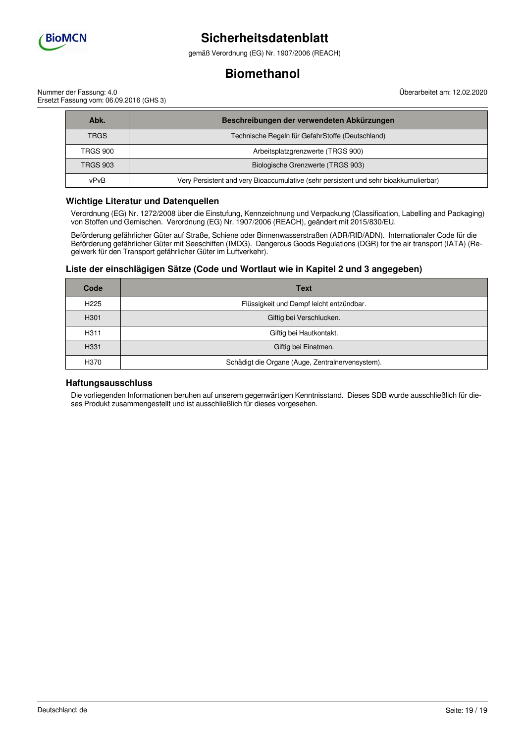| Abk. | Beschreibungen der verwendeten Abkürzungen |
|---|---|
| TRGS | Technische Regeln für GefahrStoffe (Deutschland) |
| TRGS 900 | Arbeitsplatzgrenzwerte (TRGS 900) |
| TRGS 903 | Biologische Grenzwerte (TRGS 903) |
| vPvB | Very Persistent and very Bioaccumulative (sehr persistent und sehr bioakkumulierbar) |

### Wichtige Literatur und Datenquellen

Verordnung (EG) Nr. 1272/2008 über die Einstufung, Kennzeichnung und Verpackung (Classification, Labelling and Packaging) von Stoffen und Gemischen. Verordnung (EG) Nr. 1907/2006 (REACH), geändert mit 2015/830/EU.

Beförderung gefährlicher Güter auf Straße, Schiene oder Binnenwasserstraßen (ADR/RID/ADN). Internationaler Code für die Beförderung gefährlicher Güter mit Seeschiffen (IMDG). Dangerous Goods Regulations (DGR) for the air transport (IATA) (Regelwerk für den Transport gefährlicher Güter im Luftverkehr).

### Liste der einschlägigen Sätze (Code und Wortlaut wie in Kapitel 2 und 3 angegeben)

| Code | Text |
|---|---|
| H225 | Flüssigkeit und Dampf leicht entzündbar. |
| H301 | Giftig bei Verschlucken. |
| H311 | Giftig bei Hautkontakt. |
| H331 | Giftig bei Einatmen. |
| H370 | Schädigt die Organe (Auge, Zentralnervensystem). |

### Haftungsausschluss

Die vorliegenden Informationen beruhen auf unserem gegenwärtigen Kenntnisstand. Dieses SDB wurde ausschließlich für dieses Produkt zusammengestellt und ist ausschließlich für dieses vorgesehen.